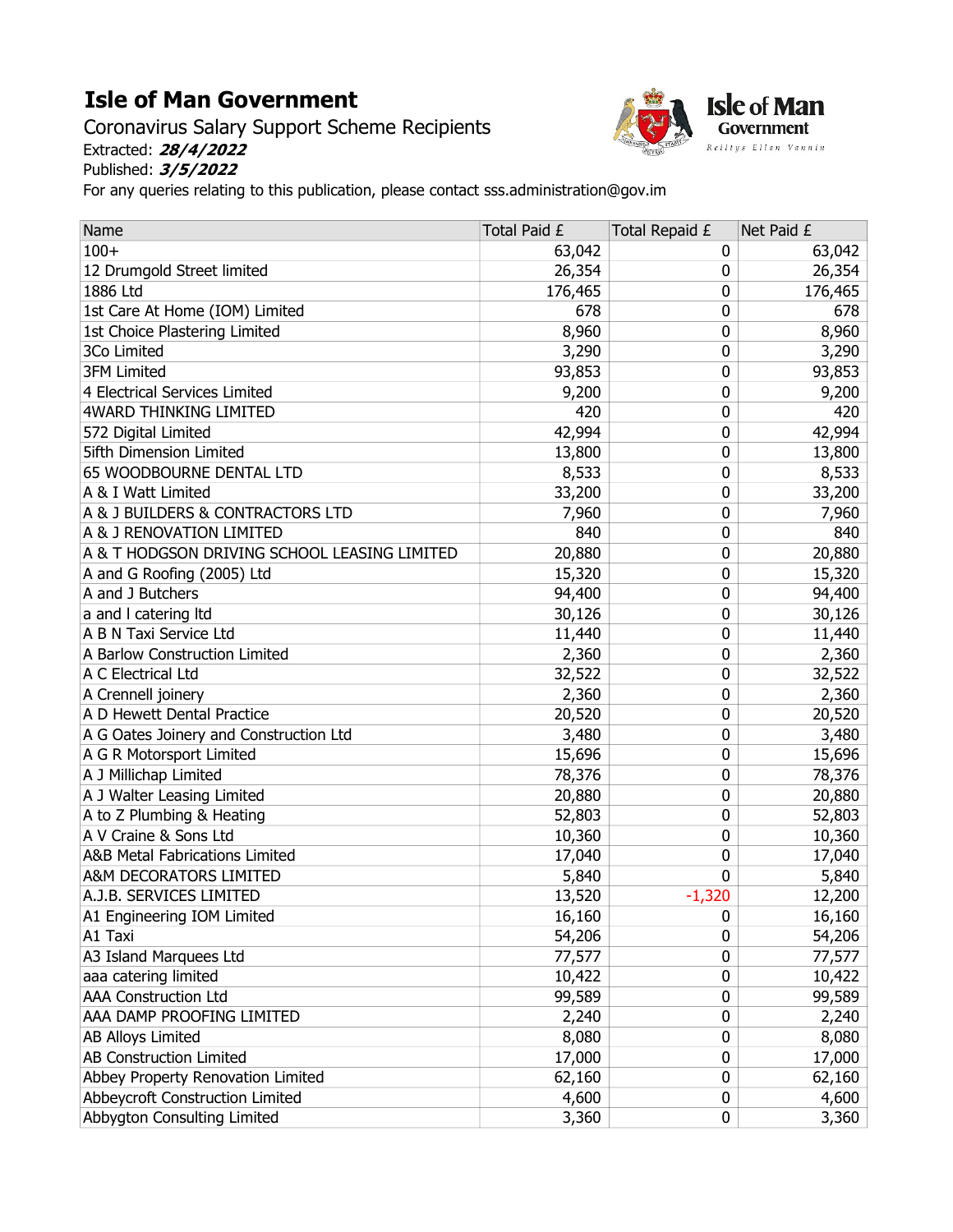# Isle of Man Government

Coronavirus Salary Support Scheme Recipients
Extracted: ***28/4/2022***
Published: ***3/5/2022***
For any queries relating to this publication, please contact sss.administration@gov.im

| Name | Total Paid £ | Total Repaid £ | Net Paid £ |
|---|---|---|---|
| 100+ | 63,042 | 0 | 63,042 |
| 12 Drumgold Street limited | 26,354 | 0 | 26,354 |
| 1886 Ltd | 176,465 | 0 | 176,465 |
| 1st Care At Home (IOM) Limited | 678 | 0 | 678 |
| 1st Choice Plastering Limited | 8,960 | 0 | 8,960 |
| 3Co Limited | 3,290 | 0 | 3,290 |
| 3FM Limited | 93,853 | 0 | 93,853 |
| 4 Electrical Services Limited | 9,200 | 0 | 9,200 |
| 4WARD THINKING LIMITED | 420 | 0 | 420 |
| 572 Digital Limited | 42,994 | 0 | 42,994 |
| 5ifth Dimension Limited | 13,800 | 0 | 13,800 |
| 65 WOODBOURNE DENTAL LTD | 8,533 | 0 | 8,533 |
| A & I Watt Limited | 33,200 | 0 | 33,200 |
| A & J BUILDERS & CONTRACTORS LTD | 7,960 | 0 | 7,960 |
| A & J RENOVATION LIMITED | 840 | 0 | 840 |
| A & T HODGSON DRIVING SCHOOL LEASING LIMITED | 20,880 | 0 | 20,880 |
| A and G Roofing (2005) Ltd | 15,320 | 0 | 15,320 |
| A and J Butchers | 94,400 | 0 | 94,400 |
| a and l catering ltd | 30,126 | 0 | 30,126 |
| A B N Taxi Service Ltd | 11,440 | 0 | 11,440 |
| A Barlow Construction Limited | 2,360 | 0 | 2,360 |
| A C Electrical Ltd | 32,522 | 0 | 32,522 |
| A Crennell joinery | 2,360 | 0 | 2,360 |
| A D Hewett Dental Practice | 20,520 | 0 | 20,520 |
| A G Oates Joinery and Construction Ltd | 3,480 | 0 | 3,480 |
| A G R Motorsport Limited | 15,696 | 0 | 15,696 |
| A J Millichap Limited | 78,376 | 0 | 78,376 |
| A J Walter Leasing Limited | 20,880 | 0 | 20,880 |
| A to Z Plumbing & Heating | 52,803 | 0 | 52,803 |
| A V Craine & Sons Ltd | 10,360 | 0 | 10,360 |
| A&B Metal Fabrications Limited | 17,040 | 0 | 17,040 |
| A&M DECORATORS LIMITED | 5,840 | 0 | 5,840 |
| A.J.B. SERVICES LIMITED | 13,520 | -1,320 | 12,200 |
| A1 Engineering IOM Limited | 16,160 | 0 | 16,160 |
| A1 Taxi | 54,206 | 0 | 54,206 |
| A3 Island Marquees Ltd | 77,577 | 0 | 77,577 |
| aaa catering limited | 10,422 | 0 | 10,422 |
| AAA Construction Ltd | 99,589 | 0 | 99,589 |
| AAA DAMP PROOFING LIMITED | 2,240 | 0 | 2,240 |
| AB Alloys Limited | 8,080 | 0 | 8,080 |
| AB Construction Limited | 17,000 | 0 | 17,000 |
| Abbey Property Renovation Limited | 62,160 | 0 | 62,160 |
| Abbeycroft Construction Limited | 4,600 | 0 | 4,600 |
| Abbygton Consulting Limited | 3,360 | 0 | 3,360 |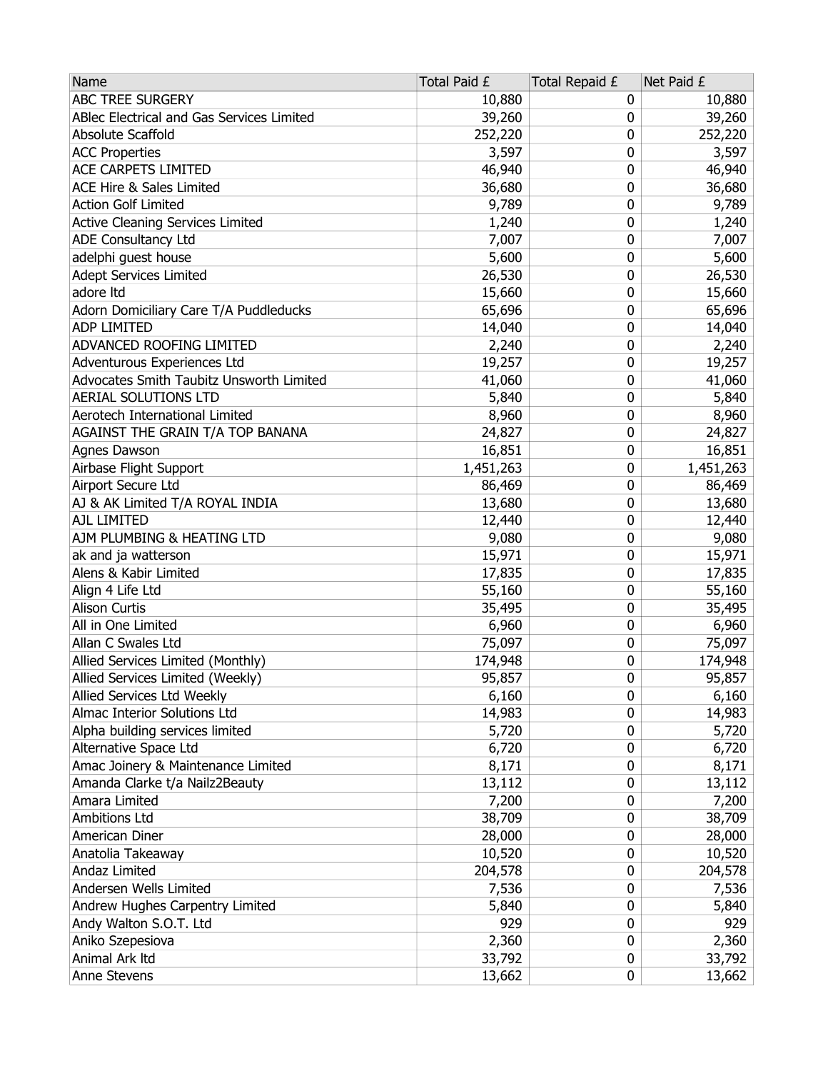| Name | Total Paid £ | Total Repaid £ | Net Paid £ |
|---|---|---|---|
| ABC TREE SURGERY | 10,880 | 0 | 10,880 |
| ABlec Electrical and Gas Services Limited | 39,260 | 0 | 39,260 |
| Absolute Scaffold | 252,220 | 0 | 252,220 |
| ACC Properties | 3,597 | 0 | 3,597 |
| ACE CARPETS LIMITED | 46,940 | 0 | 46,940 |
| ACE Hire & Sales Limited | 36,680 | 0 | 36,680 |
| Action Golf Limited | 9,789 | 0 | 9,789 |
| Active Cleaning Services Limited | 1,240 | 0 | 1,240 |
| ADE Consultancy Ltd | 7,007 | 0 | 7,007 |
| adelphi guest house | 5,600 | 0 | 5,600 |
| Adept Services Limited | 26,530 | 0 | 26,530 |
| adore ltd | 15,660 | 0 | 15,660 |
| Adorn Domiciliary Care T/A Puddleducks | 65,696 | 0 | 65,696 |
| ADP LIMITED | 14,040 | 0 | 14,040 |
| ADVANCED ROOFING LIMITED | 2,240 | 0 | 2,240 |
| Adventurous Experiences Ltd | 19,257 | 0 | 19,257 |
| Advocates Smith Taubitz Unsworth Limited | 41,060 | 0 | 41,060 |
| AERIAL SOLUTIONS LTD | 5,840 | 0 | 5,840 |
| Aerotech International Limited | 8,960 | 0 | 8,960 |
| AGAINST THE GRAIN T/A TOP BANANA | 24,827 | 0 | 24,827 |
| Agnes Dawson | 16,851 | 0 | 16,851 |
| Airbase Flight Support | 1,451,263 | 0 | 1,451,263 |
| Airport Secure Ltd | 86,469 | 0 | 86,469 |
| AJ & AK Limited T/A ROYAL INDIA | 13,680 | 0 | 13,680 |
| AJL LIMITED | 12,440 | 0 | 12,440 |
| AJM PLUMBING & HEATING LTD | 9,080 | 0 | 9,080 |
| ak and ja watterson | 15,971 | 0 | 15,971 |
| Alens & Kabir Limited | 17,835 | 0 | 17,835 |
| Align 4 Life Ltd | 55,160 | 0 | 55,160 |
| Alison Curtis | 35,495 | 0 | 35,495 |
| All in One Limited | 6,960 | 0 | 6,960 |
| Allan C Swales Ltd | 75,097 | 0 | 75,097 |
| Allied Services Limited (Monthly) | 174,948 | 0 | 174,948 |
| Allied Services Limited (Weekly) | 95,857 | 0 | 95,857 |
| Allied Services Ltd Weekly | 6,160 | 0 | 6,160 |
| Almac Interior Solutions Ltd | 14,983 | 0 | 14,983 |
| Alpha building services limited | 5,720 | 0 | 5,720 |
| Alternative Space Ltd | 6,720 | 0 | 6,720 |
| Amac Joinery & Maintenance Limited | 8,171 | 0 | 8,171 |
| Amanda Clarke t/a Nailz2Beauty | 13,112 | 0 | 13,112 |
| Amara Limited | 7,200 | 0 | 7,200 |
| Ambitions Ltd | 38,709 | 0 | 38,709 |
| American Diner | 28,000 | 0 | 28,000 |
| Anatolia Takeaway | 10,520 | 0 | 10,520 |
| Andaz Limited | 204,578 | 0 | 204,578 |
| Andersen Wells Limited | 7,536 | 0 | 7,536 |
| Andrew Hughes Carpentry Limited | 5,840 | 0 | 5,840 |
| Andy Walton S.O.T. Ltd | 929 | 0 | 929 |
| Aniko Szepesiova | 2,360 | 0 | 2,360 |
| Animal Ark ltd | 33,792 | 0 | 33,792 |
| Anne Stevens | 13,662 | 0 | 13,662 |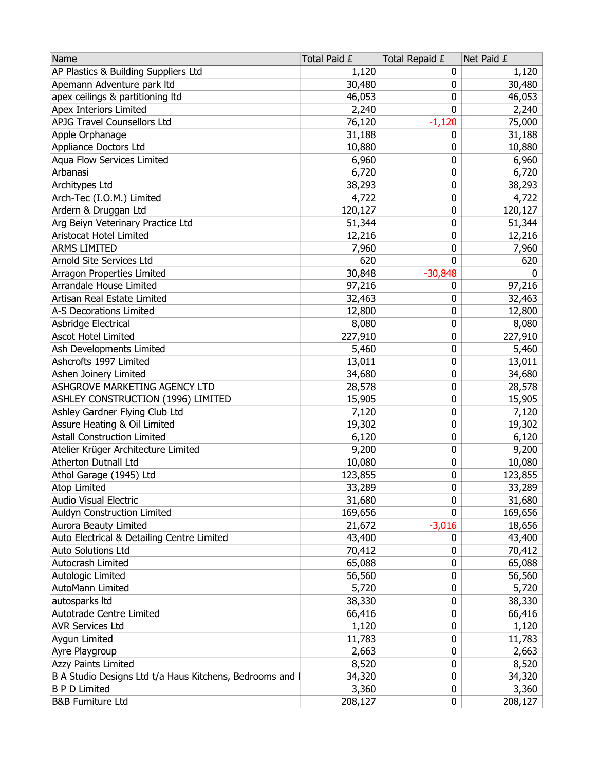| Name | Total Paid £ | Total Repaid £ | Net Paid £ |
|---|---|---|---|
| AP Plastics & Building Suppliers Ltd | 1,120 | 0 | 1,120 |
| Apemann Adventure park ltd | 30,480 | 0 | 30,480 |
| apex ceilings & partitioning ltd | 46,053 | 0 | 46,053 |
| Apex Interiors Limited | 2,240 | 0 | 2,240 |
| APJG Travel Counsellors Ltd | 76,120 | -1,120 | 75,000 |
| Apple Orphanage | 31,188 | 0 | 31,188 |
| Appliance Doctors Ltd | 10,880 | 0 | 10,880 |
| Aqua Flow Services Limited | 6,960 | 0 | 6,960 |
| Arbanasi | 6,720 | 0 | 6,720 |
| Architypes Ltd | 38,293 | 0 | 38,293 |
| Arch-Tec (I.O.M.) Limited | 4,722 | 0 | 4,722 |
| Ardern & Druggan Ltd | 120,127 | 0 | 120,127 |
| Arg Beiyn Veterinary Practice Ltd | 51,344 | 0 | 51,344 |
| Aristocat Hotel Limited | 12,216 | 0 | 12,216 |
| ARMS LIMITED | 7,960 | 0 | 7,960 |
| Arnold Site Services Ltd | 620 | 0 | 620 |
| Arragon Properties Limited | 30,848 | -30,848 | 0 |
| Arrandale House Limited | 97,216 | 0 | 97,216 |
| Artisan Real Estate Limited | 32,463 | 0 | 32,463 |
| A-S Decorations Limited | 12,800 | 0 | 12,800 |
| Asbridge Electrical | 8,080 | 0 | 8,080 |
| Ascot Hotel Limited | 227,910 | 0 | 227,910 |
| Ash Developments Limited | 5,460 | 0 | 5,460 |
| Ashcrofts 1997 Limited | 13,011 | 0 | 13,011 |
| Ashen Joinery Limited | 34,680 | 0 | 34,680 |
| ASHGROVE MARKETING AGENCY LTD | 28,578 | 0 | 28,578 |
| ASHLEY CONSTRUCTION (1996) LIMITED | 15,905 | 0 | 15,905 |
| Ashley Gardner Flying Club Ltd | 7,120 | 0 | 7,120 |
| Assure Heating & Oil Limited | 19,302 | 0 | 19,302 |
| Astall Construction Limited | 6,120 | 0 | 6,120 |
| Atelier Krüger Architecture Limited | 9,200 | 0 | 9,200 |
| Atherton Dutnall Ltd | 10,080 | 0 | 10,080 |
| Athol Garage (1945) Ltd | 123,855 | 0 | 123,855 |
| Atop Limited | 33,289 | 0 | 33,289 |
| Audio Visual Electric | 31,680 | 0 | 31,680 |
| Auldyn Construction Limited | 169,656 | 0 | 169,656 |
| Aurora Beauty Limited | 21,672 | -3,016 | 18,656 |
| Auto Electrical & Detailing Centre Limited | 43,400 | 0 | 43,400 |
| Auto Solutions Ltd | 70,412 | 0 | 70,412 |
| Autocrash Limited | 65,088 | 0 | 65,088 |
| Autologic Limited | 56,560 | 0 | 56,560 |
| AutoMann Limited | 5,720 | 0 | 5,720 |
| autosparks ltd | 38,330 | 0 | 38,330 |
| Autotrade Centre Limited | 66,416 | 0 | 66,416 |
| AVR Services Ltd | 1,120 | 0 | 1,120 |
| Aygun Limited | 11,783 | 0 | 11,783 |
| Ayre Playgroup | 2,663 | 0 | 2,663 |
| Azzy Paints Limited | 8,520 | 0 | 8,520 |
| B A Studio Designs Ltd t/a Haus Kitchens, Bedrooms and I | 34,320 | 0 | 34,320 |
| B P D Limited | 3,360 | 0 | 3,360 |
| B&B Furniture Ltd | 208,127 | 0 | 208,127 |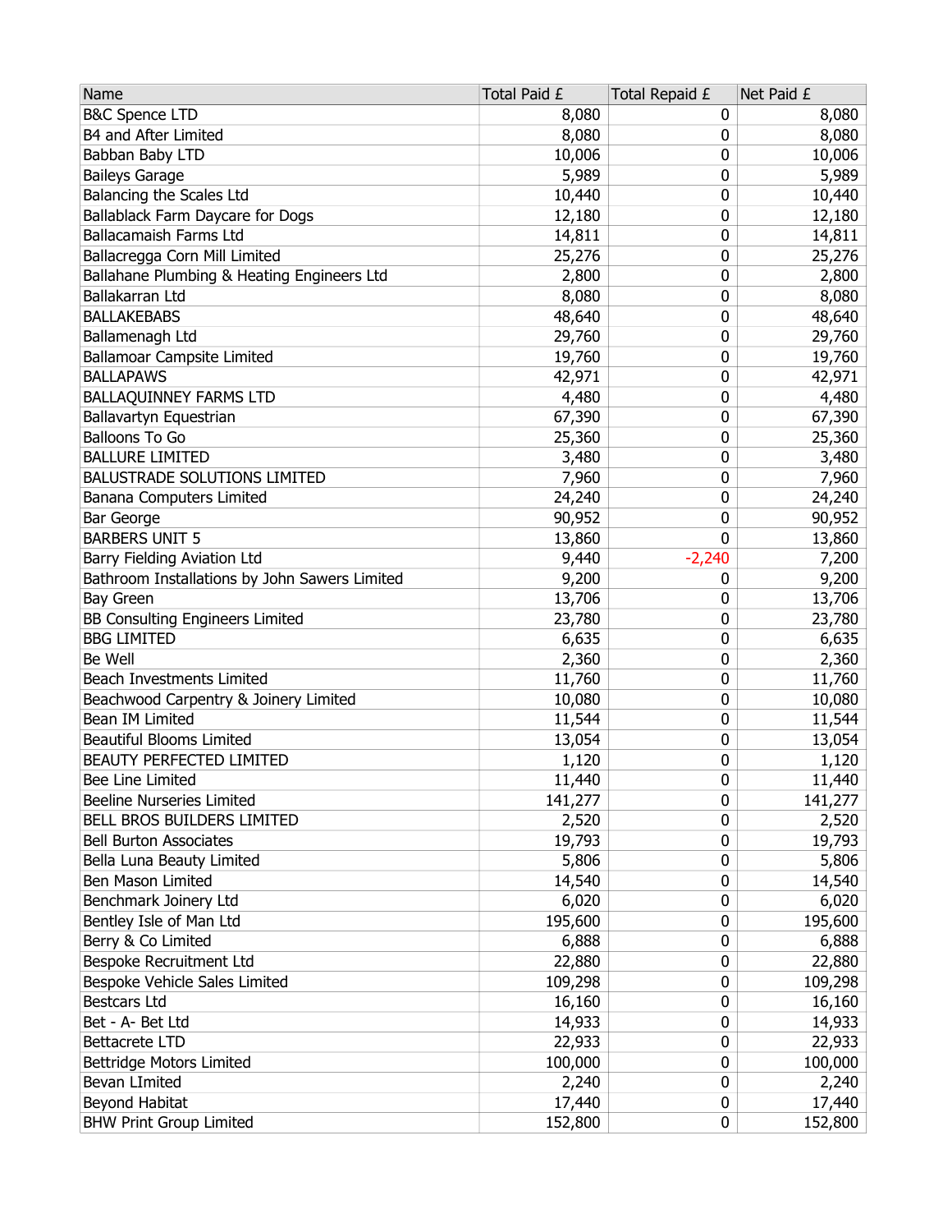| Name | Total Paid £ | Total Repaid £ | Net Paid £ |
| --- | --- | --- | --- |
| B&C Spence LTD | 8,080 | 0 | 8,080 |
| B4 and After Limited | 8,080 | 0 | 8,080 |
| Babban Baby LTD | 10,006 | 0 | 10,006 |
| Baileys Garage | 5,989 | 0 | 5,989 |
| Balancing the Scales Ltd | 10,440 | 0 | 10,440 |
| Ballablack Farm Daycare for Dogs | 12,180 | 0 | 12,180 |
| Ballacamaish Farms Ltd | 14,811 | 0 | 14,811 |
| Ballacregga Corn Mill Limited | 25,276 | 0 | 25,276 |
| Ballahane Plumbing & Heating Engineers Ltd | 2,800 | 0 | 2,800 |
| Ballakarran Ltd | 8,080 | 0 | 8,080 |
| BALLAKEBABS | 48,640 | 0 | 48,640 |
| Ballamenagh Ltd | 29,760 | 0 | 29,760 |
| Ballamoar Campsite Limited | 19,760 | 0 | 19,760 |
| BALLAPAWS | 42,971 | 0 | 42,971 |
| BALLAQUINNEY FARMS LTD | 4,480 | 0 | 4,480 |
| Ballavartyn Equestrian | 67,390 | 0 | 67,390 |
| Balloons To Go | 25,360 | 0 | 25,360 |
| BALLURE LIMITED | 3,480 | 0 | 3,480 |
| BALUSTRADE SOLUTIONS LIMITED | 7,960 | 0 | 7,960 |
| Banana Computers Limited | 24,240 | 0 | 24,240 |
| Bar George | 90,952 | 0 | 90,952 |
| BARBERS UNIT 5 | 13,860 | 0 | 13,860 |
| Barry Fielding Aviation Ltd | 9,440 | -2,240 | 7,200 |
| Bathroom Installations by John Sawers Limited | 9,200 | 0 | 9,200 |
| Bay Green | 13,706 | 0 | 13,706 |
| BB Consulting Engineers Limited | 23,780 | 0 | 23,780 |
| BBG LIMITED | 6,635 | 0 | 6,635 |
| Be Well | 2,360 | 0 | 2,360 |
| Beach Investments Limited | 11,760 | 0 | 11,760 |
| Beachwood Carpentry & Joinery Limited | 10,080 | 0 | 10,080 |
| Bean IM Limited | 11,544 | 0 | 11,544 |
| Beautiful Blooms Limited | 13,054 | 0 | 13,054 |
| BEAUTY PERFECTED LIMITED | 1,120 | 0 | 1,120 |
| Bee Line Limited | 11,440 | 0 | 11,440 |
| Beeline Nurseries Limited | 141,277 | 0 | 141,277 |
| BELL BROS BUILDERS LIMITED | 2,520 | 0 | 2,520 |
| Bell Burton Associates | 19,793 | 0 | 19,793 |
| Bella Luna Beauty Limited | 5,806 | 0 | 5,806 |
| Ben Mason Limited | 14,540 | 0 | 14,540 |
| Benchmark Joinery Ltd | 6,020 | 0 | 6,020 |
| Bentley Isle of Man Ltd | 195,600 | 0 | 195,600 |
| Berry & Co Limited | 6,888 | 0 | 6,888 |
| Bespoke Recruitment Ltd | 22,880 | 0 | 22,880 |
| Bespoke Vehicle Sales Limited | 109,298 | 0 | 109,298 |
| Bestcars Ltd | 16,160 | 0 | 16,160 |
| Bet - A- Bet Ltd | 14,933 | 0 | 14,933 |
| Bettacrete LTD | 22,933 | 0 | 22,933 |
| Bettridge Motors Limited | 100,000 | 0 | 100,000 |
| Bevan LImited | 2,240 | 0 | 2,240 |
| Beyond Habitat | 17,440 | 0 | 17,440 |
| BHW Print Group Limited | 152,800 | 0 | 152,800 |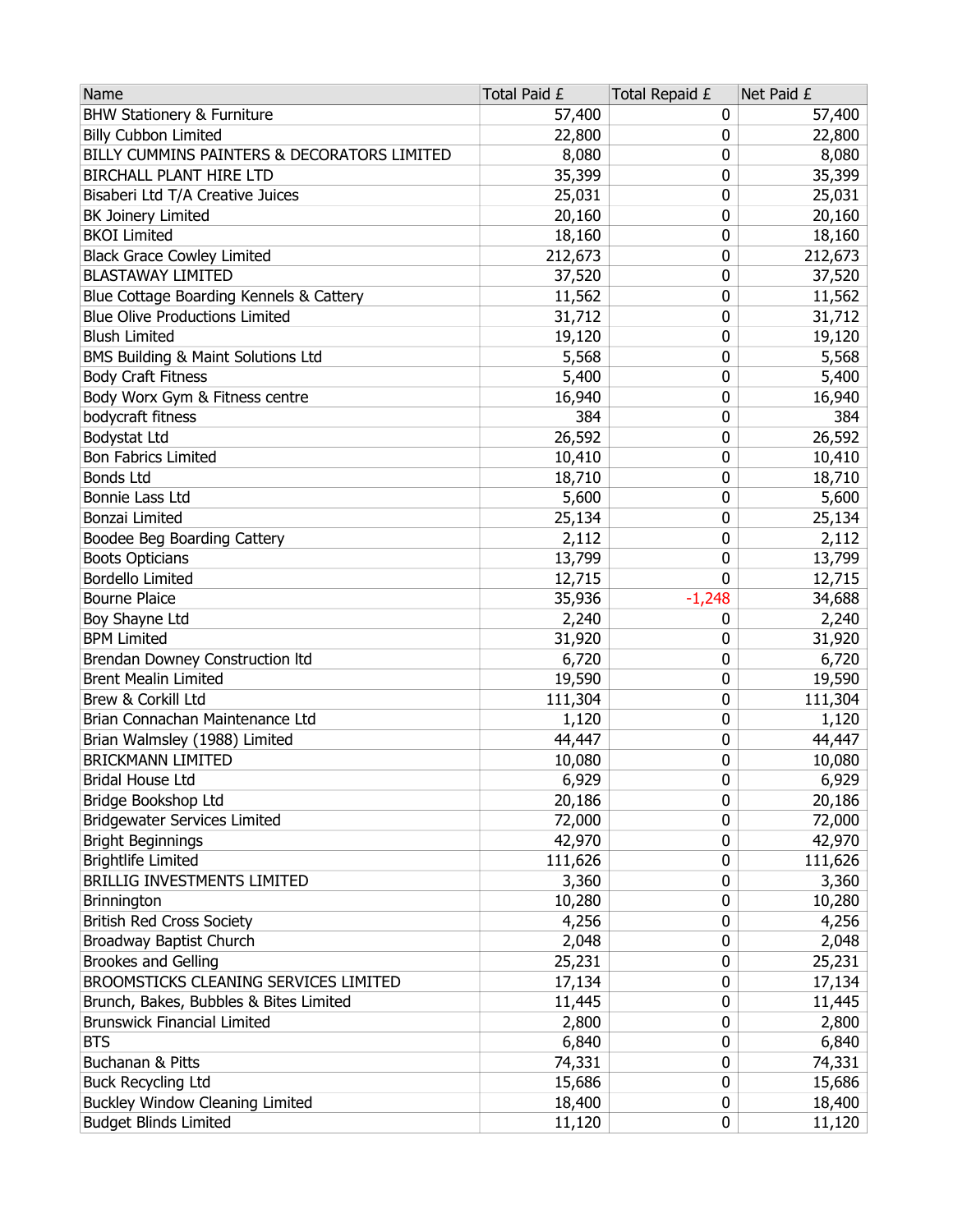| Name | Total Paid £ | Total Repaid £ | Net Paid £ |
|---|---|---|---|
| BHW Stationery & Furniture | 57,400 | 0 | 57,400 |
| Billy Cubbon Limited | 22,800 | 0 | 22,800 |
| BILLY CUMMINS PAINTERS & DECORATORS LIMITED | 8,080 | 0 | 8,080 |
| BIRCHALL PLANT HIRE LTD | 35,399 | 0 | 35,399 |
| Bisaberi Ltd T/A Creative Juices | 25,031 | 0 | 25,031 |
| BK Joinery Limited | 20,160 | 0 | 20,160 |
| BKOI Limited | 18,160 | 0 | 18,160 |
| Black Grace Cowley Limited | 212,673 | 0 | 212,673 |
| BLASTAWAY LIMITED | 37,520 | 0 | 37,520 |
| Blue Cottage Boarding Kennels & Cattery | 11,562 | 0 | 11,562 |
| Blue Olive Productions Limited | 31,712 | 0 | 31,712 |
| Blush Limited | 19,120 | 0 | 19,120 |
| BMS Building & Maint Solutions Ltd | 5,568 | 0 | 5,568 |
| Body Craft Fitness | 5,400 | 0 | 5,400 |
| Body Worx Gym & Fitness centre | 16,940 | 0 | 16,940 |
| bodycraft fitness | 384 | 0 | 384 |
| Bodystat Ltd | 26,592 | 0 | 26,592 |
| Bon Fabrics Limited | 10,410 | 0 | 10,410 |
| Bonds Ltd | 18,710 | 0 | 18,710 |
| Bonnie Lass Ltd | 5,600 | 0 | 5,600 |
| Bonzai Limited | 25,134 | 0 | 25,134 |
| Boodee Beg Boarding Cattery | 2,112 | 0 | 2,112 |
| Boots Opticians | 13,799 | 0 | 13,799 |
| Bordello Limited | 12,715 | 0 | 12,715 |
| Bourne Plaice | 35,936 | -1,248 | 34,688 |
| Boy Shayne Ltd | 2,240 | 0 | 2,240 |
| BPM Limited | 31,920 | 0 | 31,920 |
| Brendan Downey Construction ltd | 6,720 | 0 | 6,720 |
| Brent Mealin Limited | 19,590 | 0 | 19,590 |
| Brew & Corkill Ltd | 111,304 | 0 | 111,304 |
| Brian Connachan Maintenance Ltd | 1,120 | 0 | 1,120 |
| Brian Walmsley (1988) Limited | 44,447 | 0 | 44,447 |
| BRICKMANN LIMITED | 10,080 | 0 | 10,080 |
| Bridal House Ltd | 6,929 | 0 | 6,929 |
| Bridge Bookshop Ltd | 20,186 | 0 | 20,186 |
| Bridgewater Services Limited | 72,000 | 0 | 72,000 |
| Bright Beginnings | 42,970 | 0 | 42,970 |
| Brightlife Limited | 111,626 | 0 | 111,626 |
| BRILLIG INVESTMENTS LIMITED | 3,360 | 0 | 3,360 |
| Brinnington | 10,280 | 0 | 10,280 |
| British Red Cross Society | 4,256 | 0 | 4,256 |
| Broadway Baptist Church | 2,048 | 0 | 2,048 |
| Brookes and Gelling | 25,231 | 0 | 25,231 |
| BROOMSTICKS CLEANING SERVICES LIMITED | 17,134 | 0 | 17,134 |
| Brunch, Bakes, Bubbles & Bites Limited | 11,445 | 0 | 11,445 |
| Brunswick Financial Limited | 2,800 | 0 | 2,800 |
| BTS | 6,840 | 0 | 6,840 |
| Buchanan & Pitts | 74,331 | 0 | 74,331 |
| Buck Recycling Ltd | 15,686 | 0 | 15,686 |
| Buckley Window Cleaning Limited | 18,400 | 0 | 18,400 |
| Budget Blinds Limited | 11,120 | 0 | 11,120 |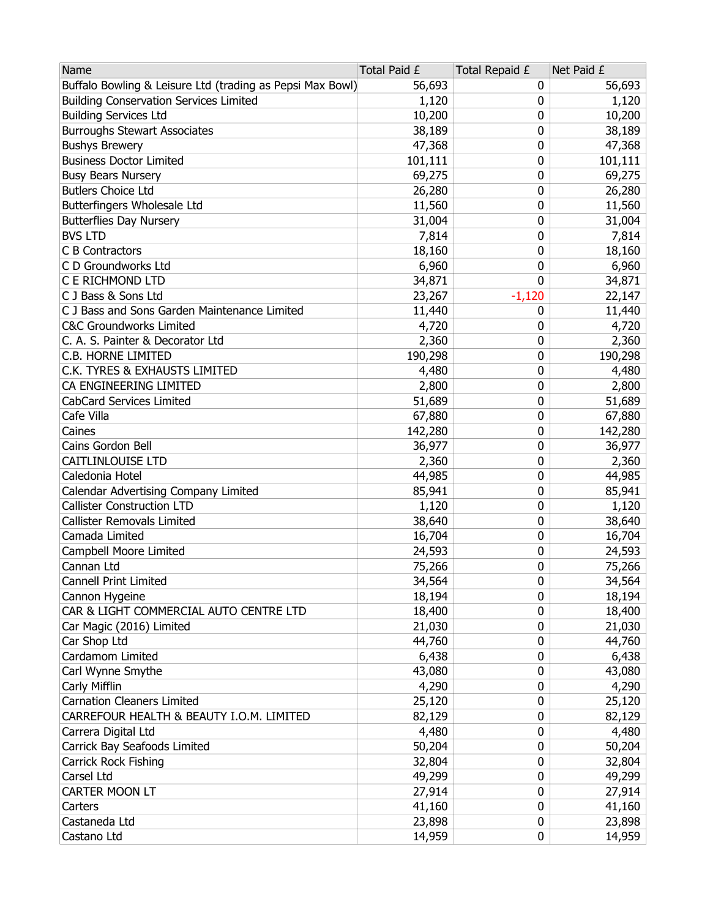| Name | Total Paid £ | Total Repaid £ | Net Paid £ |
|---|---|---|---|
| Buffalo Bowling & Leisure Ltd (trading as Pepsi Max Bowl) | 56,693 | 0 | 56,693 |
| Building Conservation Services Limited | 1,120 | 0 | 1,120 |
| Building Services Ltd | 10,200 | 0 | 10,200 |
| Burroughs Stewart Associates | 38,189 | 0 | 38,189 |
| Bushys Brewery | 47,368 | 0 | 47,368 |
| Business Doctor Limited | 101,111 | 0 | 101,111 |
| Busy Bears Nursery | 69,275 | 0 | 69,275 |
| Butlers Choice Ltd | 26,280 | 0 | 26,280 |
| Butterfingers Wholesale Ltd | 11,560 | 0 | 11,560 |
| Butterflies Day Nursery | 31,004 | 0 | 31,004 |
| BVS LTD | 7,814 | 0 | 7,814 |
| C B Contractors | 18,160 | 0 | 18,160 |
| C D Groundworks Ltd | 6,960 | 0 | 6,960 |
| C E RICHMOND LTD | 34,871 | 0 | 34,871 |
| C J Bass & Sons Ltd | 23,267 | -1,120 | 22,147 |
| C J Bass and Sons Garden Maintenance Limited | 11,440 | 0 | 11,440 |
| C&C Groundworks Limited | 4,720 | 0 | 4,720 |
| C. A. S. Painter & Decorator Ltd | 2,360 | 0 | 2,360 |
| C.B. HORNE LIMITED | 190,298 | 0 | 190,298 |
| C.K. TYRES & EXHAUSTS LIMITED | 4,480 | 0 | 4,480 |
| CA ENGINEERING LIMITED | 2,800 | 0 | 2,800 |
| CabCard Services Limited | 51,689 | 0 | 51,689 |
| Cafe Villa | 67,880 | 0 | 67,880 |
| Caines | 142,280 | 0 | 142,280 |
| Cains Gordon Bell | 36,977 | 0 | 36,977 |
| CAITLINLOUISE LTD | 2,360 | 0 | 2,360 |
| Caledonia Hotel | 44,985 | 0 | 44,985 |
| Calendar Advertising Company Limited | 85,941 | 0 | 85,941 |
| Callister Construction LTD | 1,120 | 0 | 1,120 |
| Callister Removals Limited | 38,640 | 0 | 38,640 |
| Camada Limited | 16,704 | 0 | 16,704 |
| Campbell Moore Limited | 24,593 | 0 | 24,593 |
| Cannan Ltd | 75,266 | 0 | 75,266 |
| Cannell Print Limited | 34,564 | 0 | 34,564 |
| Cannon Hygeine | 18,194 | 0 | 18,194 |
| CAR & LIGHT COMMERCIAL AUTO CENTRE LTD | 18,400 | 0 | 18,400 |
| Car Magic (2016) Limited | 21,030 | 0 | 21,030 |
| Car Shop Ltd | 44,760 | 0 | 44,760 |
| Cardamom Limited | 6,438 | 0 | 6,438 |
| Carl Wynne Smythe | 43,080 | 0 | 43,080 |
| Carly Mifflin | 4,290 | 0 | 4,290 |
| Carnation Cleaners Limited | 25,120 | 0 | 25,120 |
| CARREFOUR HEALTH & BEAUTY I.O.M. LIMITED | 82,129 | 0 | 82,129 |
| Carrera Digital Ltd | 4,480 | 0 | 4,480 |
| Carrick Bay Seafoods Limited | 50,204 | 0 | 50,204 |
| Carrick Rock Fishing | 32,804 | 0 | 32,804 |
| Carsel Ltd | 49,299 | 0 | 49,299 |
| CARTER MOON LT | 27,914 | 0 | 27,914 |
| Carters | 41,160 | 0 | 41,160 |
| Castaneda Ltd | 23,898 | 0 | 23,898 |
| Castano Ltd | 14,959 | 0 | 14,959 |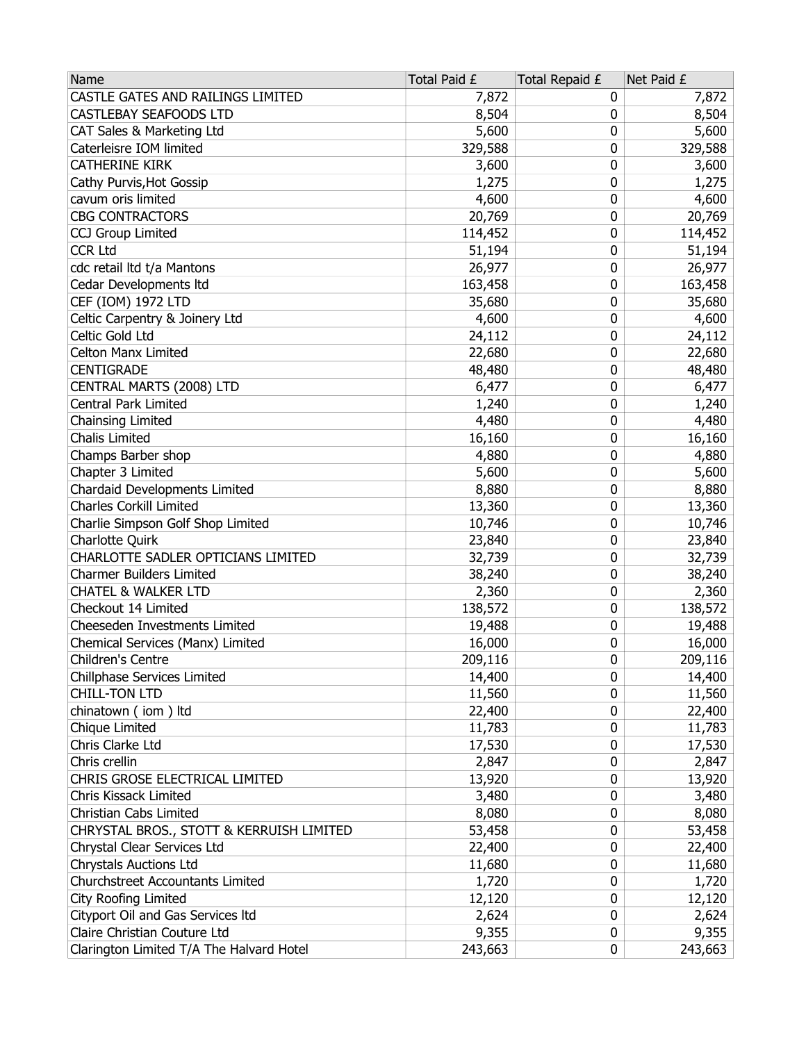| Name | Total Paid £ | Total Repaid £ | Net Paid £ |
| --- | --- | --- | --- |
| CASTLE GATES AND RAILINGS LIMITED | 7,872 | 0 | 7,872 |
| CASTLEBAY SEAFOODS LTD | 8,504 | 0 | 8,504 |
| CAT Sales & Marketing Ltd | 5,600 | 0 | 5,600 |
| Caterleisre IOM limited | 329,588 | 0 | 329,588 |
| CATHERINE KIRK | 3,600 | 0 | 3,600 |
| Cathy Purvis,Hot Gossip | 1,275 | 0 | 1,275 |
| cavum oris limited | 4,600 | 0 | 4,600 |
| CBG CONTRACTORS | 20,769 | 0 | 20,769 |
| CCJ Group Limited | 114,452 | 0 | 114,452 |
| CCR Ltd | 51,194 | 0 | 51,194 |
| cdc retail ltd t/a Mantons | 26,977 | 0 | 26,977 |
| Cedar Developments ltd | 163,458 | 0 | 163,458 |
| CEF (IOM) 1972 LTD | 35,680 | 0 | 35,680 |
| Celtic Carpentry & Joinery Ltd | 4,600 | 0 | 4,600 |
| Celtic Gold Ltd | 24,112 | 0 | 24,112 |
| Celton Manx Limited | 22,680 | 0 | 22,680 |
| CENTIGRADE | 48,480 | 0 | 48,480 |
| CENTRAL MARTS (2008) LTD | 6,477 | 0 | 6,477 |
| Central Park Limited | 1,240 | 0 | 1,240 |
| Chainsing Limited | 4,480 | 0 | 4,480 |
| Chalis Limited | 16,160 | 0 | 16,160 |
| Champs Barber shop | 4,880 | 0 | 4,880 |
| Chapter 3 Limited | 5,600 | 0 | 5,600 |
| Chardaid Developments Limited | 8,880 | 0 | 8,880 |
| Charles Corkill Limited | 13,360 | 0 | 13,360 |
| Charlie Simpson Golf Shop Limited | 10,746 | 0 | 10,746 |
| Charlotte Quirk | 23,840 | 0 | 23,840 |
| CHARLOTTE SADLER OPTICIANS LIMITED | 32,739 | 0 | 32,739 |
| Charmer Builders Limited | 38,240 | 0 | 38,240 |
| CHATEL & WALKER LTD | 2,360 | 0 | 2,360 |
| Checkout 14 Limited | 138,572 | 0 | 138,572 |
| Cheeseden Investments Limited | 19,488 | 0 | 19,488 |
| Chemical Services (Manx) Limited | 16,000 | 0 | 16,000 |
| Children's Centre | 209,116 | 0 | 209,116 |
| Chillphase Services Limited | 14,400 | 0 | 14,400 |
| CHILL-TON LTD | 11,560 | 0 | 11,560 |
| chinatown ( iom ) ltd | 22,400 | 0 | 22,400 |
| Chique Limited | 11,783 | 0 | 11,783 |
| Chris Clarke Ltd | 17,530 | 0 | 17,530 |
| Chris crellin | 2,847 | 0 | 2,847 |
| CHRIS GROSE ELECTRICAL LIMITED | 13,920 | 0 | 13,920 |
| Chris Kissack Limited | 3,480 | 0 | 3,480 |
| Christian Cabs Limited | 8,080 | 0 | 8,080 |
| CHRYSTAL BROS., STOTT & KERRUISH LIMITED | 53,458 | 0 | 53,458 |
| Chrystal Clear Services Ltd | 22,400 | 0 | 22,400 |
| Chrystals Auctions Ltd | 11,680 | 0 | 11,680 |
| Churchstreet Accountants Limited | 1,720 | 0 | 1,720 |
| City Roofing Limited | 12,120 | 0 | 12,120 |
| Cityport Oil and Gas Services ltd | 2,624 | 0 | 2,624 |
| Claire Christian Couture Ltd | 9,355 | 0 | 9,355 |
| Clarington Limited T/A The Halvard Hotel | 243,663 | 0 | 243,663 |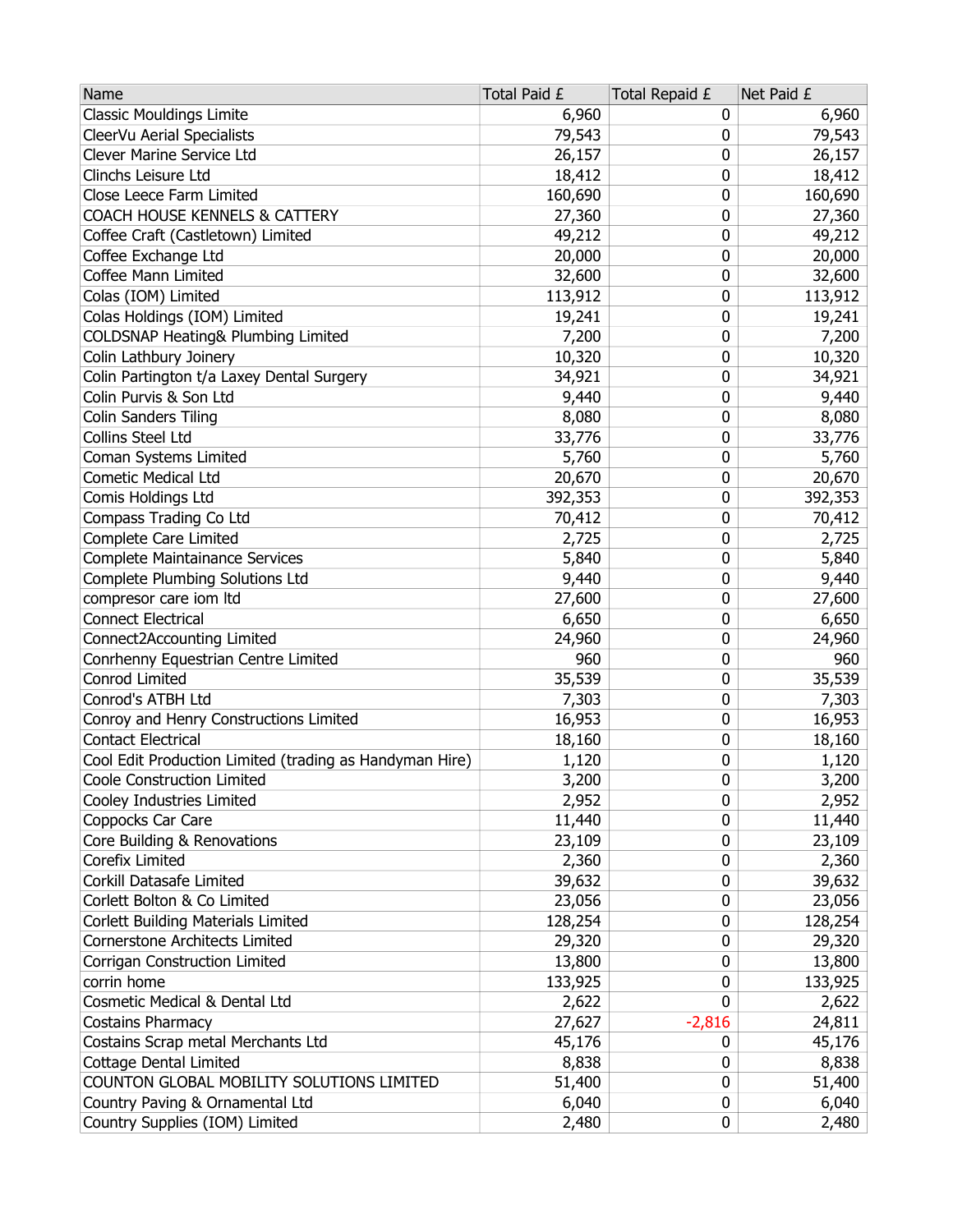| Name | Total Paid £ | Total Repaid £ | Net Paid £ |
|---|---|---|---|
| Classic Mouldings Limite | 6,960 | 0 | 6,960 |
| CleerVu Aerial Specialists | 79,543 | 0 | 79,543 |
| Clever Marine Service Ltd | 26,157 | 0 | 26,157 |
| Clinchs Leisure Ltd | 18,412 | 0 | 18,412 |
| Close Leece Farm Limited | 160,690 | 0 | 160,690 |
| COACH HOUSE KENNELS & CATTERY | 27,360 | 0 | 27,360 |
| Coffee Craft (Castletown) Limited | 49,212 | 0 | 49,212 |
| Coffee Exchange Ltd | 20,000 | 0 | 20,000 |
| Coffee Mann Limited | 32,600 | 0 | 32,600 |
| Colas (IOM) Limited | 113,912 | 0 | 113,912 |
| Colas Holdings (IOM) Limited | 19,241 | 0 | 19,241 |
| COLDSNAP Heating& Plumbing Limited | 7,200 | 0 | 7,200 |
| Colin Lathbury Joinery | 10,320 | 0 | 10,320 |
| Colin Partington t/a Laxey Dental Surgery | 34,921 | 0 | 34,921 |
| Colin Purvis & Son Ltd | 9,440 | 0 | 9,440 |
| Colin Sanders Tiling | 8,080 | 0 | 8,080 |
| Collins Steel Ltd | 33,776 | 0 | 33,776 |
| Coman Systems Limited | 5,760 | 0 | 5,760 |
| Cometic Medical Ltd | 20,670 | 0 | 20,670 |
| Comis Holdings Ltd | 392,353 | 0 | 392,353 |
| Compass Trading Co Ltd | 70,412 | 0 | 70,412 |
| Complete Care Limited | 2,725 | 0 | 2,725 |
| Complete Maintainance Services | 5,840 | 0 | 5,840 |
| Complete Plumbing Solutions Ltd | 9,440 | 0 | 9,440 |
| compresor care iom ltd | 27,600 | 0 | 27,600 |
| Connect Electrical | 6,650 | 0 | 6,650 |
| Connect2Accounting Limited | 24,960 | 0 | 24,960 |
| Conrhenny Equestrian Centre Limited | 960 | 0 | 960 |
| Conrod Limited | 35,539 | 0 | 35,539 |
| Conrod's ATBH Ltd | 7,303 | 0 | 7,303 |
| Conroy and Henry Constructions Limited | 16,953 | 0 | 16,953 |
| Contact Electrical | 18,160 | 0 | 18,160 |
| Cool Edit Production Limited (trading as Handyman Hire) | 1,120 | 0 | 1,120 |
| Coole Construction Limited | 3,200 | 0 | 3,200 |
| Cooley Industries Limited | 2,952 | 0 | 2,952 |
| Coppocks Car Care | 11,440 | 0 | 11,440 |
| Core Building & Renovations | 23,109 | 0 | 23,109 |
| Corefix Limited | 2,360 | 0 | 2,360 |
| Corkill Datasafe Limited | 39,632 | 0 | 39,632 |
| Corlett Bolton & Co Limited | 23,056 | 0 | 23,056 |
| Corlett Building Materials Limited | 128,254 | 0 | 128,254 |
| Cornerstone Architects Limited | 29,320 | 0 | 29,320 |
| Corrigan Construction Limited | 13,800 | 0 | 13,800 |
| corrin home | 133,925 | 0 | 133,925 |
| Cosmetic Medical & Dental Ltd | 2,622 | 0 | 2,622 |
| Costains Pharmacy | 27,627 | -2,816 | 24,811 |
| Costains Scrap metal Merchants Ltd | 45,176 | 0 | 45,176 |
| Cottage Dental Limited | 8,838 | 0 | 8,838 |
| COUNTON GLOBAL MOBILITY SOLUTIONS LIMITED | 51,400 | 0 | 51,400 |
| Country Paving & Ornamental Ltd | 6,040 | 0 | 6,040 |
| Country Supplies (IOM) Limited | 2,480 | 0 | 2,480 |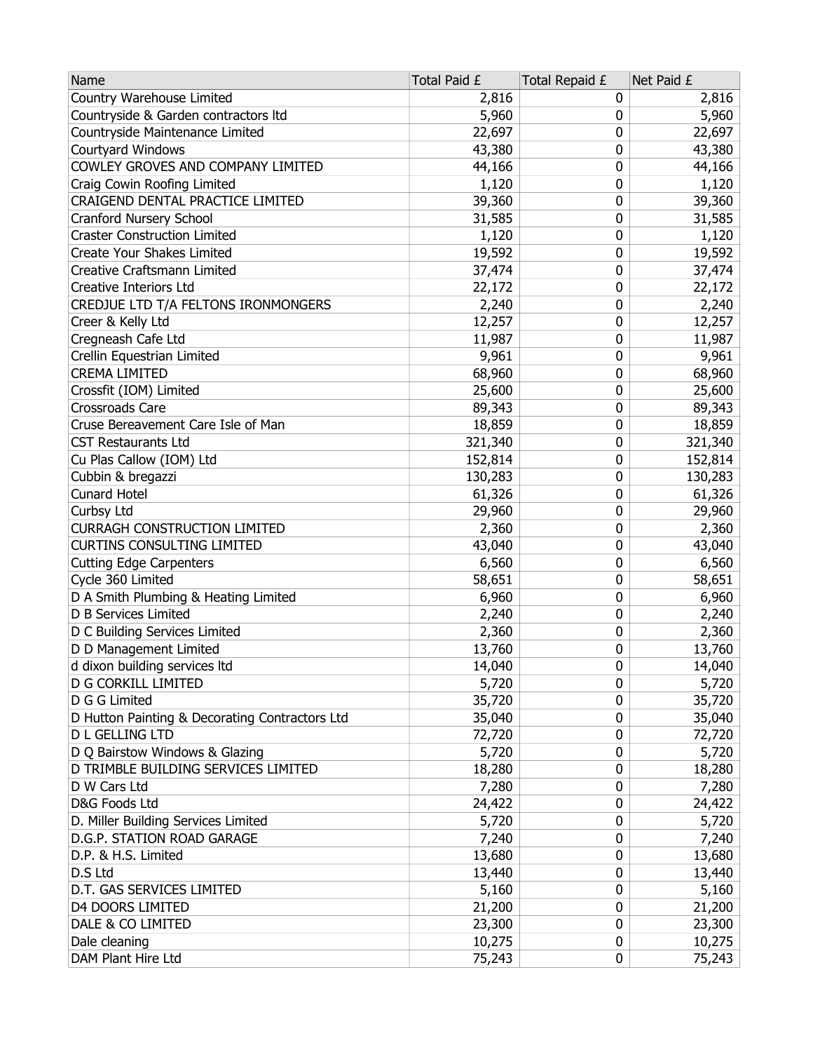| Name | Total Paid £ | Total Repaid £ | Net Paid £ |
|---|---|---|---|
| Country Warehouse Limited | 2,816 | 0 | 2,816 |
| Countryside & Garden contractors ltd | 5,960 | 0 | 5,960 |
| Countryside Maintenance Limited | 22,697 | 0 | 22,697 |
| Courtyard Windows | 43,380 | 0 | 43,380 |
| COWLEY GROVES AND COMPANY LIMITED | 44,166 | 0 | 44,166 |
| Craig Cowin Roofing Limited | 1,120 | 0 | 1,120 |
| CRAIGEND DENTAL PRACTICE LIMITED | 39,360 | 0 | 39,360 |
| Cranford Nursery School | 31,585 | 0 | 31,585 |
| Craster Construction Limited | 1,120 | 0 | 1,120 |
| Create Your Shakes Limited | 19,592 | 0 | 19,592 |
| Creative Craftsmann Limited | 37,474 | 0 | 37,474 |
| Creative Interiors Ltd | 22,172 | 0 | 22,172 |
| CREDJUE LTD T/A FELTONS IRONMONGERS | 2,240 | 0 | 2,240 |
| Creer & Kelly Ltd | 12,257 | 0 | 12,257 |
| Cregneash Cafe Ltd | 11,987 | 0 | 11,987 |
| Crellin Equestrian Limited | 9,961 | 0 | 9,961 |
| CREMA LIMITED | 68,960 | 0 | 68,960 |
| Crossfit (IOM) Limited | 25,600 | 0 | 25,600 |
| Crossroads Care | 89,343 | 0 | 89,343 |
| Cruse Bereavement Care Isle of Man | 18,859 | 0 | 18,859 |
| CST Restaurants Ltd | 321,340 | 0 | 321,340 |
| Cu Plas Callow (IOM) Ltd | 152,814 | 0 | 152,814 |
| Cubbin & bregazzi | 130,283 | 0 | 130,283 |
| Cunard Hotel | 61,326 | 0 | 61,326 |
| Curbsy Ltd | 29,960 | 0 | 29,960 |
| CURRAGH CONSTRUCTION LIMITED | 2,360 | 0 | 2,360 |
| CURTINS CONSULTING LIMITED | 43,040 | 0 | 43,040 |
| Cutting Edge Carpenters | 6,560 | 0 | 6,560 |
| Cycle 360 Limited | 58,651 | 0 | 58,651 |
| D A Smith Plumbing & Heating Limited | 6,960 | 0 | 6,960 |
| D B Services Limited | 2,240 | 0 | 2,240 |
| D C Building Services Limited | 2,360 | 0 | 2,360 |
| D D Management Limited | 13,760 | 0 | 13,760 |
| d dixon building services ltd | 14,040 | 0 | 14,040 |
| D G CORKILL LIMITED | 5,720 | 0 | 5,720 |
| D G G Limited | 35,720 | 0 | 35,720 |
| D Hutton Painting & Decorating Contractors Ltd | 35,040 | 0 | 35,040 |
| D L GELLING LTD | 72,720 | 0 | 72,720 |
| D Q Bairstow Windows & Glazing | 5,720 | 0 | 5,720 |
| D TRIMBLE BUILDING SERVICES LIMITED | 18,280 | 0 | 18,280 |
| D W Cars Ltd | 7,280 | 0 | 7,280 |
| D&G Foods Ltd | 24,422 | 0 | 24,422 |
| D. Miller Building Services Limited | 5,720 | 0 | 5,720 |
| D.G.P. STATION ROAD GARAGE | 7,240 | 0 | 7,240 |
| D.P. & H.S. Limited | 13,680 | 0 | 13,680 |
| D.S Ltd | 13,440 | 0 | 13,440 |
| D.T. GAS SERVICES LIMITED | 5,160 | 0 | 5,160 |
| D4 DOORS LIMITED | 21,200 | 0 | 21,200 |
| DALE & CO LIMITED | 23,300 | 0 | 23,300 |
| Dale cleaning | 10,275 | 0 | 10,275 |
| DAM Plant Hire Ltd | 75,243 | 0 | 75,243 |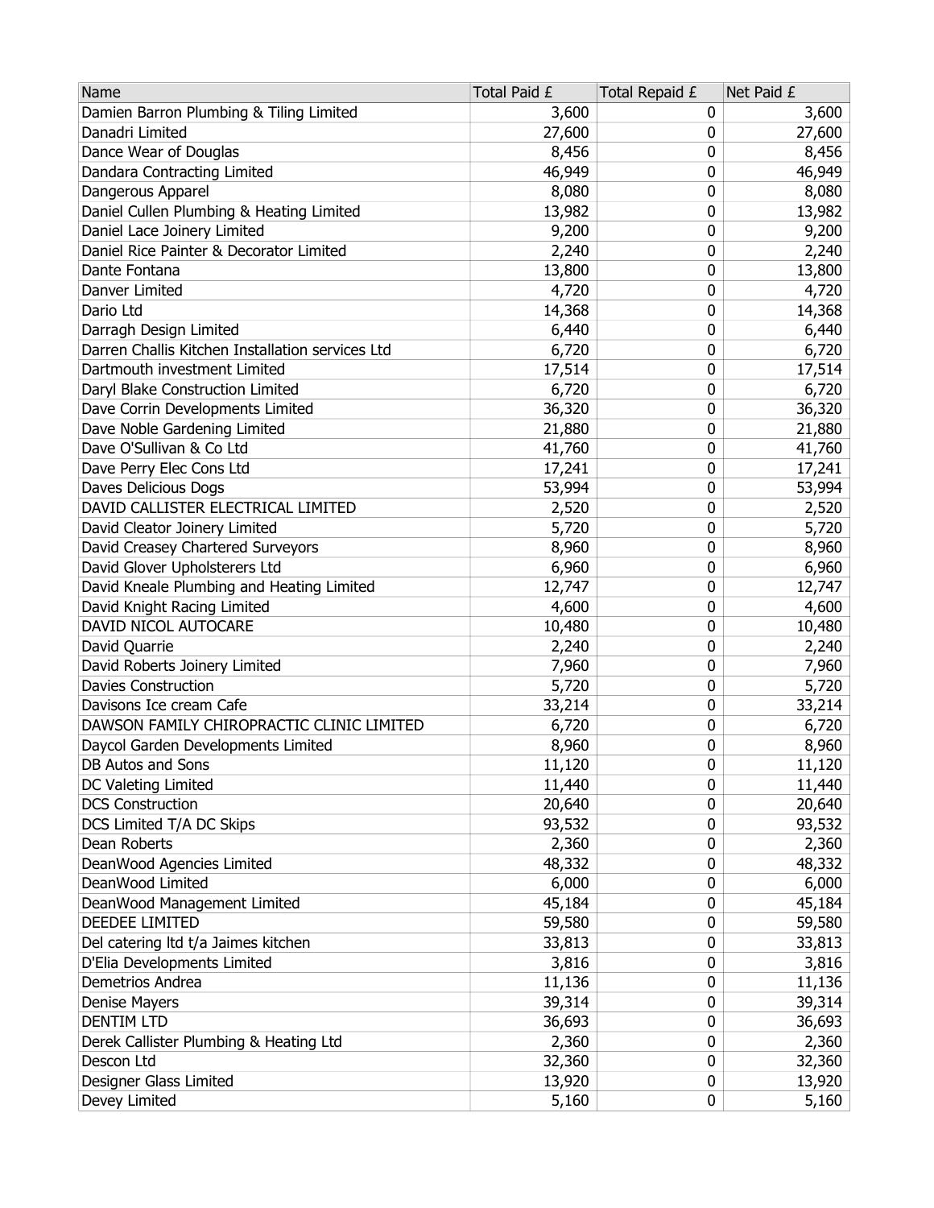| Name | Total Paid £ | Total Repaid £ | Net Paid £ |
|---|---|---|---|
| Damien Barron Plumbing & Tiling Limited | 3,600 | 0 | 3,600 |
| Danadri Limited | 27,600 | 0 | 27,600 |
| Dance Wear of Douglas | 8,456 | 0 | 8,456 |
| Dandara Contracting Limited | 46,949 | 0 | 46,949 |
| Dangerous Apparel | 8,080 | 0 | 8,080 |
| Daniel Cullen Plumbing & Heating Limited | 13,982 | 0 | 13,982 |
| Daniel Lace Joinery Limited | 9,200 | 0 | 9,200 |
| Daniel Rice Painter & Decorator Limited | 2,240 | 0 | 2,240 |
| Dante Fontana | 13,800 | 0 | 13,800 |
| Danver Limited | 4,720 | 0 | 4,720 |
| Dario Ltd | 14,368 | 0 | 14,368 |
| Darragh Design Limited | 6,440 | 0 | 6,440 |
| Darren Challis Kitchen Installation services Ltd | 6,720 | 0 | 6,720 |
| Dartmouth investment Limited | 17,514 | 0 | 17,514 |
| Daryl Blake Construction Limited | 6,720 | 0 | 6,720 |
| Dave Corrin Developments Limited | 36,320 | 0 | 36,320 |
| Dave Noble Gardening Limited | 21,880 | 0 | 21,880 |
| Dave O'Sullivan & Co Ltd | 41,760 | 0 | 41,760 |
| Dave Perry Elec Cons Ltd | 17,241 | 0 | 17,241 |
| Daves Delicious Dogs | 53,994 | 0 | 53,994 |
| DAVID CALLISTER ELECTRICAL LIMITED | 2,520 | 0 | 2,520 |
| David Cleator Joinery Limited | 5,720 | 0 | 5,720 |
| David Creasey Chartered Surveyors | 8,960 | 0 | 8,960 |
| David Glover Upholsterers Ltd | 6,960 | 0 | 6,960 |
| David Kneale Plumbing and Heating Limited | 12,747 | 0 | 12,747 |
| David Knight Racing Limited | 4,600 | 0 | 4,600 |
| DAVID NICOL AUTOCARE | 10,480 | 0 | 10,480 |
| David Quarrie | 2,240 | 0 | 2,240 |
| David Roberts Joinery Limited | 7,960 | 0 | 7,960 |
| Davies Construction | 5,720 | 0 | 5,720 |
| Davisons Ice cream Cafe | 33,214 | 0 | 33,214 |
| DAWSON FAMILY CHIROPRACTIC CLINIC LIMITED | 6,720 | 0 | 6,720 |
| Daycol Garden Developments Limited | 8,960 | 0 | 8,960 |
| DB Autos and Sons | 11,120 | 0 | 11,120 |
| DC Valeting Limited | 11,440 | 0 | 11,440 |
| DCS Construction | 20,640 | 0 | 20,640 |
| DCS Limited T/A DC Skips | 93,532 | 0 | 93,532 |
| Dean Roberts | 2,360 | 0 | 2,360 |
| DeanWood Agencies Limited | 48,332 | 0 | 48,332 |
| DeanWood Limited | 6,000 | 0 | 6,000 |
| DeanWood Management Limited | 45,184 | 0 | 45,184 |
| DEEDEE LIMITED | 59,580 | 0 | 59,580 |
| Del catering ltd t/a Jaimes kitchen | 33,813 | 0 | 33,813 |
| D'Elia Developments Limited | 3,816 | 0 | 3,816 |
| Demetrios Andrea | 11,136 | 0 | 11,136 |
| Denise Mayers | 39,314 | 0 | 39,314 |
| DENTIM LTD | 36,693 | 0 | 36,693 |
| Derek Callister Plumbing & Heating Ltd | 2,360 | 0 | 2,360 |
| Descon Ltd | 32,360 | 0 | 32,360 |
| Designer Glass Limited | 13,920 | 0 | 13,920 |
| Devey Limited | 5,160 | 0 | 5,160 |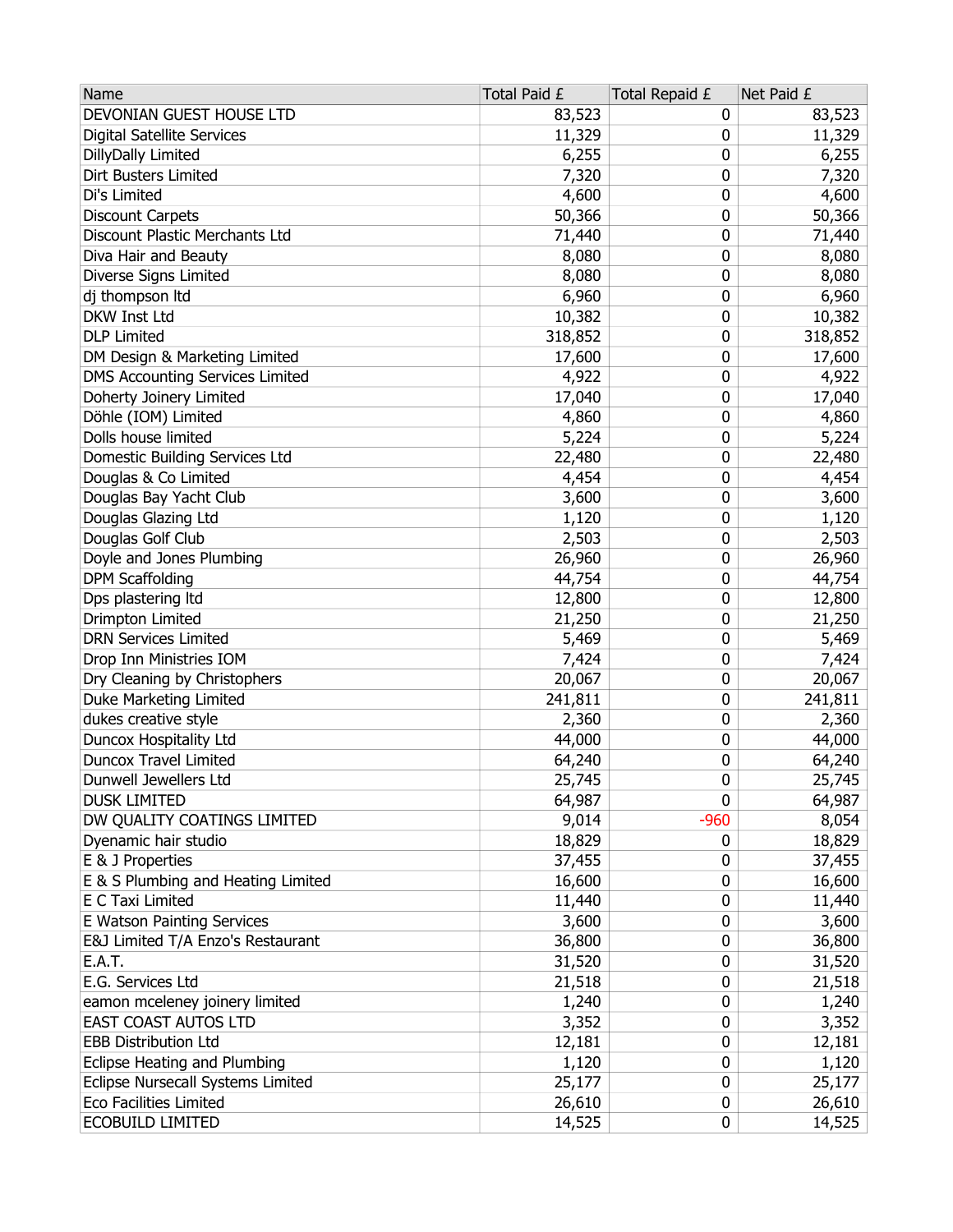| Name | Total Paid £ | Total Repaid £ | Net Paid £ |
|---|---|---|---|
| DEVONIAN GUEST HOUSE LTD | 83,523 | 0 | 83,523 |
| Digital Satellite Services | 11,329 | 0 | 11,329 |
| DillyDally Limited | 6,255 | 0 | 6,255 |
| Dirt Busters Limited | 7,320 | 0 | 7,320 |
| Di's Limited | 4,600 | 0 | 4,600 |
| Discount Carpets | 50,366 | 0 | 50,366 |
| Discount Plastic Merchants Ltd | 71,440 | 0 | 71,440 |
| Diva Hair and Beauty | 8,080 | 0 | 8,080 |
| Diverse Signs Limited | 8,080 | 0 | 8,080 |
| dj thompson ltd | 6,960 | 0 | 6,960 |
| DKW Inst Ltd | 10,382 | 0 | 10,382 |
| DLP Limited | 318,852 | 0 | 318,852 |
| DM Design & Marketing Limited | 17,600 | 0 | 17,600 |
| DMS Accounting Services Limited | 4,922 | 0 | 4,922 |
| Doherty Joinery Limited | 17,040 | 0 | 17,040 |
| Döhle (IOM) Limited | 4,860 | 0 | 4,860 |
| Dolls house limited | 5,224 | 0 | 5,224 |
| Domestic Building Services Ltd | 22,480 | 0 | 22,480 |
| Douglas & Co Limited | 4,454 | 0 | 4,454 |
| Douglas Bay Yacht Club | 3,600 | 0 | 3,600 |
| Douglas Glazing Ltd | 1,120 | 0 | 1,120 |
| Douglas Golf Club | 2,503 | 0 | 2,503 |
| Doyle and Jones Plumbing | 26,960 | 0 | 26,960 |
| DPM Scaffolding | 44,754 | 0 | 44,754 |
| Dps plastering ltd | 12,800 | 0 | 12,800 |
| Drimpton Limited | 21,250 | 0 | 21,250 |
| DRN Services Limited | 5,469 | 0 | 5,469 |
| Drop Inn Ministries IOM | 7,424 | 0 | 7,424 |
| Dry Cleaning by Christophers | 20,067 | 0 | 20,067 |
| Duke Marketing Limited | 241,811 | 0 | 241,811 |
| dukes creative style | 2,360 | 0 | 2,360 |
| Duncox Hospitality Ltd | 44,000 | 0 | 44,000 |
| Duncox Travel Limited | 64,240 | 0 | 64,240 |
| Dunwell Jewellers Ltd | 25,745 | 0 | 25,745 |
| DUSK LIMITED | 64,987 | 0 | 64,987 |
| DW QUALITY COATINGS LIMITED | 9,014 | -960 | 8,054 |
| Dyenamic hair studio | 18,829 | 0 | 18,829 |
| E & J Properties | 37,455 | 0 | 37,455 |
| E & S Plumbing and Heating Limited | 16,600 | 0 | 16,600 |
| E C Taxi Limited | 11,440 | 0 | 11,440 |
| E Watson Painting Services | 3,600 | 0 | 3,600 |
| E&J Limited T/A Enzo's Restaurant | 36,800 | 0 | 36,800 |
| E.A.T. | 31,520 | 0 | 31,520 |
| E.G. Services Ltd | 21,518 | 0 | 21,518 |
| eamon mceleney joinery limited | 1,240 | 0 | 1,240 |
| EAST COAST AUTOS LTD | 3,352 | 0 | 3,352 |
| EBB Distribution Ltd | 12,181 | 0 | 12,181 |
| Eclipse Heating and Plumbing | 1,120 | 0 | 1,120 |
| Eclipse Nursecall Systems Limited | 25,177 | 0 | 25,177 |
| Eco Facilities Limited | 26,610 | 0 | 26,610 |
| ECOBUILD LIMITED | 14,525 | 0 | 14,525 |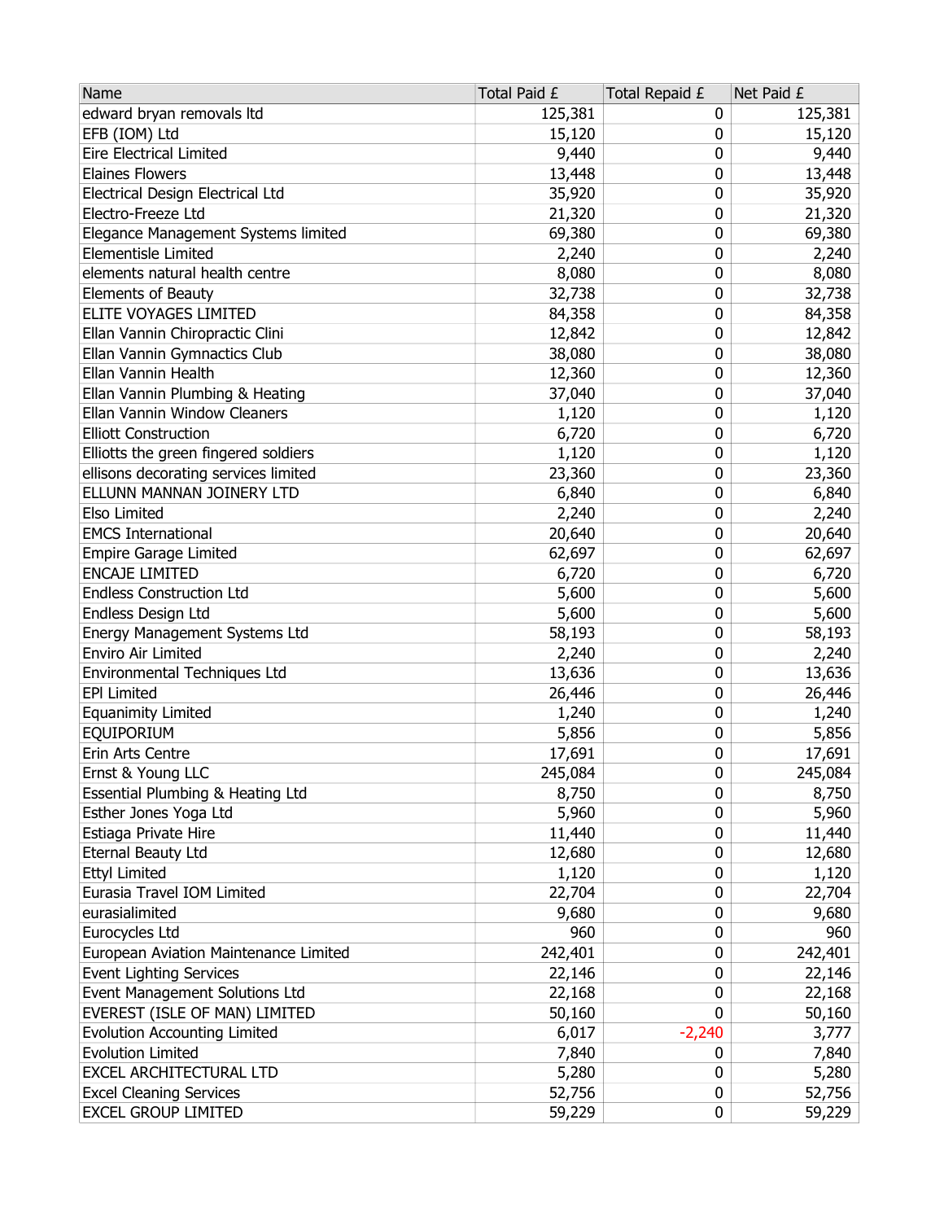| Name | Total Paid £ | Total Repaid £ | Net Paid £ |
|---|---|---|---|
| edward bryan removals ltd | 125,381 | 0 | 125,381 |
| EFB (IOM) Ltd | 15,120 | 0 | 15,120 |
| Eire Electrical Limited | 9,440 | 0 | 9,440 |
| Elaines Flowers | 13,448 | 0 | 13,448 |
| Electrical Design Electrical Ltd | 35,920 | 0 | 35,920 |
| Electro-Freeze Ltd | 21,320 | 0 | 21,320 |
| Elegance Management Systems limited | 69,380 | 0 | 69,380 |
| Elementisle Limited | 2,240 | 0 | 2,240 |
| elements natural health centre | 8,080 | 0 | 8,080 |
| Elements of Beauty | 32,738 | 0 | 32,738 |
| ELITE VOYAGES LIMITED | 84,358 | 0 | 84,358 |
| Ellan Vannin Chiropractic Clini | 12,842 | 0 | 12,842 |
| Ellan Vannin Gymnactics Club | 38,080 | 0 | 38,080 |
| Ellan Vannin Health | 12,360 | 0 | 12,360 |
| Ellan Vannin Plumbing & Heating | 37,040 | 0 | 37,040 |
| Ellan Vannin Window Cleaners | 1,120 | 0 | 1,120 |
| Elliott Construction | 6,720 | 0 | 6,720 |
| Elliotts the green fingered soldiers | 1,120 | 0 | 1,120 |
| ellisons decorating services limited | 23,360 | 0 | 23,360 |
| ELLUNN MANNAN JOINERY LTD | 6,840 | 0 | 6,840 |
| Elso Limited | 2,240 | 0 | 2,240 |
| EMCS International | 20,640 | 0 | 20,640 |
| Empire Garage Limited | 62,697 | 0 | 62,697 |
| ENCAJE LIMITED | 6,720 | 0 | 6,720 |
| Endless Construction Ltd | 5,600 | 0 | 5,600 |
| Endless Design Ltd | 5,600 | 0 | 5,600 |
| Energy Management Systems Ltd | 58,193 | 0 | 58,193 |
| Enviro Air Limited | 2,240 | 0 | 2,240 |
| Environmental Techniques Ltd | 13,636 | 0 | 13,636 |
| EPI Limited | 26,446 | 0 | 26,446 |
| Equanimity Limited | 1,240 | 0 | 1,240 |
| EQUIPORIUM | 5,856 | 0 | 5,856 |
| Erin Arts Centre | 17,691 | 0 | 17,691 |
| Ernst & Young LLC | 245,084 | 0 | 245,084 |
| Essential Plumbing & Heating Ltd | 8,750 | 0 | 8,750 |
| Esther Jones Yoga Ltd | 5,960 | 0 | 5,960 |
| Estiaga Private Hire | 11,440 | 0 | 11,440 |
| Eternal Beauty Ltd | 12,680 | 0 | 12,680 |
| Ettyl Limited | 1,120 | 0 | 1,120 |
| Eurasia Travel IOM Limited | 22,704 | 0 | 22,704 |
| eurasialimited | 9,680 | 0 | 9,680 |
| Eurocycles Ltd | 960 | 0 | 960 |
| European Aviation Maintenance Limited | 242,401 | 0 | 242,401 |
| Event Lighting Services | 22,146 | 0 | 22,146 |
| Event Management Solutions Ltd | 22,168 | 0 | 22,168 |
| EVEREST (ISLE OF MAN) LIMITED | 50,160 | 0 | 50,160 |
| Evolution Accounting Limited | 6,017 | -2,240 | 3,777 |
| Evolution Limited | 7,840 | 0 | 7,840 |
| EXCEL ARCHITECTURAL LTD | 5,280 | 0 | 5,280 |
| Excel Cleaning Services | 52,756 | 0 | 52,756 |
| EXCEL GROUP LIMITED | 59,229 | 0 | 59,229 |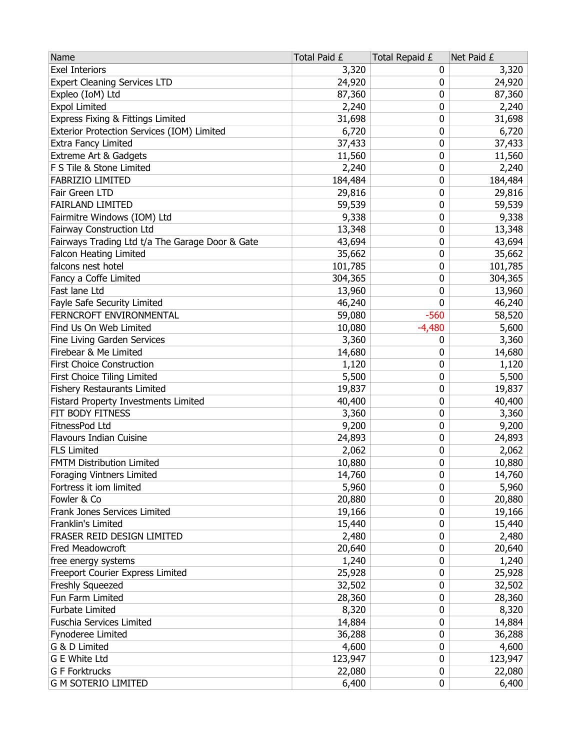| Name | Total Paid £ | Total Repaid £ | Net Paid £ |
| --- | --- | --- | --- |
| Exel Interiors | 3,320 | 0 | 3,320 |
| Expert Cleaning Services LTD | 24,920 | 0 | 24,920 |
| Expleo (IoM) Ltd | 87,360 | 0 | 87,360 |
| Expol Limited | 2,240 | 0 | 2,240 |
| Express Fixing & Fittings Limited | 31,698 | 0 | 31,698 |
| Exterior Protection Services (IOM) Limited | 6,720 | 0 | 6,720 |
| Extra Fancy Limited | 37,433 | 0 | 37,433 |
| Extreme Art & Gadgets | 11,560 | 0 | 11,560 |
| F S Tile & Stone Limited | 2,240 | 0 | 2,240 |
| FABRIZIO LIMITED | 184,484 | 0 | 184,484 |
| Fair Green LTD | 29,816 | 0 | 29,816 |
| FAIRLAND LIMITED | 59,539 | 0 | 59,539 |
| Fairmitre Windows (IOM) Ltd | 9,338 | 0 | 9,338 |
| Fairway Construction Ltd | 13,348 | 0 | 13,348 |
| Fairways Trading Ltd t/a The Garage Door & Gate | 43,694 | 0 | 43,694 |
| Falcon Heating Limited | 35,662 | 0 | 35,662 |
| falcons nest hotel | 101,785 | 0 | 101,785 |
| Fancy a Coffe Limited | 304,365 | 0 | 304,365 |
| Fast lane Ltd | 13,960 | 0 | 13,960 |
| Fayle Safe Security Limited | 46,240 | 0 | 46,240 |
| FERNCROFT ENVIRONMENTAL | 59,080 | -560 | 58,520 |
| Find Us On Web Limited | 10,080 | -4,480 | 5,600 |
| Fine Living Garden Services | 3,360 | 0 | 3,360 |
| Firebear & Me Limited | 14,680 | 0 | 14,680 |
| First Choice Construction | 1,120 | 0 | 1,120 |
| First Choice Tiling Limited | 5,500 | 0 | 5,500 |
| Fishery Restaurants Limited | 19,837 | 0 | 19,837 |
| Fistard Property Investments Limited | 40,400 | 0 | 40,400 |
| FIT BODY FITNESS | 3,360 | 0 | 3,360 |
| FitnessPod Ltd | 9,200 | 0 | 9,200 |
| Flavours Indian Cuisine | 24,893 | 0 | 24,893 |
| FLS Limited | 2,062 | 0 | 2,062 |
| FMTM Distribution Limited | 10,880 | 0 | 10,880 |
| Foraging Vintners Limited | 14,760 | 0 | 14,760 |
| Fortress it iom limited | 5,960 | 0 | 5,960 |
| Fowler & Co | 20,880 | 0 | 20,880 |
| Frank Jones Services Limited | 19,166 | 0 | 19,166 |
| Franklin's Limited | 15,440 | 0 | 15,440 |
| FRASER REID DESIGN LIMITED | 2,480 | 0 | 2,480 |
| Fred Meadowcroft | 20,640 | 0 | 20,640 |
| free energy systems | 1,240 | 0 | 1,240 |
| Freeport Courier Express Limited | 25,928 | 0 | 25,928 |
| Freshly Squeezed | 32,502 | 0 | 32,502 |
| Fun Farm Limited | 28,360 | 0 | 28,360 |
| Furbate Limited | 8,320 | 0 | 8,320 |
| Fuschia Services Limited | 14,884 | 0 | 14,884 |
| Fynoderee Limited | 36,288 | 0 | 36,288 |
| G & D Limited | 4,600 | 0 | 4,600 |
| G E White Ltd | 123,947 | 0 | 123,947 |
| G F Forktrucks | 22,080 | 0 | 22,080 |
| G M SOTERIO LIMITED | 6,400 | 0 | 6,400 |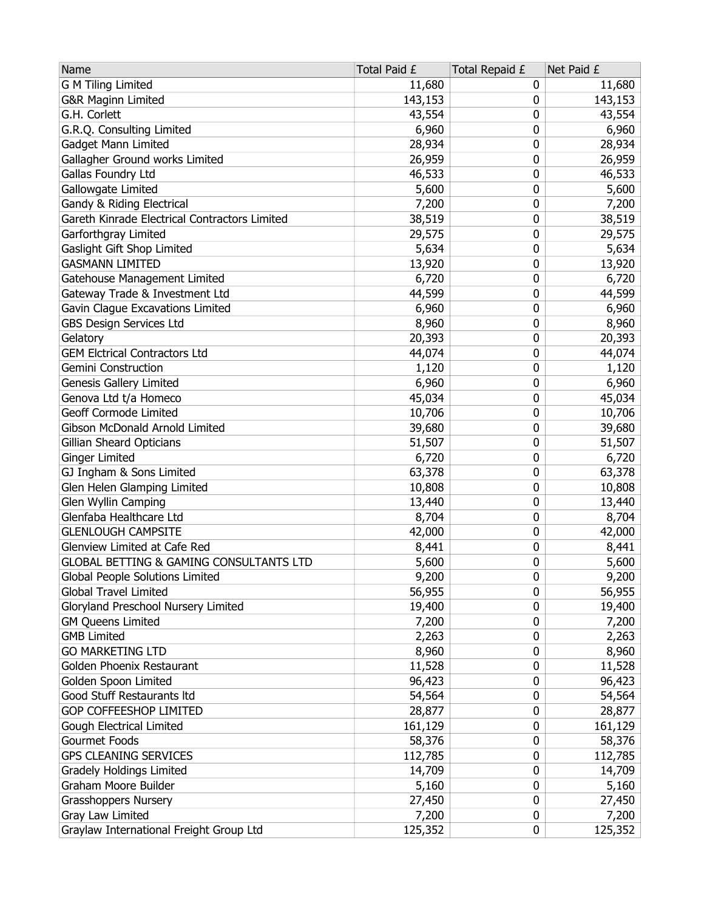| Name | Total Paid £ | Total Repaid £ | Net Paid £ |
|---|---|---|---|
| G M Tiling Limited | 11,680 | 0 | 11,680 |
| G&R Maginn Limited | 143,153 | 0 | 143,153 |
| G.H. Corlett | 43,554 | 0 | 43,554 |
| G.R.Q. Consulting Limited | 6,960 | 0 | 6,960 |
| Gadget Mann Limited | 28,934 | 0 | 28,934 |
| Gallagher Ground works Limited | 26,959 | 0 | 26,959 |
| Gallas Foundry Ltd | 46,533 | 0 | 46,533 |
| Gallowgate Limited | 5,600 | 0 | 5,600 |
| Gandy & Riding Electrical | 7,200 | 0 | 7,200 |
| Gareth Kinrade Electrical Contractors Limited | 38,519 | 0 | 38,519 |
| Garforthgray Limited | 29,575 | 0 | 29,575 |
| Gaslight Gift Shop Limited | 5,634 | 0 | 5,634 |
| GASMANN LIMITED | 13,920 | 0 | 13,920 |
| Gatehouse Management Limited | 6,720 | 0 | 6,720 |
| Gateway Trade & Investment Ltd | 44,599 | 0 | 44,599 |
| Gavin Clague Excavations Limited | 6,960 | 0 | 6,960 |
| GBS Design Services Ltd | 8,960 | 0 | 8,960 |
| Gelatory | 20,393 | 0 | 20,393 |
| GEM Elctrical Contractors Ltd | 44,074 | 0 | 44,074 |
| Gemini Construction | 1,120 | 0 | 1,120 |
| Genesis Gallery Limited | 6,960 | 0 | 6,960 |
| Genova Ltd t/a Homeco | 45,034 | 0 | 45,034 |
| Geoff Cormode Limited | 10,706 | 0 | 10,706 |
| Gibson McDonald Arnold Limited | 39,680 | 0 | 39,680 |
| Gillian Sheard Opticians | 51,507 | 0 | 51,507 |
| Ginger Limited | 6,720 | 0 | 6,720 |
| GJ Ingham & Sons Limited | 63,378 | 0 | 63,378 |
| Glen Helen Glamping Limited | 10,808 | 0 | 10,808 |
| Glen Wyllin Camping | 13,440 | 0 | 13,440 |
| Glenfaba Healthcare Ltd | 8,704 | 0 | 8,704 |
| GLENLOUGH CAMPSITE | 42,000 | 0 | 42,000 |
| Glenview Limited at Cafe Red | 8,441 | 0 | 8,441 |
| GLOBAL BETTING & GAMING CONSULTANTS LTD | 5,600 | 0 | 5,600 |
| Global People Solutions Limited | 9,200 | 0 | 9,200 |
| Global Travel Limited | 56,955 | 0 | 56,955 |
| Gloryland Preschool Nursery Limited | 19,400 | 0 | 19,400 |
| GM Queens Limited | 7,200 | 0 | 7,200 |
| GMB Limited | 2,263 | 0 | 2,263 |
| GO MARKETING LTD | 8,960 | 0 | 8,960 |
| Golden Phoenix Restaurant | 11,528 | 0 | 11,528 |
| Golden Spoon Limited | 96,423 | 0 | 96,423 |
| Good Stuff Restaurants ltd | 54,564 | 0 | 54,564 |
| GOP COFFEESHOP LIMITED | 28,877 | 0 | 28,877 |
| Gough Electrical Limited | 161,129 | 0 | 161,129 |
| Gourmet Foods | 58,376 | 0 | 58,376 |
| GPS CLEANING SERVICES | 112,785 | 0 | 112,785 |
| Gradely Holdings Limited | 14,709 | 0 | 14,709 |
| Graham Moore Builder | 5,160 | 0 | 5,160 |
| Grasshoppers Nursery | 27,450 | 0 | 27,450 |
| Gray Law Limited | 7,200 | 0 | 7,200 |
| Graylaw International Freight Group Ltd | 125,352 | 0 | 125,352 |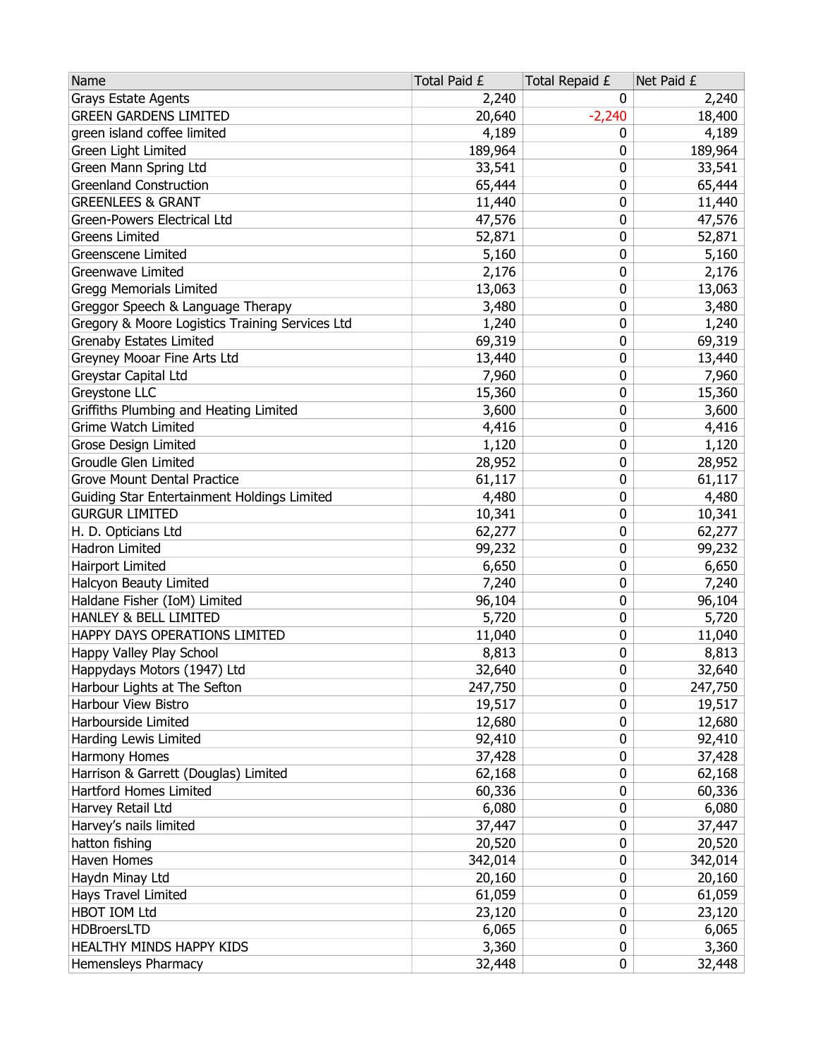| Name | Total Paid £ | Total Repaid £ | Net Paid £ |
| --- | --- | --- | --- |
| Grays Estate Agents | 2,240 | 0 | 2,240 |
| GREEN GARDENS LIMITED | 20,640 | -2,240 | 18,400 |
| green island coffee limited | 4,189 | 0 | 4,189 |
| Green Light Limited | 189,964 | 0 | 189,964 |
| Green Mann Spring Ltd | 33,541 | 0 | 33,541 |
| Greenland Construction | 65,444 | 0 | 65,444 |
| GREENLEES & GRANT | 11,440 | 0 | 11,440 |
| Green-Powers Electrical Ltd | 47,576 | 0 | 47,576 |
| Greens Limited | 52,871 | 0 | 52,871 |
| Greenscene Limited | 5,160 | 0 | 5,160 |
| Greenwave Limited | 2,176 | 0 | 2,176 |
| Gregg Memorials Limited | 13,063 | 0 | 13,063 |
| Greggor Speech & Language Therapy | 3,480 | 0 | 3,480 |
| Gregory & Moore Logistics Training Services Ltd | 1,240 | 0 | 1,240 |
| Grenaby Estates Limited | 69,319 | 0 | 69,319 |
| Greyney Mooar Fine Arts Ltd | 13,440 | 0 | 13,440 |
| Greystar Capital Ltd | 7,960 | 0 | 7,960 |
| Greystone LLC | 15,360 | 0 | 15,360 |
| Griffiths Plumbing and Heating Limited | 3,600 | 0 | 3,600 |
| Grime Watch Limited | 4,416 | 0 | 4,416 |
| Grose Design Limited | 1,120 | 0 | 1,120 |
| Groudle Glen Limited | 28,952 | 0 | 28,952 |
| Grove Mount Dental Practice | 61,117 | 0 | 61,117 |
| Guiding Star Entertainment Holdings Limited | 4,480 | 0 | 4,480 |
| GURGUR LIMITED | 10,341 | 0 | 10,341 |
| H. D. Opticians Ltd | 62,277 | 0 | 62,277 |
| Hadron Limited | 99,232 | 0 | 99,232 |
| Hairport Limited | 6,650 | 0 | 6,650 |
| Halcyon Beauty Limited | 7,240 | 0 | 7,240 |
| Haldane Fisher (IoM) Limited | 96,104 | 0 | 96,104 |
| HANLEY & BELL LIMITED | 5,720 | 0 | 5,720 |
| HAPPY DAYS OPERATIONS LIMITED | 11,040 | 0 | 11,040 |
| Happy Valley Play School | 8,813 | 0 | 8,813 |
| Happydays Motors (1947) Ltd | 32,640 | 0 | 32,640 |
| Harbour Lights at The Sefton | 247,750 | 0 | 247,750 |
| Harbour View Bistro | 19,517 | 0 | 19,517 |
| Harbourside Limited | 12,680 | 0 | 12,680 |
| Harding Lewis Limited | 92,410 | 0 | 92,410 |
| Harmony Homes | 37,428 | 0 | 37,428 |
| Harrison & Garrett (Douglas) Limited | 62,168 | 0 | 62,168 |
| Hartford Homes Limited | 60,336 | 0 | 60,336 |
| Harvey Retail Ltd | 6,080 | 0 | 6,080 |
| Harvey's nails limited | 37,447 | 0 | 37,447 |
| hatton fishing | 20,520 | 0 | 20,520 |
| Haven Homes | 342,014 | 0 | 342,014 |
| Haydn Minay Ltd | 20,160 | 0 | 20,160 |
| Hays Travel Limited | 61,059 | 0 | 61,059 |
| HBOT IOM Ltd | 23,120 | 0 | 23,120 |
| HDBroersLTD | 6,065 | 0 | 6,065 |
| HEALTHY MINDS HAPPY KIDS | 3,360 | 0 | 3,360 |
| Hemensleys Pharmacy | 32,448 | 0 | 32,448 |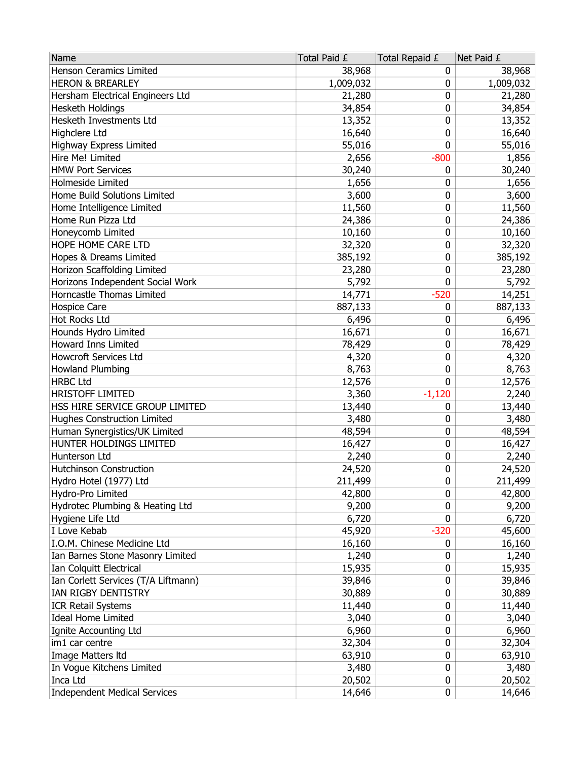| Name | Total Paid £ | Total Repaid £ | Net Paid £ |
|---|---|---|---|
| Henson Ceramics Limited | 38,968 | 0 | 38,968 |
| HERON & BREARLEY | 1,009,032 | 0 | 1,009,032 |
| Hersham Electrical Engineers Ltd | 21,280 | 0 | 21,280 |
| Hesketh Holdings | 34,854 | 0 | 34,854 |
| Hesketh Investments Ltd | 13,352 | 0 | 13,352 |
| Highclere Ltd | 16,640 | 0 | 16,640 |
| Highway Express Limited | 55,016 | 0 | 55,016 |
| Hire Me! Limited | 2,656 | -800 | 1,856 |
| HMW Port Services | 30,240 | 0 | 30,240 |
| Holmeside Limited | 1,656 | 0 | 1,656 |
| Home Build Solutions Limited | 3,600 | 0 | 3,600 |
| Home Intelligence Limited | 11,560 | 0 | 11,560 |
| Home Run Pizza Ltd | 24,386 | 0 | 24,386 |
| Honeycomb Limited | 10,160 | 0 | 10,160 |
| HOPE HOME CARE LTD | 32,320 | 0 | 32,320 |
| Hopes & Dreams Limited | 385,192 | 0 | 385,192 |
| Horizon Scaffolding Limited | 23,280 | 0 | 23,280 |
| Horizons Independent Social Work | 5,792 | 0 | 5,792 |
| Horncastle Thomas Limited | 14,771 | -520 | 14,251 |
| Hospice Care | 887,133 | 0 | 887,133 |
| Hot Rocks Ltd | 6,496 | 0 | 6,496 |
| Hounds Hydro Limited | 16,671 | 0 | 16,671 |
| Howard Inns Limited | 78,429 | 0 | 78,429 |
| Howcroft Services Ltd | 4,320 | 0 | 4,320 |
| Howland Plumbing | 8,763 | 0 | 8,763 |
| HRBC Ltd | 12,576 | 0 | 12,576 |
| HRISTOFF LIMITED | 3,360 | -1,120 | 2,240 |
| HSS HIRE SERVICE GROUP LIMITED | 13,440 | 0 | 13,440 |
| Hughes Construction Limited | 3,480 | 0 | 3,480 |
| Human Synergistics/UK Limited | 48,594 | 0 | 48,594 |
| HUNTER HOLDINGS LIMITED | 16,427 | 0 | 16,427 |
| Hunterson Ltd | 2,240 | 0 | 2,240 |
| Hutchinson Construction | 24,520 | 0 | 24,520 |
| Hydro Hotel (1977) Ltd | 211,499 | 0 | 211,499 |
| Hydro-Pro Limited | 42,800 | 0 | 42,800 |
| Hydrotec Plumbing & Heating Ltd | 9,200 | 0 | 9,200 |
| Hygiene Life Ltd | 6,720 | 0 | 6,720 |
| I Love Kebab | 45,920 | -320 | 45,600 |
| I.O.M. Chinese Medicine Ltd | 16,160 | 0 | 16,160 |
| Ian Barnes Stone Masonry Limited | 1,240 | 0 | 1,240 |
| Ian Colquitt Electrical | 15,935 | 0 | 15,935 |
| Ian Corlett Services (T/A Liftmann) | 39,846 | 0 | 39,846 |
| IAN RIGBY DENTISTRY | 30,889 | 0 | 30,889 |
| ICR Retail Systems | 11,440 | 0 | 11,440 |
| Ideal Home Limited | 3,040 | 0 | 3,040 |
| Ignite Accounting Ltd | 6,960 | 0 | 6,960 |
| im1 car centre | 32,304 | 0 | 32,304 |
| Image Matters ltd | 63,910 | 0 | 63,910 |
| In Vogue Kitchens Limited | 3,480 | 0 | 3,480 |
| Inca Ltd | 20,502 | 0 | 20,502 |
| Independent Medical Services | 14,646 | 0 | 14,646 |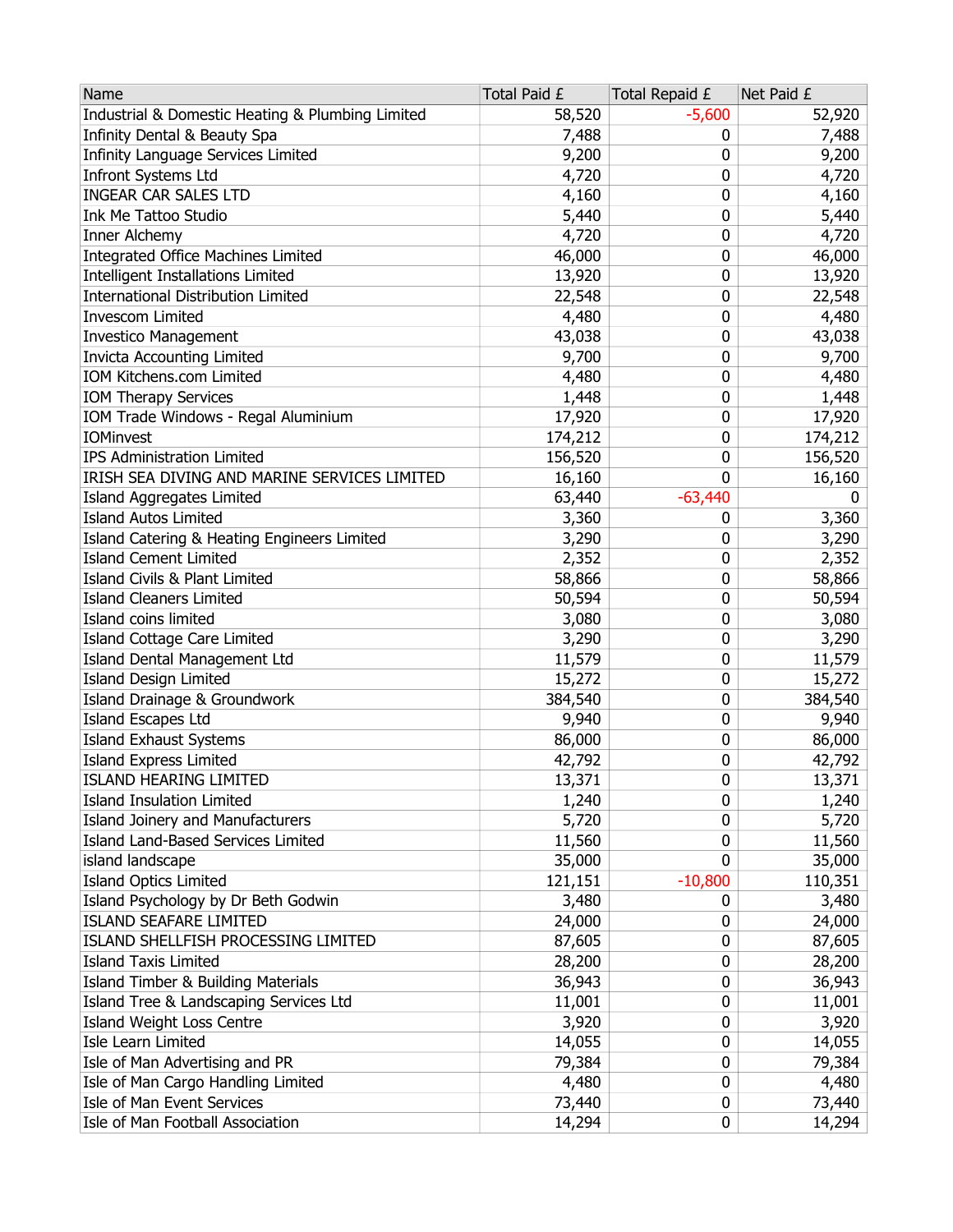| Name | Total Paid £ | Total Repaid £ | Net Paid £ |
|---|---|---|---|
| Industrial & Domestic Heating & Plumbing Limited | 58,520 | -5,600 | 52,920 |
| Infinity Dental & Beauty Spa | 7,488 | 0 | 7,488 |
| Infinity Language Services Limited | 9,200 | 0 | 9,200 |
| Infront Systems Ltd | 4,720 | 0 | 4,720 |
| INGEAR CAR SALES LTD | 4,160 | 0 | 4,160 |
| Ink Me Tattoo Studio | 5,440 | 0 | 5,440 |
| Inner Alchemy | 4,720 | 0 | 4,720 |
| Integrated Office Machines Limited | 46,000 | 0 | 46,000 |
| Intelligent Installations Limited | 13,920 | 0 | 13,920 |
| International Distribution Limited | 22,548 | 0 | 22,548 |
| Invescom Limited | 4,480 | 0 | 4,480 |
| Investico Management | 43,038 | 0 | 43,038 |
| Invicta Accounting Limited | 9,700 | 0 | 9,700 |
| IOM Kitchens.com Limited | 4,480 | 0 | 4,480 |
| IOM Therapy Services | 1,448 | 0 | 1,448 |
| IOM Trade Windows - Regal Aluminium | 17,920 | 0 | 17,920 |
| IOMinvest | 174,212 | 0 | 174,212 |
| IPS Administration Limited | 156,520 | 0 | 156,520 |
| IRISH SEA DIVING AND MARINE SERVICES LIMITED | 16,160 | 0 | 16,160 |
| Island Aggregates Limited | 63,440 | -63,440 | 0 |
| Island Autos Limited | 3,360 | 0 | 3,360 |
| Island Catering & Heating Engineers Limited | 3,290 | 0 | 3,290 |
| Island Cement Limited | 2,352 | 0 | 2,352 |
| Island Civils & Plant Limited | 58,866 | 0 | 58,866 |
| Island Cleaners Limited | 50,594 | 0 | 50,594 |
| Island coins limited | 3,080 | 0 | 3,080 |
| Island Cottage Care Limited | 3,290 | 0 | 3,290 |
| Island Dental Management Ltd | 11,579 | 0 | 11,579 |
| Island Design Limited | 15,272 | 0 | 15,272 |
| Island Drainage & Groundwork | 384,540 | 0 | 384,540 |
| Island Escapes Ltd | 9,940 | 0 | 9,940 |
| Island Exhaust Systems | 86,000 | 0 | 86,000 |
| Island Express Limited | 42,792 | 0 | 42,792 |
| ISLAND HEARING LIMITED | 13,371 | 0 | 13,371 |
| Island Insulation Limited | 1,240 | 0 | 1,240 |
| Island Joinery and Manufacturers | 5,720 | 0 | 5,720 |
| Island Land-Based Services Limited | 11,560 | 0 | 11,560 |
| island landscape | 35,000 | 0 | 35,000 |
| Island Optics Limited | 121,151 | -10,800 | 110,351 |
| Island Psychology by Dr Beth Godwin | 3,480 | 0 | 3,480 |
| ISLAND SEAFARE LIMITED | 24,000 | 0 | 24,000 |
| ISLAND SHELLFISH PROCESSING LIMITED | 87,605 | 0 | 87,605 |
| Island Taxis Limited | 28,200 | 0 | 28,200 |
| Island Timber & Building Materials | 36,943 | 0 | 36,943 |
| Island Tree & Landscaping Services Ltd | 11,001 | 0 | 11,001 |
| Island Weight Loss Centre | 3,920 | 0 | 3,920 |
| Isle Learn Limited | 14,055 | 0 | 14,055 |
| Isle of Man Advertising and PR | 79,384 | 0 | 79,384 |
| Isle of Man Cargo Handling Limited | 4,480 | 0 | 4,480 |
| Isle of Man Event Services | 73,440 | 0 | 73,440 |
| Isle of Man Football Association | 14,294 | 0 | 14,294 |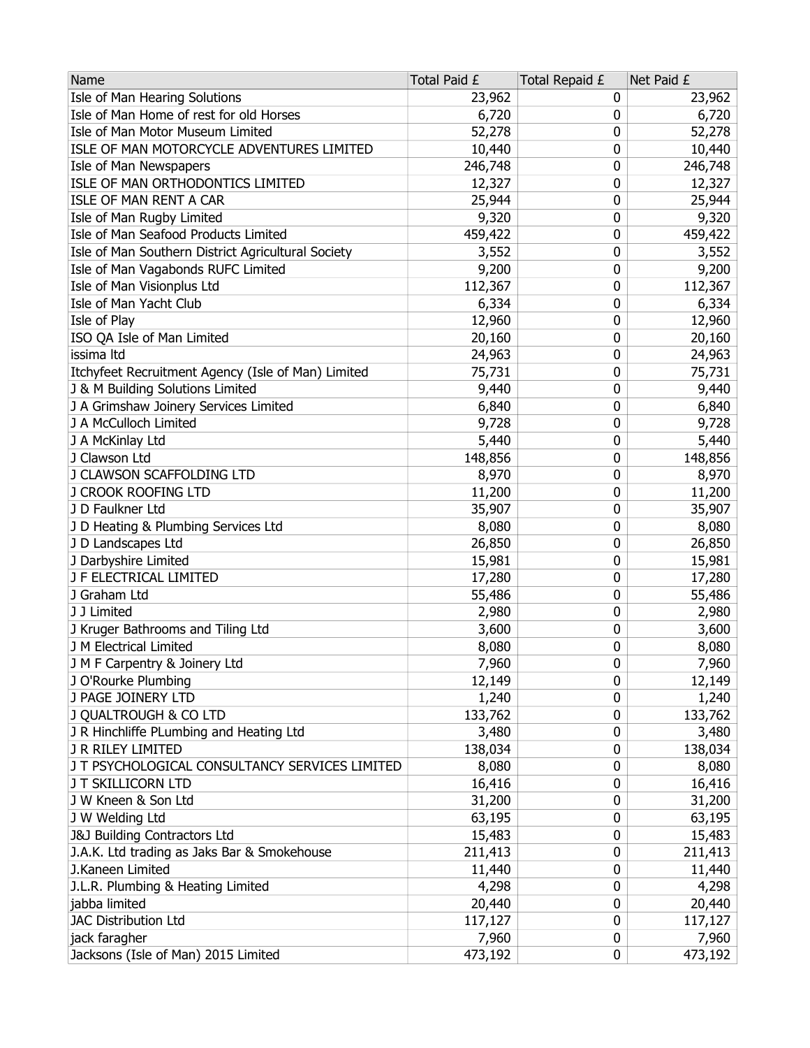| Name | Total Paid £ | Total Repaid £ | Net Paid £ |
|---|---|---|---|
| Isle of Man Hearing Solutions | 23,962 | 0 | 23,962 |
| Isle of Man Home of rest for old Horses | 6,720 | 0 | 6,720 |
| Isle of Man Motor Museum Limited | 52,278 | 0 | 52,278 |
| ISLE OF MAN MOTORCYCLE ADVENTURES LIMITED | 10,440 | 0 | 10,440 |
| Isle of Man Newspapers | 246,748 | 0 | 246,748 |
| ISLE OF MAN ORTHODONTICS LIMITED | 12,327 | 0 | 12,327 |
| ISLE OF MAN RENT A CAR | 25,944 | 0 | 25,944 |
| Isle of Man Rugby Limited | 9,320 | 0 | 9,320 |
| Isle of Man Seafood Products Limited | 459,422 | 0 | 459,422 |
| Isle of Man Southern District Agricultural Society | 3,552 | 0 | 3,552 |
| Isle of Man Vagabonds RUFC Limited | 9,200 | 0 | 9,200 |
| Isle of Man Visionplus Ltd | 112,367 | 0 | 112,367 |
| Isle of Man Yacht Club | 6,334 | 0 | 6,334 |
| Isle of Play | 12,960 | 0 | 12,960 |
| ISO QA Isle of Man Limited | 20,160 | 0 | 20,160 |
| issima ltd | 24,963 | 0 | 24,963 |
| Itchyfeet Recruitment Agency (Isle of Man) Limited | 75,731 | 0 | 75,731 |
| J & M Building Solutions Limited | 9,440 | 0 | 9,440 |
| J A Grimshaw Joinery Services Limited | 6,840 | 0 | 6,840 |
| J A McCulloch Limited | 9,728 | 0 | 9,728 |
| J A McKinlay Ltd | 5,440 | 0 | 5,440 |
| J Clawson Ltd | 148,856 | 0 | 148,856 |
| J CLAWSON SCAFFOLDING LTD | 8,970 | 0 | 8,970 |
| J CROOK ROOFING LTD | 11,200 | 0 | 11,200 |
| J D Faulkner Ltd | 35,907 | 0 | 35,907 |
| J D Heating & Plumbing Services Ltd | 8,080 | 0 | 8,080 |
| J D Landscapes Ltd | 26,850 | 0 | 26,850 |
| J Darbyshire Limited | 15,981 | 0 | 15,981 |
| J F ELECTRICAL LIMITED | 17,280 | 0 | 17,280 |
| J Graham Ltd | 55,486 | 0 | 55,486 |
| J J Limited | 2,980 | 0 | 2,980 |
| J Kruger Bathrooms and Tiling Ltd | 3,600 | 0 | 3,600 |
| J M Electrical Limited | 8,080 | 0 | 8,080 |
| J M F Carpentry & Joinery Ltd | 7,960 | 0 | 7,960 |
| J O'Rourke Plumbing | 12,149 | 0 | 12,149 |
| J PAGE JOINERY LTD | 1,240 | 0 | 1,240 |
| J QUALTROUGH & CO LTD | 133,762 | 0 | 133,762 |
| J R Hinchliffe PLumbing and Heating Ltd | 3,480 | 0 | 3,480 |
| J R RILEY LIMITED | 138,034 | 0 | 138,034 |
| J T PSYCHOLOGICAL CONSULTANCY SERVICES LIMITED | 8,080 | 0 | 8,080 |
| J T SKILLICORN LTD | 16,416 | 0 | 16,416 |
| J W Kneen & Son Ltd | 31,200 | 0 | 31,200 |
| J W Welding Ltd | 63,195 | 0 | 63,195 |
| J&J Building Contractors Ltd | 15,483 | 0 | 15,483 |
| J.A.K. Ltd trading as Jaks Bar & Smokehouse | 211,413 | 0 | 211,413 |
| J.Kaneen Limited | 11,440 | 0 | 11,440 |
| J.L.R. Plumbing & Heating Limited | 4,298 | 0 | 4,298 |
| jabba limited | 20,440 | 0 | 20,440 |
| JAC Distribution Ltd | 117,127 | 0 | 117,127 |
| jack faragher | 7,960 | 0 | 7,960 |
| Jacksons (Isle of Man) 2015 Limited | 473,192 | 0 | 473,192 |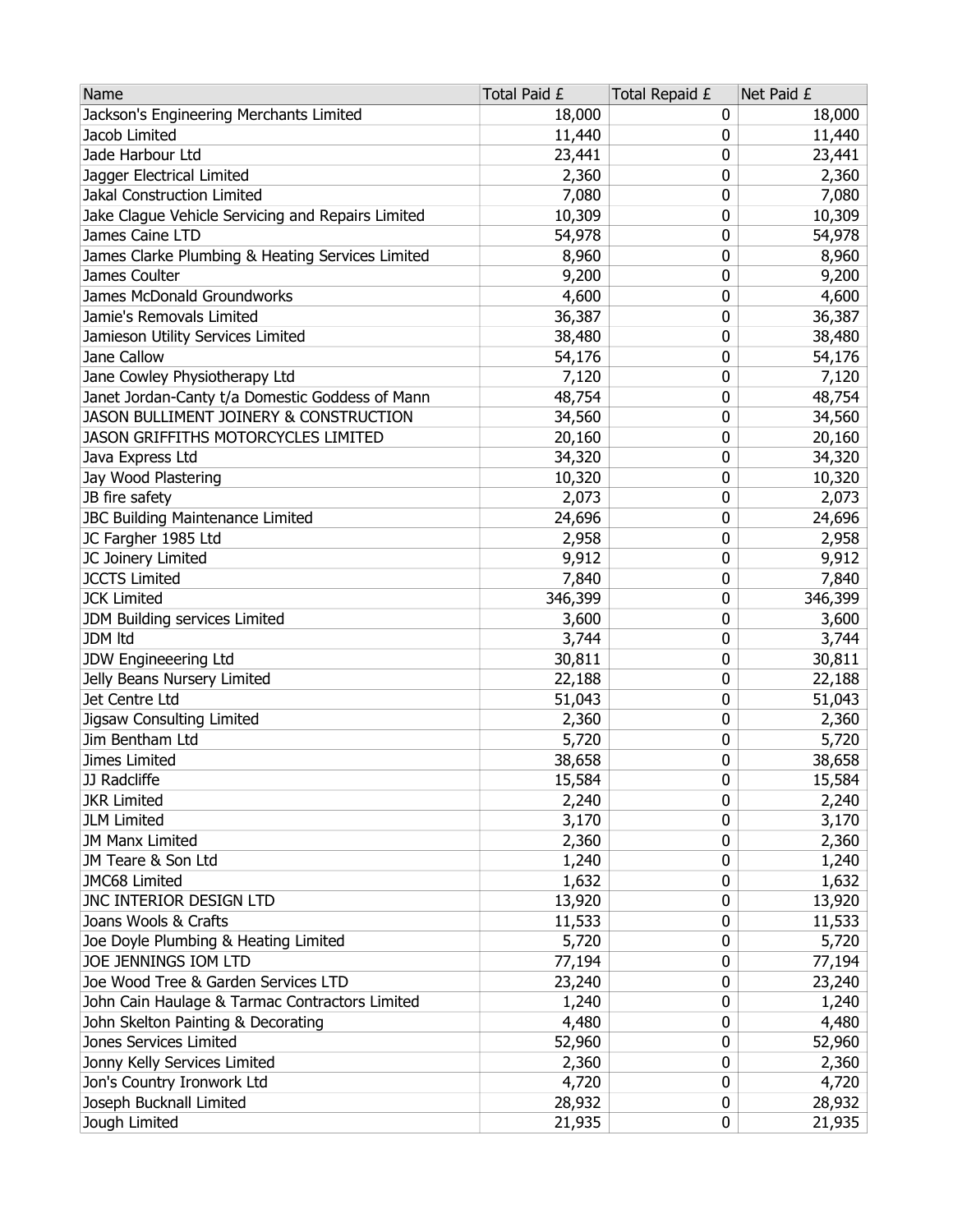| Name | Total Paid £ | Total Repaid £ | Net Paid £ |
|---|---|---|---|
| Jackson's Engineering Merchants Limited | 18,000 | 0 | 18,000 |
| Jacob Limited | 11,440 | 0 | 11,440 |
| Jade Harbour Ltd | 23,441 | 0 | 23,441 |
| Jagger Electrical Limited | 2,360 | 0 | 2,360 |
| Jakal Construction Limited | 7,080 | 0 | 7,080 |
| Jake Clague Vehicle Servicing and Repairs Limited | 10,309 | 0 | 10,309 |
| James Caine LTD | 54,978 | 0 | 54,978 |
| James Clarke Plumbing & Heating Services Limited | 8,960 | 0 | 8,960 |
| James Coulter | 9,200 | 0 | 9,200 |
| James McDonald Groundworks | 4,600 | 0 | 4,600 |
| Jamie's Removals Limited | 36,387 | 0 | 36,387 |
| Jamieson Utility Services Limited | 38,480 | 0 | 38,480 |
| Jane Callow | 54,176 | 0 | 54,176 |
| Jane Cowley Physiotherapy Ltd | 7,120 | 0 | 7,120 |
| Janet Jordan-Canty t/a Domestic Goddess of Mann | 48,754 | 0 | 48,754 |
| JASON BULLIMENT JOINERY & CONSTRUCTION | 34,560 | 0 | 34,560 |
| JASON GRIFFITHS MOTORCYCLES LIMITED | 20,160 | 0 | 20,160 |
| Java Express Ltd | 34,320 | 0 | 34,320 |
| Jay Wood Plastering | 10,320 | 0 | 10,320 |
| JB fire safety | 2,073 | 0 | 2,073 |
| JBC Building Maintenance Limited | 24,696 | 0 | 24,696 |
| JC Fargher 1985 Ltd | 2,958 | 0 | 2,958 |
| JC Joinery Limited | 9,912 | 0 | 9,912 |
| JCCTS Limited | 7,840 | 0 | 7,840 |
| JCK Limited | 346,399 | 0 | 346,399 |
| JDM Building services Limited | 3,600 | 0 | 3,600 |
| JDM ltd | 3,744 | 0 | 3,744 |
| JDW Engineeering Ltd | 30,811 | 0 | 30,811 |
| Jelly Beans Nursery Limited | 22,188 | 0 | 22,188 |
| Jet Centre Ltd | 51,043 | 0 | 51,043 |
| Jigsaw Consulting Limited | 2,360 | 0 | 2,360 |
| Jim Bentham Ltd | 5,720 | 0 | 5,720 |
| Jimes Limited | 38,658 | 0 | 38,658 |
| JJ Radcliffe | 15,584 | 0 | 15,584 |
| JKR Limited | 2,240 | 0 | 2,240 |
| JLM Limited | 3,170 | 0 | 3,170 |
| JM Manx Limited | 2,360 | 0 | 2,360 |
| JM Teare & Son Ltd | 1,240 | 0 | 1,240 |
| JMC68 Limited | 1,632 | 0 | 1,632 |
| JNC INTERIOR DESIGN LTD | 13,920 | 0 | 13,920 |
| Joans Wools & Crafts | 11,533 | 0 | 11,533 |
| Joe Doyle Plumbing & Heating Limited | 5,720 | 0 | 5,720 |
| JOE JENNINGS IOM LTD | 77,194 | 0 | 77,194 |
| Joe Wood Tree & Garden Services LTD | 23,240 | 0 | 23,240 |
| John Cain Haulage & Tarmac Contractors Limited | 1,240 | 0 | 1,240 |
| John Skelton Painting & Decorating | 4,480 | 0 | 4,480 |
| Jones Services Limited | 52,960 | 0 | 52,960 |
| Jonny Kelly Services Limited | 2,360 | 0 | 2,360 |
| Jon's Country Ironwork Ltd | 4,720 | 0 | 4,720 |
| Joseph Bucknall Limited | 28,932 | 0 | 28,932 |
| Jough Limited | 21,935 | 0 | 21,935 |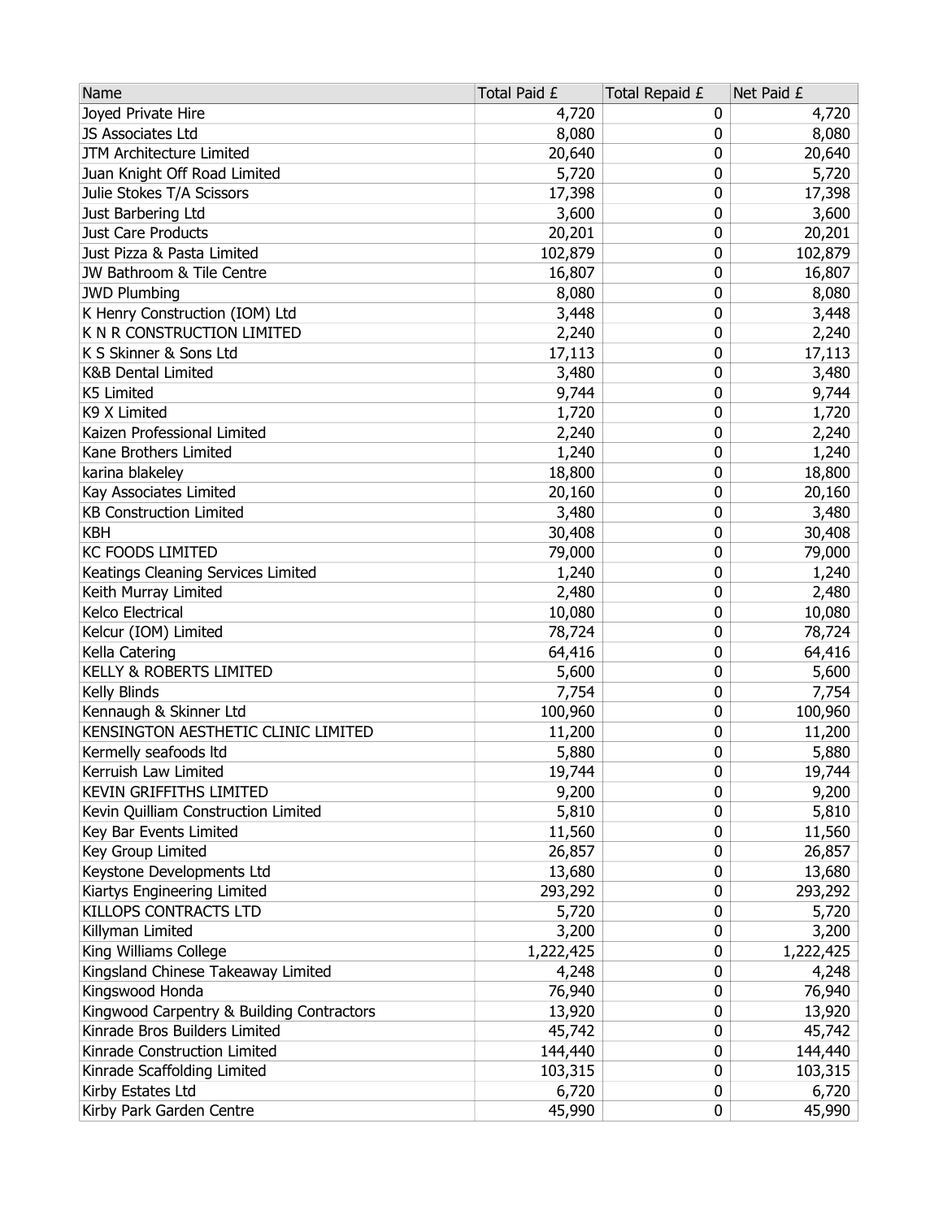| Name | Total Paid £ | Total Repaid £ | Net Paid £ |
|---|---|---|---|
| Joyed Private Hire | 4,720 | 0 | 4,720 |
| JS Associates Ltd | 8,080 | 0 | 8,080 |
| JTM Architecture Limited | 20,640 | 0 | 20,640 |
| Juan Knight Off Road Limited | 5,720 | 0 | 5,720 |
| Julie Stokes T/A Scissors | 17,398 | 0 | 17,398 |
| Just Barbering Ltd | 3,600 | 0 | 3,600 |
| Just Care Products | 20,201 | 0 | 20,201 |
| Just Pizza & Pasta Limited | 102,879 | 0 | 102,879 |
| JW Bathroom & Tile Centre | 16,807 | 0 | 16,807 |
| JWD Plumbing | 8,080 | 0 | 8,080 |
| K Henry Construction (IOM) Ltd | 3,448 | 0 | 3,448 |
| K N R CONSTRUCTION LIMITED | 2,240 | 0 | 2,240 |
| K S Skinner & Sons Ltd | 17,113 | 0 | 17,113 |
| K&B Dental Limited | 3,480 | 0 | 3,480 |
| K5 Limited | 9,744 | 0 | 9,744 |
| K9 X Limited | 1,720 | 0 | 1,720 |
| Kaizen Professional Limited | 2,240 | 0 | 2,240 |
| Kane Brothers Limited | 1,240 | 0 | 1,240 |
| karina blakeley | 18,800 | 0 | 18,800 |
| Kay Associates Limited | 20,160 | 0 | 20,160 |
| KB Construction Limited | 3,480 | 0 | 3,480 |
| KBH | 30,408 | 0 | 30,408 |
| KC FOODS LIMITED | 79,000 | 0 | 79,000 |
| Keatings Cleaning Services Limited | 1,240 | 0 | 1,240 |
| Keith Murray Limited | 2,480 | 0 | 2,480 |
| Kelco Electrical | 10,080 | 0 | 10,080 |
| Kelcur (IOM) Limited | 78,724 | 0 | 78,724 |
| Kella Catering | 64,416 | 0 | 64,416 |
| KELLY & ROBERTS LIMITED | 5,600 | 0 | 5,600 |
| Kelly Blinds | 7,754 | 0 | 7,754 |
| Kennaugh & Skinner Ltd | 100,960 | 0 | 100,960 |
| KENSINGTON AESTHETIC CLINIC LIMITED | 11,200 | 0 | 11,200 |
| Kermelly seafoods ltd | 5,880 | 0 | 5,880 |
| Kerruish Law Limited | 19,744 | 0 | 19,744 |
| KEVIN GRIFFITHS LIMITED | 9,200 | 0 | 9,200 |
| Kevin Quilliam Construction Limited | 5,810 | 0 | 5,810 |
| Key Bar Events Limited | 11,560 | 0 | 11,560 |
| Key Group Limited | 26,857 | 0 | 26,857 |
| Keystone Developments Ltd | 13,680 | 0 | 13,680 |
| Kiartys Engineering Limited | 293,292 | 0 | 293,292 |
| KILLOPS CONTRACTS LTD | 5,720 | 0 | 5,720 |
| Killyman Limited | 3,200 | 0 | 3,200 |
| King Williams College | 1,222,425 | 0 | 1,222,425 |
| Kingsland Chinese Takeaway Limited | 4,248 | 0 | 4,248 |
| Kingswood Honda | 76,940 | 0 | 76,940 |
| Kingwood Carpentry & Building Contractors | 13,920 | 0 | 13,920 |
| Kinrade Bros Builders Limited | 45,742 | 0 | 45,742 |
| Kinrade Construction Limited | 144,440 | 0 | 144,440 |
| Kinrade Scaffolding Limited | 103,315 | 0 | 103,315 |
| Kirby Estates Ltd | 6,720 | 0 | 6,720 |
| Kirby Park Garden Centre | 45,990 | 0 | 45,990 |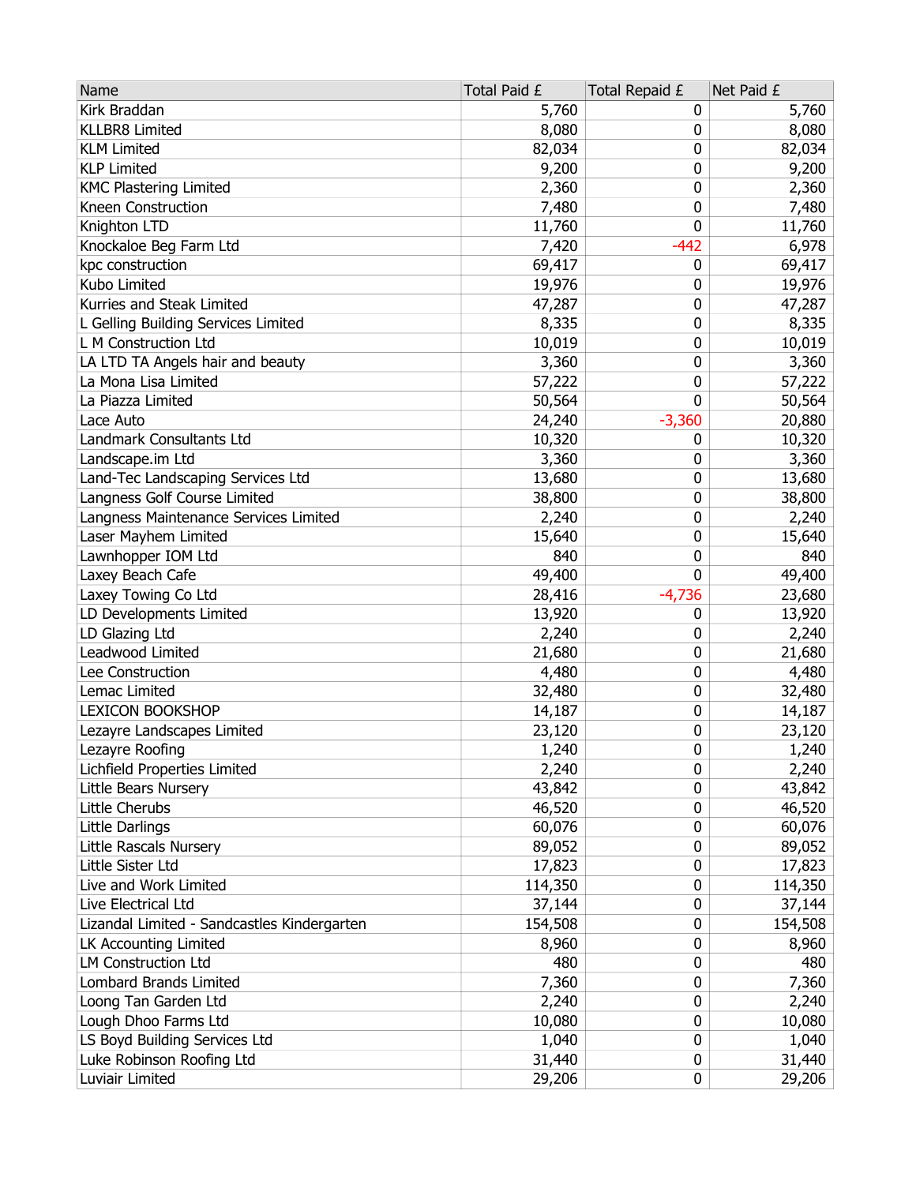| Name | Total Paid £ | Total Repaid £ | Net Paid £ |
|---|---|---|---|
| Kirk Braddan | 5,760 | 0 | 5,760 |
| KLLBR8 Limited | 8,080 | 0 | 8,080 |
| KLM Limited | 82,034 | 0 | 82,034 |
| KLP Limited | 9,200 | 0 | 9,200 |
| KMC Plastering Limited | 2,360 | 0 | 2,360 |
| Kneen Construction | 7,480 | 0 | 7,480 |
| Knighton LTD | 11,760 | 0 | 11,760 |
| Knockaloe Beg Farm Ltd | 7,420 | -442 | 6,978 |
| kpc construction | 69,417 | 0 | 69,417 |
| Kubo Limited | 19,976 | 0 | 19,976 |
| Kurries and Steak Limited | 47,287 | 0 | 47,287 |
| L Gelling Building Services Limited | 8,335 | 0 | 8,335 |
| L M Construction Ltd | 10,019 | 0 | 10,019 |
| LA LTD TA Angels hair and beauty | 3,360 | 0 | 3,360 |
| La Mona Lisa Limited | 57,222 | 0 | 57,222 |
| La Piazza Limited | 50,564 | 0 | 50,564 |
| Lace Auto | 24,240 | -3,360 | 20,880 |
| Landmark Consultants Ltd | 10,320 | 0 | 10,320 |
| Landscape.im Ltd | 3,360 | 0 | 3,360 |
| Land-Tec Landscaping Services Ltd | 13,680 | 0 | 13,680 |
| Langness Golf Course Limited | 38,800 | 0 | 38,800 |
| Langness Maintenance Services Limited | 2,240 | 0 | 2,240 |
| Laser Mayhem Limited | 15,640 | 0 | 15,640 |
| Lawnhopper IOM Ltd | 840 | 0 | 840 |
| Laxey Beach Cafe | 49,400 | 0 | 49,400 |
| Laxey Towing Co Ltd | 28,416 | -4,736 | 23,680 |
| LD Developments Limited | 13,920 | 0 | 13,920 |
| LD Glazing Ltd | 2,240 | 0 | 2,240 |
| Leadwood Limited | 21,680 | 0 | 21,680 |
| Lee Construction | 4,480 | 0 | 4,480 |
| Lemac Limited | 32,480 | 0 | 32,480 |
| LEXICON BOOKSHOP | 14,187 | 0 | 14,187 |
| Lezayre Landscapes Limited | 23,120 | 0 | 23,120 |
| Lezayre Roofing | 1,240 | 0 | 1,240 |
| Lichfield Properties Limited | 2,240 | 0 | 2,240 |
| Little Bears Nursery | 43,842 | 0 | 43,842 |
| Little Cherubs | 46,520 | 0 | 46,520 |
| Little Darlings | 60,076 | 0 | 60,076 |
| Little Rascals Nursery | 89,052 | 0 | 89,052 |
| Little Sister Ltd | 17,823 | 0 | 17,823 |
| Live and Work Limited | 114,350 | 0 | 114,350 |
| Live Electrical Ltd | 37,144 | 0 | 37,144 |
| Lizandal Limited - Sandcastles Kindergarten | 154,508 | 0 | 154,508 |
| LK Accounting Limited | 8,960 | 0 | 8,960 |
| LM Construction Ltd | 480 | 0 | 480 |
| Lombard Brands Limited | 7,360 | 0 | 7,360 |
| Loong Tan Garden Ltd | 2,240 | 0 | 2,240 |
| Lough Dhoo Farms Ltd | 10,080 | 0 | 10,080 |
| LS Boyd Building Services Ltd | 1,040 | 0 | 1,040 |
| Luke Robinson Roofing Ltd | 31,440 | 0 | 31,440 |
| Luviair Limited | 29,206 | 0 | 29,206 |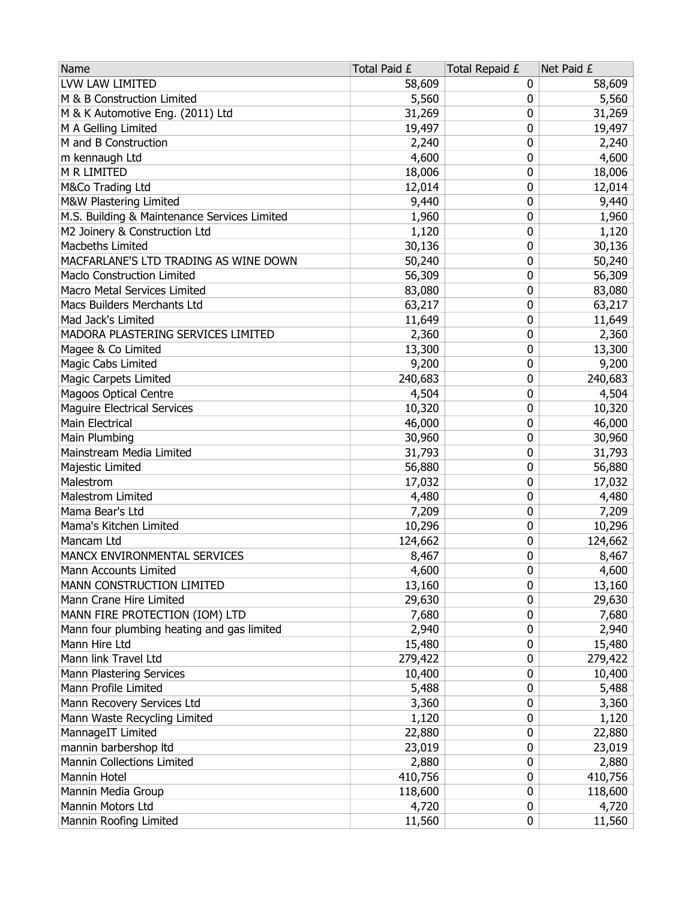| Name | Total Paid £ | Total Repaid £ | Net Paid £ |
|---|---|---|---|
| LVW LAW LIMITED | 58,609 | 0 | 58,609 |
| M & B Construction Limited | 5,560 | 0 | 5,560 |
| M & K Automotive Eng. (2011) Ltd | 31,269 | 0 | 31,269 |
| M A Gelling Limited | 19,497 | 0 | 19,497 |
| M and B Construction | 2,240 | 0 | 2,240 |
| m kennaugh Ltd | 4,600 | 0 | 4,600 |
| M R LIMITED | 18,006 | 0 | 18,006 |
| M&Co Trading Ltd | 12,014 | 0 | 12,014 |
| M&W Plastering Limited | 9,440 | 0 | 9,440 |
| M.S. Building & Maintenance Services Limited | 1,960 | 0 | 1,960 |
| M2 Joinery & Construction Ltd | 1,120 | 0 | 1,120 |
| Macbeths Limited | 30,136 | 0 | 30,136 |
| MACFARLANE'S LTD TRADING AS WINE DOWN | 50,240 | 0 | 50,240 |
| Maclo Construction Limited | 56,309 | 0 | 56,309 |
| Macro Metal Services Limited | 83,080 | 0 | 83,080 |
| Macs Builders Merchants Ltd | 63,217 | 0 | 63,217 |
| Mad Jack's Limited | 11,649 | 0 | 11,649 |
| MADORA PLASTERING SERVICES LIMITED | 2,360 | 0 | 2,360 |
| Magee & Co Limited | 13,300 | 0 | 13,300 |
| Magic Cabs Limited | 9,200 | 0 | 9,200 |
| Magic Carpets Limited | 240,683 | 0 | 240,683 |
| Magoos Optical Centre | 4,504 | 0 | 4,504 |
| Maguire Electrical Services | 10,320 | 0 | 10,320 |
| Main Electrical | 46,000 | 0 | 46,000 |
| Main Plumbing | 30,960 | 0 | 30,960 |
| Mainstream Media Limited | 31,793 | 0 | 31,793 |
| Majestic Limited | 56,880 | 0 | 56,880 |
| Malestrom | 17,032 | 0 | 17,032 |
| Malestrom Limited | 4,480 | 0 | 4,480 |
| Mama Bear's Ltd | 7,209 | 0 | 7,209 |
| Mama's Kitchen Limited | 10,296 | 0 | 10,296 |
| Mancam Ltd | 124,662 | 0 | 124,662 |
| MANCX ENVIRONMENTAL SERVICES | 8,467 | 0 | 8,467 |
| Mann Accounts Limited | 4,600 | 0 | 4,600 |
| MANN CONSTRUCTION LIMITED | 13,160 | 0 | 13,160 |
| Mann Crane Hire Limited | 29,630 | 0 | 29,630 |
| MANN FIRE PROTECTION (IOM) LTD | 7,680 | 0 | 7,680 |
| Mann four plumbing heating and gas limited | 2,940 | 0 | 2,940 |
| Mann Hire Ltd | 15,480 | 0 | 15,480 |
| Mann link Travel Ltd | 279,422 | 0 | 279,422 |
| Mann Plastering Services | 10,400 | 0 | 10,400 |
| Mann Profile Limited | 5,488 | 0 | 5,488 |
| Mann Recovery Services Ltd | 3,360 | 0 | 3,360 |
| Mann Waste Recycling Limited | 1,120 | 0 | 1,120 |
| MannageIT Limited | 22,880 | 0 | 22,880 |
| mannin barbershop ltd | 23,019 | 0 | 23,019 |
| Mannin Collections Limited | 2,880 | 0 | 2,880 |
| Mannin Hotel | 410,756 | 0 | 410,756 |
| Mannin Media Group | 118,600 | 0 | 118,600 |
| Mannin Motors Ltd | 4,720 | 0 | 4,720 |
| Mannin Roofing Limited | 11,560 | 0 | 11,560 |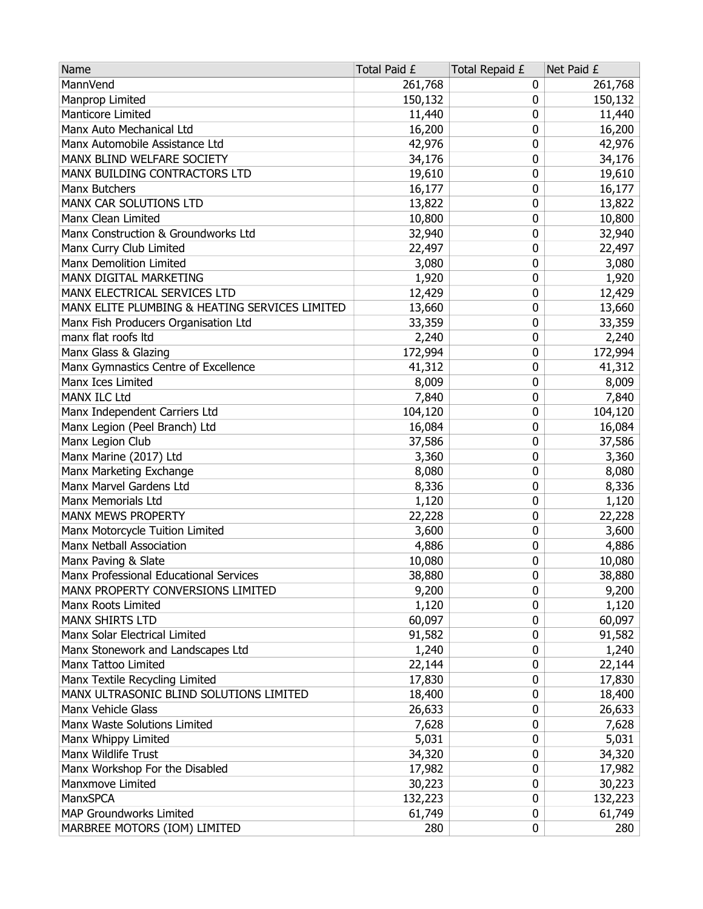| Name | Total Paid £ | Total Repaid £ | Net Paid £ |
|---|---|---|---|
| MannVend | 261,768 | 0 | 261,768 |
| Manprop Limited | 150,132 | 0 | 150,132 |
| Manticore Limited | 11,440 | 0 | 11,440 |
| Manx Auto Mechanical Ltd | 16,200 | 0 | 16,200 |
| Manx Automobile Assistance Ltd | 42,976 | 0 | 42,976 |
| MANX BLIND WELFARE SOCIETY | 34,176 | 0 | 34,176 |
| MANX BUILDING CONTRACTORS LTD | 19,610 | 0 | 19,610 |
| Manx Butchers | 16,177 | 0 | 16,177 |
| MANX CAR SOLUTIONS LTD | 13,822 | 0 | 13,822 |
| Manx Clean Limited | 10,800 | 0 | 10,800 |
| Manx Construction & Groundworks Ltd | 32,940 | 0 | 32,940 |
| Manx Curry Club Limited | 22,497 | 0 | 22,497 |
| Manx Demolition Limited | 3,080 | 0 | 3,080 |
| MANX DIGITAL MARKETING | 1,920 | 0 | 1,920 |
| MANX ELECTRICAL SERVICES LTD | 12,429 | 0 | 12,429 |
| MANX ELITE PLUMBING & HEATING SERVICES LIMITED | 13,660 | 0 | 13,660 |
| Manx Fish Producers Organisation Ltd | 33,359 | 0 | 33,359 |
| manx flat roofs ltd | 2,240 | 0 | 2,240 |
| Manx Glass & Glazing | 172,994 | 0 | 172,994 |
| Manx Gymnastics Centre of Excellence | 41,312 | 0 | 41,312 |
| Manx Ices Limited | 8,009 | 0 | 8,009 |
| MANX ILC Ltd | 7,840 | 0 | 7,840 |
| Manx Independent Carriers Ltd | 104,120 | 0 | 104,120 |
| Manx Legion (Peel Branch) Ltd | 16,084 | 0 | 16,084 |
| Manx Legion Club | 37,586 | 0 | 37,586 |
| Manx Marine (2017) Ltd | 3,360 | 0 | 3,360 |
| Manx Marketing Exchange | 8,080 | 0 | 8,080 |
| Manx Marvel Gardens Ltd | 8,336 | 0 | 8,336 |
| Manx Memorials Ltd | 1,120 | 0 | 1,120 |
| MANX MEWS PROPERTY | 22,228 | 0 | 22,228 |
| Manx Motorcycle Tuition Limited | 3,600 | 0 | 3,600 |
| Manx Netball Association | 4,886 | 0 | 4,886 |
| Manx Paving & Slate | 10,080 | 0 | 10,080 |
| Manx Professional Educational Services | 38,880 | 0 | 38,880 |
| MANX PROPERTY CONVERSIONS LIMITED | 9,200 | 0 | 9,200 |
| Manx Roots Limited | 1,120 | 0 | 1,120 |
| MANX SHIRTS LTD | 60,097 | 0 | 60,097 |
| Manx Solar Electrical Limited | 91,582 | 0 | 91,582 |
| Manx Stonework and Landscapes Ltd | 1,240 | 0 | 1,240 |
| Manx Tattoo Limited | 22,144 | 0 | 22,144 |
| Manx Textile Recycling Limited | 17,830 | 0 | 17,830 |
| MANX ULTRASONIC BLIND SOLUTIONS LIMITED | 18,400 | 0 | 18,400 |
| Manx Vehicle Glass | 26,633 | 0 | 26,633 |
| Manx Waste Solutions Limited | 7,628 | 0 | 7,628 |
| Manx Whippy Limited | 5,031 | 0 | 5,031 |
| Manx Wildlife Trust | 34,320 | 0 | 34,320 |
| Manx Workshop For the Disabled | 17,982 | 0 | 17,982 |
| Manxmove Limited | 30,223 | 0 | 30,223 |
| ManxSPCA | 132,223 | 0 | 132,223 |
| MAP Groundworks Limited | 61,749 | 0 | 61,749 |
| MARBREE MOTORS (IOM) LIMITED | 280 | 0 | 280 |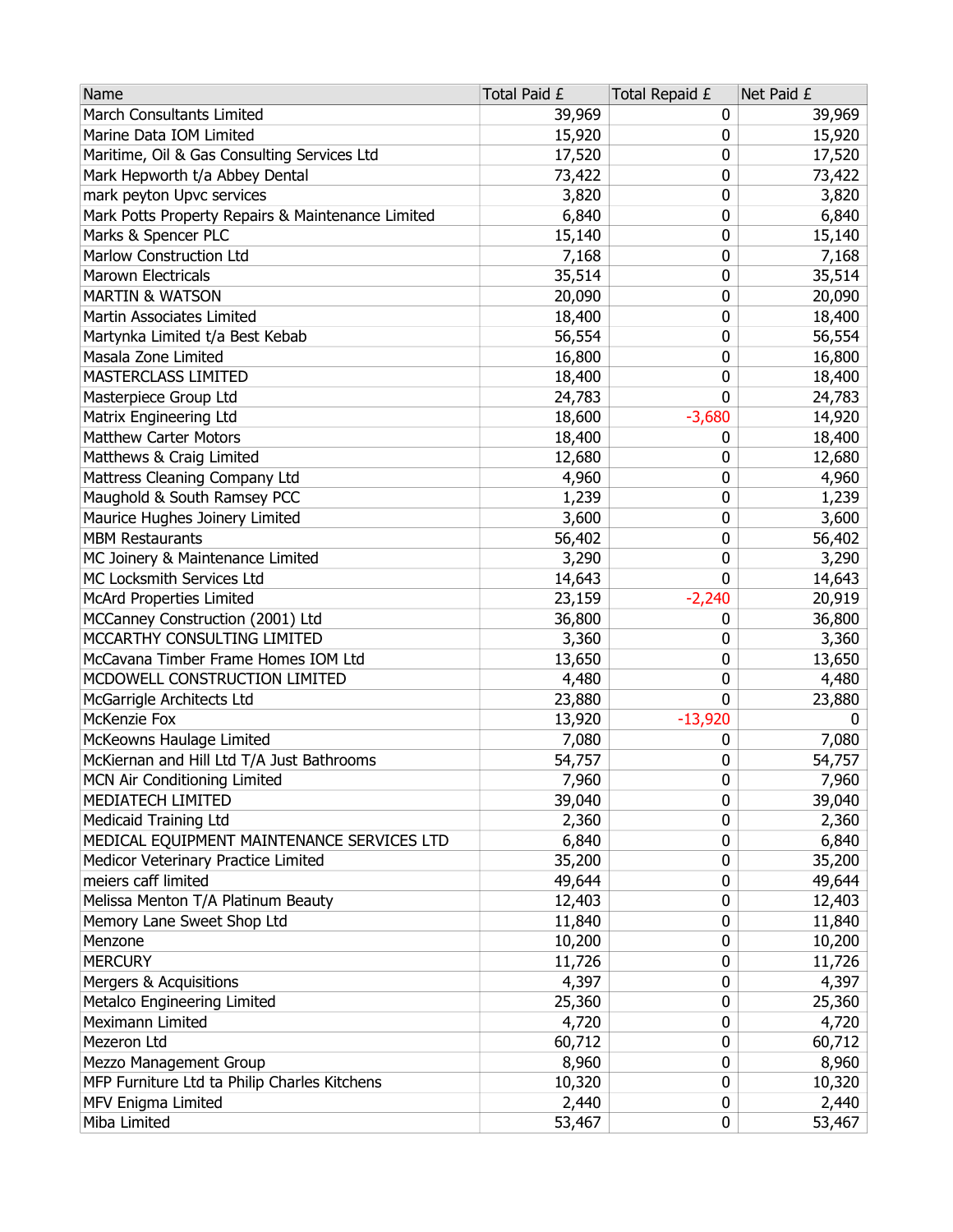| Name | Total Paid £ | Total Repaid £ | Net Paid £ |
|---|---|---|---|
| March Consultants Limited | 39,969 | 0 | 39,969 |
| Marine Data IOM Limited | 15,920 | 0 | 15,920 |
| Maritime, Oil & Gas Consulting Services Ltd | 17,520 | 0 | 17,520 |
| Mark Hepworth t/a Abbey Dental | 73,422 | 0 | 73,422 |
| mark peyton Upvc services | 3,820 | 0 | 3,820 |
| Mark Potts Property Repairs & Maintenance Limited | 6,840 | 0 | 6,840 |
| Marks & Spencer PLC | 15,140 | 0 | 15,140 |
| Marlow Construction Ltd | 7,168 | 0 | 7,168 |
| Marown Electricals | 35,514 | 0 | 35,514 |
| MARTIN & WATSON | 20,090 | 0 | 20,090 |
| Martin Associates Limited | 18,400 | 0 | 18,400 |
| Martynka Limited t/a Best Kebab | 56,554 | 0 | 56,554 |
| Masala Zone Limited | 16,800 | 0 | 16,800 |
| MASTERCLASS LIMITED | 18,400 | 0 | 18,400 |
| Masterpiece Group Ltd | 24,783 | 0 | 24,783 |
| Matrix Engineering Ltd | 18,600 | -3,680 | 14,920 |
| Matthew Carter Motors | 18,400 | 0 | 18,400 |
| Matthews & Craig Limited | 12,680 | 0 | 12,680 |
| Mattress Cleaning Company Ltd | 4,960 | 0 | 4,960 |
| Maughold & South Ramsey PCC | 1,239 | 0 | 1,239 |
| Maurice Hughes Joinery Limited | 3,600 | 0 | 3,600 |
| MBM Restaurants | 56,402 | 0 | 56,402 |
| MC Joinery & Maintenance Limited | 3,290 | 0 | 3,290 |
| MC Locksmith Services Ltd | 14,643 | 0 | 14,643 |
| McArd Properties Limited | 23,159 | -2,240 | 20,919 |
| MCCanney Construction (2001) Ltd | 36,800 | 0 | 36,800 |
| MCCARTHY CONSULTING LIMITED | 3,360 | 0 | 3,360 |
| McCavana Timber Frame Homes IOM Ltd | 13,650 | 0 | 13,650 |
| MCDOWELL CONSTRUCTION LIMITED | 4,480 | 0 | 4,480 |
| McGarrigle Architects Ltd | 23,880 | 0 | 23,880 |
| McKenzie Fox | 13,920 | -13,920 | 0 |
| McKeowns Haulage Limited | 7,080 | 0 | 7,080 |
| McKiernan and Hill Ltd T/A Just Bathrooms | 54,757 | 0 | 54,757 |
| MCN Air Conditioning Limited | 7,960 | 0 | 7,960 |
| MEDIATECH LIMITED | 39,040 | 0 | 39,040 |
| Medicaid Training Ltd | 2,360 | 0 | 2,360 |
| MEDICAL EQUIPMENT MAINTENANCE SERVICES LTD | 6,840 | 0 | 6,840 |
| Medicor Veterinary Practice Limited | 35,200 | 0 | 35,200 |
| meiers caff limited | 49,644 | 0 | 49,644 |
| Melissa Menton T/A Platinum Beauty | 12,403 | 0 | 12,403 |
| Memory Lane Sweet Shop Ltd | 11,840 | 0 | 11,840 |
| Menzone | 10,200 | 0 | 10,200 |
| MERCURY | 11,726 | 0 | 11,726 |
| Mergers & Acquisitions | 4,397 | 0 | 4,397 |
| Metalco Engineering Limited | 25,360 | 0 | 25,360 |
| Meximann Limited | 4,720 | 0 | 4,720 |
| Mezeron Ltd | 60,712 | 0 | 60,712 |
| Mezzo Management Group | 8,960 | 0 | 8,960 |
| MFP Furniture Ltd ta Philip Charles Kitchens | 10,320 | 0 | 10,320 |
| MFV Enigma Limited | 2,440 | 0 | 2,440 |
| Miba Limited | 53,467 | 0 | 53,467 |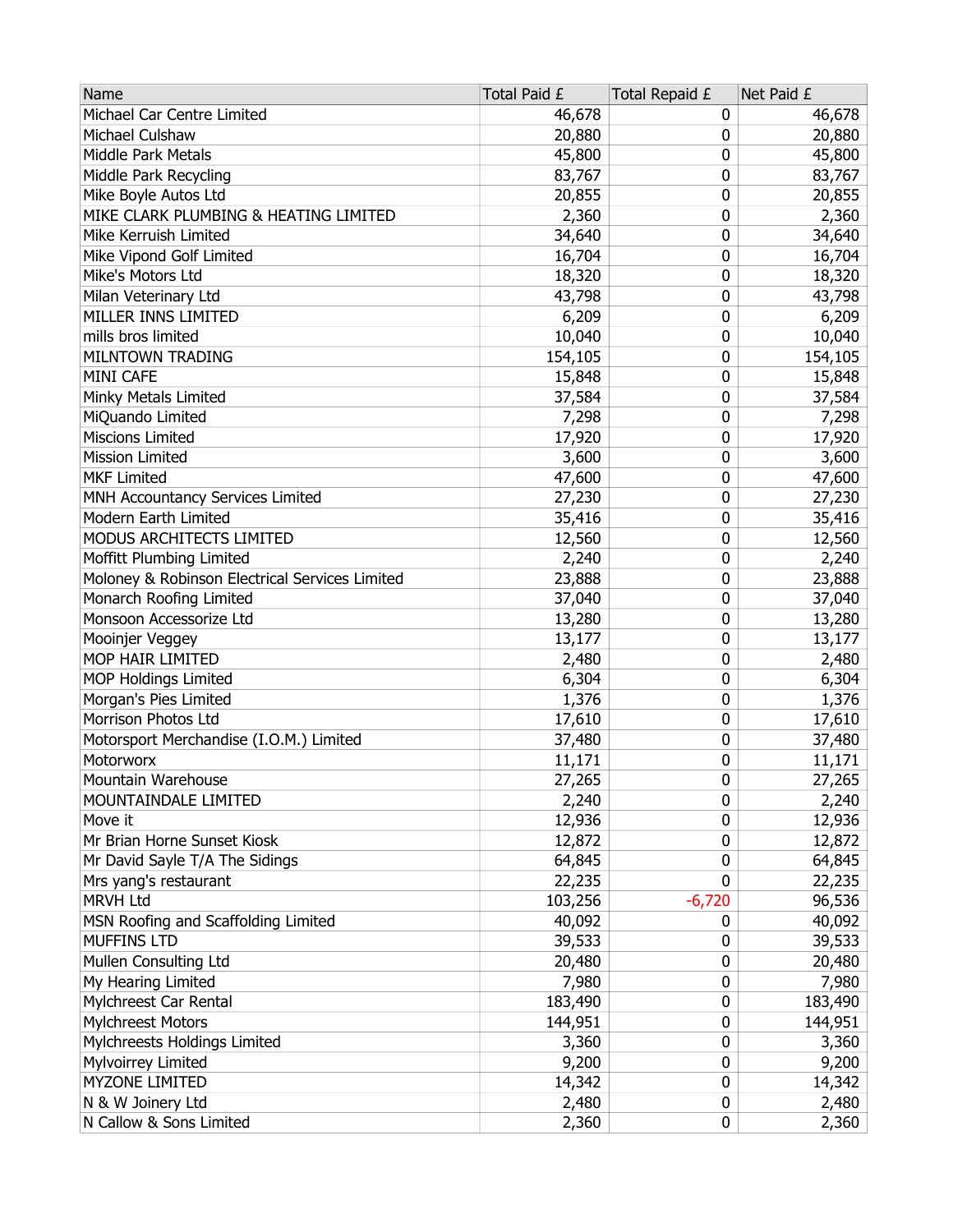| Name | Total Paid £ | Total Repaid £ | Net Paid £ |
|---|---|---|---|
| Michael Car Centre Limited | 46,678 | 0 | 46,678 |
| Michael Culshaw | 20,880 | 0 | 20,880 |
| Middle Park Metals | 45,800 | 0 | 45,800 |
| Middle Park Recycling | 83,767 | 0 | 83,767 |
| Mike Boyle Autos Ltd | 20,855 | 0 | 20,855 |
| MIKE CLARK PLUMBING & HEATING LIMITED | 2,360 | 0 | 2,360 |
| Mike Kerruish Limited | 34,640 | 0 | 34,640 |
| Mike Vipond Golf Limited | 16,704 | 0 | 16,704 |
| Mike's Motors Ltd | 18,320 | 0 | 18,320 |
| Milan Veterinary Ltd | 43,798 | 0 | 43,798 |
| MILLER INNS LIMITED | 6,209 | 0 | 6,209 |
| mills bros limited | 10,040 | 0 | 10,040 |
| MILNTOWN TRADING | 154,105 | 0 | 154,105 |
| MINI CAFE | 15,848 | 0 | 15,848 |
| Minky Metals Limited | 37,584 | 0 | 37,584 |
| MiQuando Limited | 7,298 | 0 | 7,298 |
| Miscions Limited | 17,920 | 0 | 17,920 |
| Mission Limited | 3,600 | 0 | 3,600 |
| MKF Limited | 47,600 | 0 | 47,600 |
| MNH Accountancy Services Limited | 27,230 | 0 | 27,230 |
| Modern Earth Limited | 35,416 | 0 | 35,416 |
| MODUS ARCHITECTS LIMITED | 12,560 | 0 | 12,560 |
| Moffitt Plumbing Limited | 2,240 | 0 | 2,240 |
| Moloney & Robinson Electrical Services Limited | 23,888 | 0 | 23,888 |
| Monarch Roofing Limited | 37,040 | 0 | 37,040 |
| Monsoon Accessorize Ltd | 13,280 | 0 | 13,280 |
| Mooinjer Veggey | 13,177 | 0 | 13,177 |
| MOP HAIR LIMITED | 2,480 | 0 | 2,480 |
| MOP Holdings Limited | 6,304 | 0 | 6,304 |
| Morgan's Pies Limited | 1,376 | 0 | 1,376 |
| Morrison Photos Ltd | 17,610 | 0 | 17,610 |
| Motorsport Merchandise (I.O.M.) Limited | 37,480 | 0 | 37,480 |
| Motorworx | 11,171 | 0 | 11,171 |
| Mountain Warehouse | 27,265 | 0 | 27,265 |
| MOUNTAINDALE LIMITED | 2,240 | 0 | 2,240 |
| Move it | 12,936 | 0 | 12,936 |
| Mr Brian Horne Sunset Kiosk | 12,872 | 0 | 12,872 |
| Mr David Sayle T/A The Sidings | 64,845 | 0 | 64,845 |
| Mrs yang's restaurant | 22,235 | 0 | 22,235 |
| MRVH Ltd | 103,256 | -6,720 | 96,536 |
| MSN Roofing and Scaffolding Limited | 40,092 | 0 | 40,092 |
| MUFFINS LTD | 39,533 | 0 | 39,533 |
| Mullen Consulting Ltd | 20,480 | 0 | 20,480 |
| My Hearing Limited | 7,980 | 0 | 7,980 |
| Mylchreest Car Rental | 183,490 | 0 | 183,490 |
| Mylchreest Motors | 144,951 | 0 | 144,951 |
| Mylchreests Holdings Limited | 3,360 | 0 | 3,360 |
| Mylvoirrey Limited | 9,200 | 0 | 9,200 |
| MYZONE LIMITED | 14,342 | 0 | 14,342 |
| N & W Joinery Ltd | 2,480 | 0 | 2,480 |
| N Callow & Sons Limited | 2,360 | 0 | 2,360 |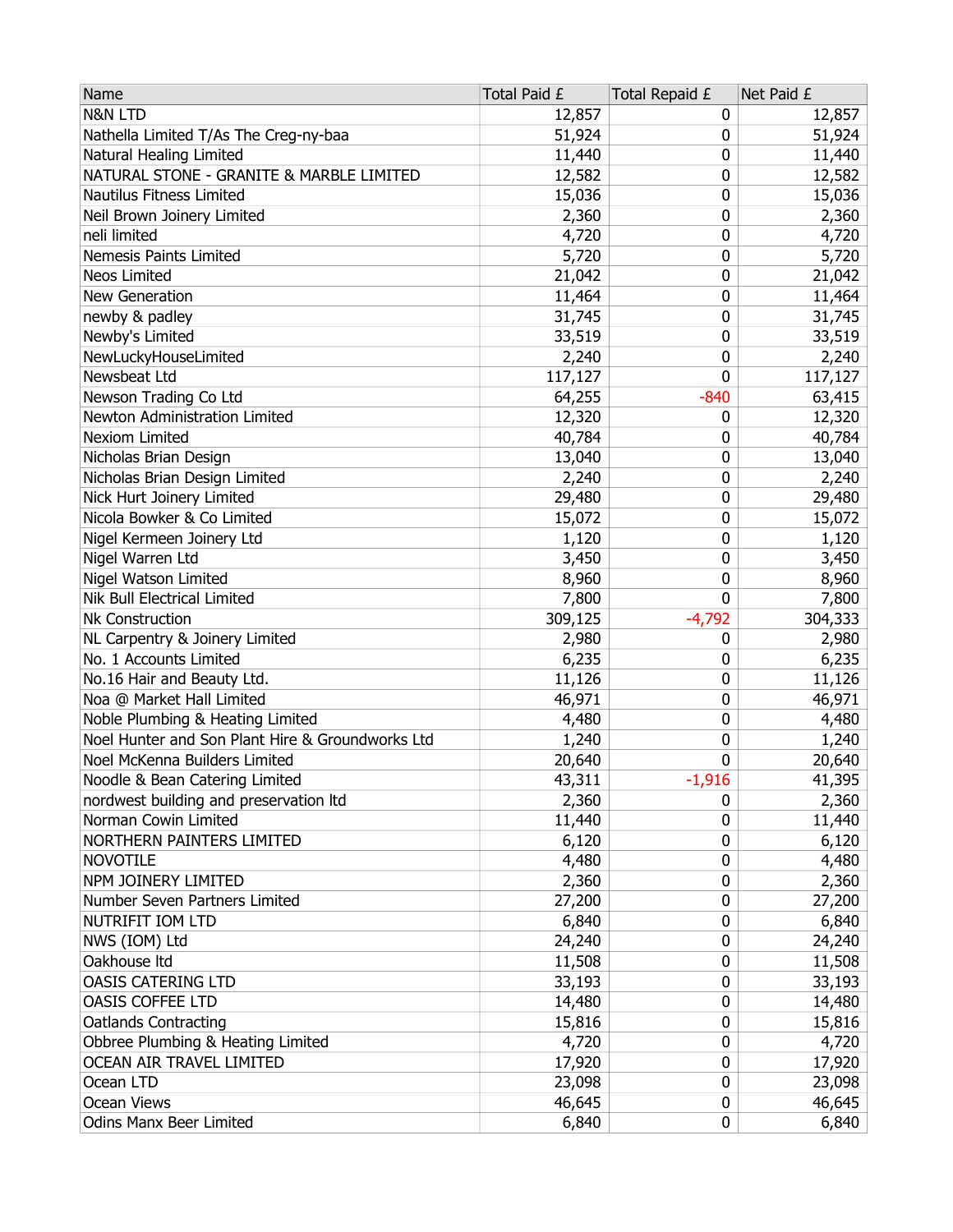| Name | Total Paid £ | Total Repaid £ | Net Paid £ |
|---|---|---|---|
| N&N LTD | 12,857 | 0 | 12,857 |
| Nathella Limited T/As The Creg-ny-baa | 51,924 | 0 | 51,924 |
| Natural Healing Limited | 11,440 | 0 | 11,440 |
| NATURAL STONE - GRANITE & MARBLE LIMITED | 12,582 | 0 | 12,582 |
| Nautilus Fitness Limited | 15,036 | 0 | 15,036 |
| Neil Brown Joinery Limited | 2,360 | 0 | 2,360 |
| neli limited | 4,720 | 0 | 4,720 |
| Nemesis Paints Limited | 5,720 | 0 | 5,720 |
| Neos Limited | 21,042 | 0 | 21,042 |
| New Generation | 11,464 | 0 | 11,464 |
| newby & padley | 31,745 | 0 | 31,745 |
| Newby's Limited | 33,519 | 0 | 33,519 |
| NewLuckyHouseLimited | 2,240 | 0 | 2,240 |
| Newsbeat Ltd | 117,127 | 0 | 117,127 |
| Newson Trading Co Ltd | 64,255 | -840 | 63,415 |
| Newton Administration Limited | 12,320 | 0 | 12,320 |
| Nexiom Limited | 40,784 | 0 | 40,784 |
| Nicholas Brian Design | 13,040 | 0 | 13,040 |
| Nicholas Brian Design Limited | 2,240 | 0 | 2,240 |
| Nick Hurt Joinery Limited | 29,480 | 0 | 29,480 |
| Nicola Bowker & Co Limited | 15,072 | 0 | 15,072 |
| Nigel Kermeen Joinery Ltd | 1,120 | 0 | 1,120 |
| Nigel Warren Ltd | 3,450 | 0 | 3,450 |
| Nigel Watson Limited | 8,960 | 0 | 8,960 |
| Nik Bull Electrical Limited | 7,800 | 0 | 7,800 |
| Nk Construction | 309,125 | -4,792 | 304,333 |
| NL Carpentry & Joinery Limited | 2,980 | 0 | 2,980 |
| No. 1 Accounts Limited | 6,235 | 0 | 6,235 |
| No.16 Hair and Beauty Ltd. | 11,126 | 0 | 11,126 |
| Noa @ Market Hall Limited | 46,971 | 0 | 46,971 |
| Noble Plumbing & Heating Limited | 4,480 | 0 | 4,480 |
| Noel Hunter and Son Plant Hire & Groundworks Ltd | 1,240 | 0 | 1,240 |
| Noel McKenna Builders Limited | 20,640 | 0 | 20,640 |
| Noodle & Bean Catering Limited | 43,311 | -1,916 | 41,395 |
| nordwest building and preservation ltd | 2,360 | 0 | 2,360 |
| Norman Cowin Limited | 11,440 | 0 | 11,440 |
| NORTHERN PAINTERS LIMITED | 6,120 | 0 | 6,120 |
| NOVOTILE | 4,480 | 0 | 4,480 |
| NPM JOINERY LIMITED | 2,360 | 0 | 2,360 |
| Number Seven Partners Limited | 27,200 | 0 | 27,200 |
| NUTRIFIT IOM LTD | 6,840 | 0 | 6,840 |
| NWS (IOM) Ltd | 24,240 | 0 | 24,240 |
| Oakhouse ltd | 11,508 | 0 | 11,508 |
| OASIS CATERING LTD | 33,193 | 0 | 33,193 |
| OASIS COFFEE LTD | 14,480 | 0 | 14,480 |
| Oatlands Contracting | 15,816 | 0 | 15,816 |
| Obbree Plumbing & Heating Limited | 4,720 | 0 | 4,720 |
| OCEAN AIR TRAVEL LIMITED | 17,920 | 0 | 17,920 |
| Ocean LTD | 23,098 | 0 | 23,098 |
| Ocean Views | 46,645 | 0 | 46,645 |
| Odins Manx Beer Limited | 6,840 | 0 | 6,840 |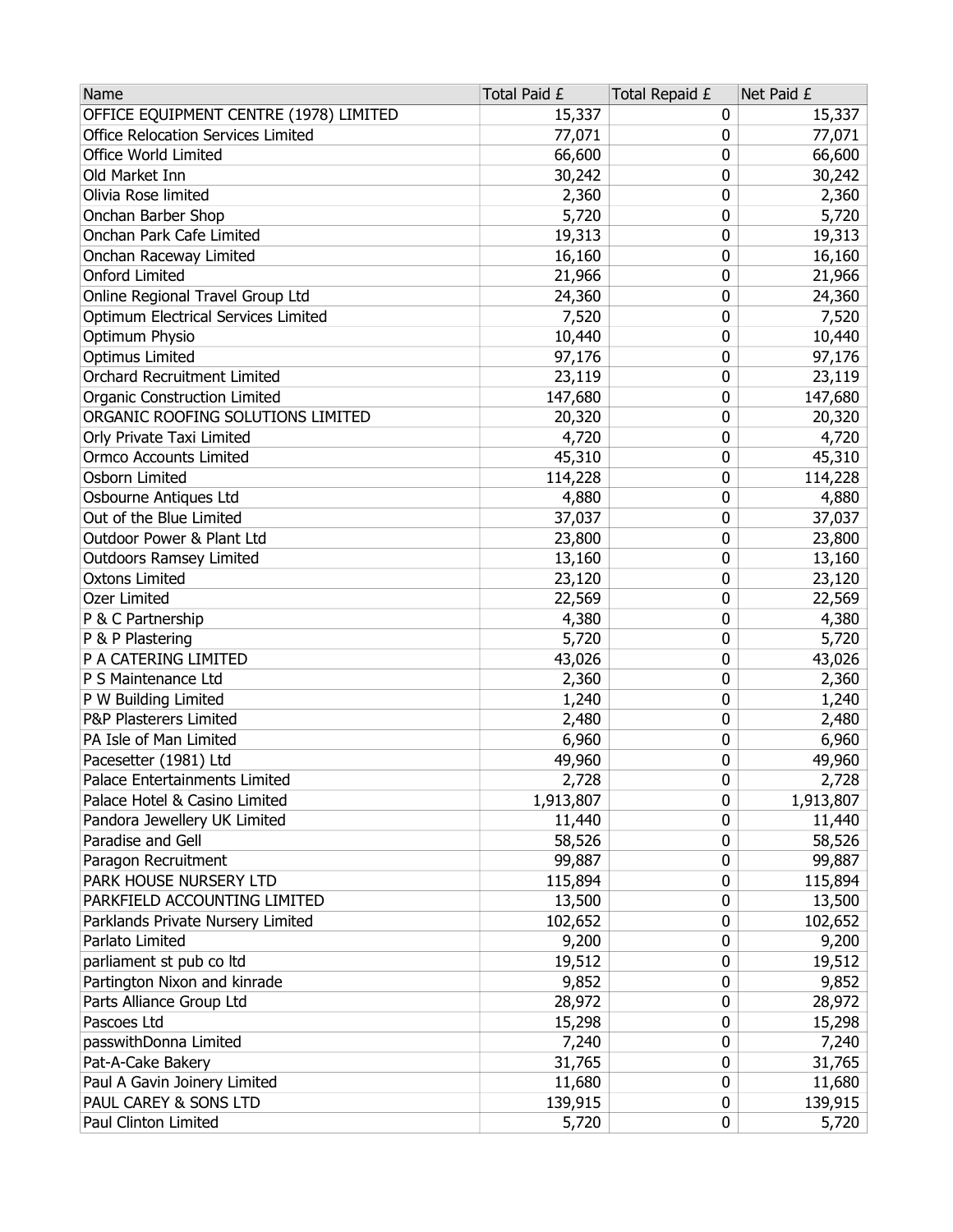| Name | Total Paid £ | Total Repaid £ | Net Paid £ |
|---|---|---|---|
| OFFICE EQUIPMENT CENTRE (1978) LIMITED | 15,337 | 0 | 15,337 |
| Office Relocation Services Limited | 77,071 | 0 | 77,071 |
| Office World Limited | 66,600 | 0 | 66,600 |
| Old Market Inn | 30,242 | 0 | 30,242 |
| Olivia Rose limited | 2,360 | 0 | 2,360 |
| Onchan Barber Shop | 5,720 | 0 | 5,720 |
| Onchan Park Cafe Limited | 19,313 | 0 | 19,313 |
| Onchan Raceway Limited | 16,160 | 0 | 16,160 |
| Onford Limited | 21,966 | 0 | 21,966 |
| Online Regional Travel Group Ltd | 24,360 | 0 | 24,360 |
| Optimum Electrical Services Limited | 7,520 | 0 | 7,520 |
| Optimum Physio | 10,440 | 0 | 10,440 |
| Optimus Limited | 97,176 | 0 | 97,176 |
| Orchard Recruitment Limited | 23,119 | 0 | 23,119 |
| Organic Construction Limited | 147,680 | 0 | 147,680 |
| ORGANIC ROOFING SOLUTIONS LIMITED | 20,320 | 0 | 20,320 |
| Orly Private Taxi Limited | 4,720 | 0 | 4,720 |
| Ormco Accounts Limited | 45,310 | 0 | 45,310 |
| Osborn Limited | 114,228 | 0 | 114,228 |
| Osbourne Antiques Ltd | 4,880 | 0 | 4,880 |
| Out of the Blue Limited | 37,037 | 0 | 37,037 |
| Outdoor Power & Plant Ltd | 23,800 | 0 | 23,800 |
| Outdoors Ramsey Limited | 13,160 | 0 | 13,160 |
| Oxtons Limited | 23,120 | 0 | 23,120 |
| Ozer Limited | 22,569 | 0 | 22,569 |
| P & C Partnership | 4,380 | 0 | 4,380 |
| P & P Plastering | 5,720 | 0 | 5,720 |
| P A CATERING LIMITED | 43,026 | 0 | 43,026 |
| P S Maintenance Ltd | 2,360 | 0 | 2,360 |
| P W Building Limited | 1,240 | 0 | 1,240 |
| P&P Plasterers Limited | 2,480 | 0 | 2,480 |
| PA Isle of Man Limited | 6,960 | 0 | 6,960 |
| Pacesetter (1981) Ltd | 49,960 | 0 | 49,960 |
| Palace Entertainments Limited | 2,728 | 0 | 2,728 |
| Palace Hotel & Casino Limited | 1,913,807 | 0 | 1,913,807 |
| Pandora Jewellery UK Limited | 11,440 | 0 | 11,440 |
| Paradise and Gell | 58,526 | 0 | 58,526 |
| Paragon Recruitment | 99,887 | 0 | 99,887 |
| PARK HOUSE NURSERY LTD | 115,894 | 0 | 115,894 |
| PARKFIELD ACCOUNTING LIMITED | 13,500 | 0 | 13,500 |
| Parklands Private Nursery Limited | 102,652 | 0 | 102,652 |
| Parlato Limited | 9,200 | 0 | 9,200 |
| parliament st pub co ltd | 19,512 | 0 | 19,512 |
| Partington Nixon and kinrade | 9,852 | 0 | 9,852 |
| Parts Alliance Group Ltd | 28,972 | 0 | 28,972 |
| Pascoes Ltd | 15,298 | 0 | 15,298 |
| passwithDonna Limited | 7,240 | 0 | 7,240 |
| Pat-A-Cake Bakery | 31,765 | 0 | 31,765 |
| Paul A Gavin Joinery Limited | 11,680 | 0 | 11,680 |
| PAUL CAREY & SONS LTD | 139,915 | 0 | 139,915 |
| Paul Clinton Limited | 5,720 | 0 | 5,720 |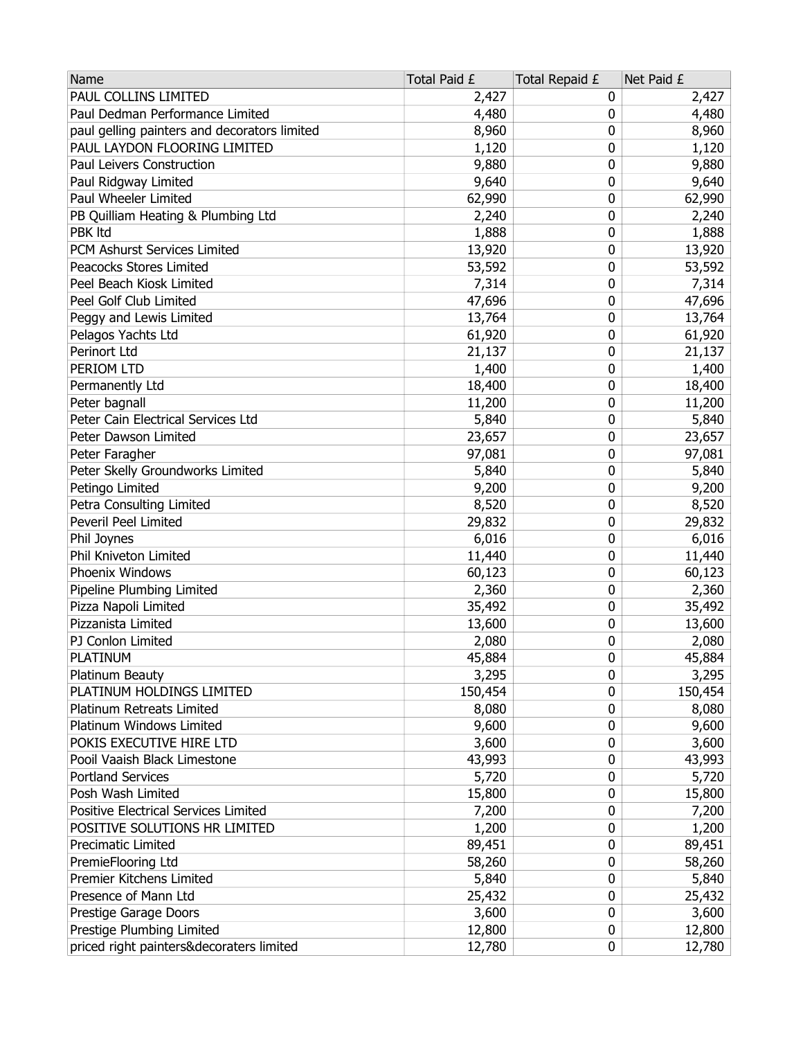| Name | Total Paid £ | Total Repaid £ | Net Paid £ |
| --- | --- | --- | --- |
| PAUL COLLINS LIMITED | 2,427 | 0 | 2,427 |
| Paul Dedman Performance Limited | 4,480 | 0 | 4,480 |
| paul gelling painters and decorators limited | 8,960 | 0 | 8,960 |
| PAUL LAYDON FLOORING LIMITED | 1,120 | 0 | 1,120 |
| Paul Leivers Construction | 9,880 | 0 | 9,880 |
| Paul Ridgway Limited | 9,640 | 0 | 9,640 |
| Paul Wheeler Limited | 62,990 | 0 | 62,990 |
| PB Quilliam Heating & Plumbing Ltd | 2,240 | 0 | 2,240 |
| PBK ltd | 1,888 | 0 | 1,888 |
| PCM Ashurst Services Limited | 13,920 | 0 | 13,920 |
| Peacocks Stores Limited | 53,592 | 0 | 53,592 |
| Peel Beach Kiosk Limited | 7,314 | 0 | 7,314 |
| Peel Golf Club Limited | 47,696 | 0 | 47,696 |
| Peggy and Lewis Limited | 13,764 | 0 | 13,764 |
| Pelagos Yachts Ltd | 61,920 | 0 | 61,920 |
| Perinort Ltd | 21,137 | 0 | 21,137 |
| PERIOM LTD | 1,400 | 0 | 1,400 |
| Permanently Ltd | 18,400 | 0 | 18,400 |
| Peter bagnall | 11,200 | 0 | 11,200 |
| Peter Cain Electrical Services Ltd | 5,840 | 0 | 5,840 |
| Peter Dawson Limited | 23,657 | 0 | 23,657 |
| Peter Faragher | 97,081 | 0 | 97,081 |
| Peter Skelly Groundworks Limited | 5,840 | 0 | 5,840 |
| Petingo Limited | 9,200 | 0 | 9,200 |
| Petra Consulting Limited | 8,520 | 0 | 8,520 |
| Peveril Peel Limited | 29,832 | 0 | 29,832 |
| Phil Joynes | 6,016 | 0 | 6,016 |
| Phil Kniveton Limited | 11,440 | 0 | 11,440 |
| Phoenix Windows | 60,123 | 0 | 60,123 |
| Pipeline Plumbing Limited | 2,360 | 0 | 2,360 |
| Pizza Napoli Limited | 35,492 | 0 | 35,492 |
| Pizzanista Limited | 13,600 | 0 | 13,600 |
| PJ Conlon Limited | 2,080 | 0 | 2,080 |
| PLATINUM | 45,884 | 0 | 45,884 |
| Platinum Beauty | 3,295 | 0 | 3,295 |
| PLATINUM HOLDINGS LIMITED | 150,454 | 0 | 150,454 |
| Platinum Retreats Limited | 8,080 | 0 | 8,080 |
| Platinum Windows Limited | 9,600 | 0 | 9,600 |
| POKIS EXECUTIVE HIRE LTD | 3,600 | 0 | 3,600 |
| Pooil Vaaish Black Limestone | 43,993 | 0 | 43,993 |
| Portland Services | 5,720 | 0 | 5,720 |
| Posh Wash Limited | 15,800 | 0 | 15,800 |
| Positive Electrical Services Limited | 7,200 | 0 | 7,200 |
| POSITIVE SOLUTIONS HR LIMITED | 1,200 | 0 | 1,200 |
| Precimatic Limited | 89,451 | 0 | 89,451 |
| PremieFlooring Ltd | 58,260 | 0 | 58,260 |
| Premier Kitchens Limited | 5,840 | 0 | 5,840 |
| Presence of Mann Ltd | 25,432 | 0 | 25,432 |
| Prestige Garage Doors | 3,600 | 0 | 3,600 |
| Prestige Plumbing Limited | 12,800 | 0 | 12,800 |
| priced right painters&decoraters limited | 12,780 | 0 | 12,780 |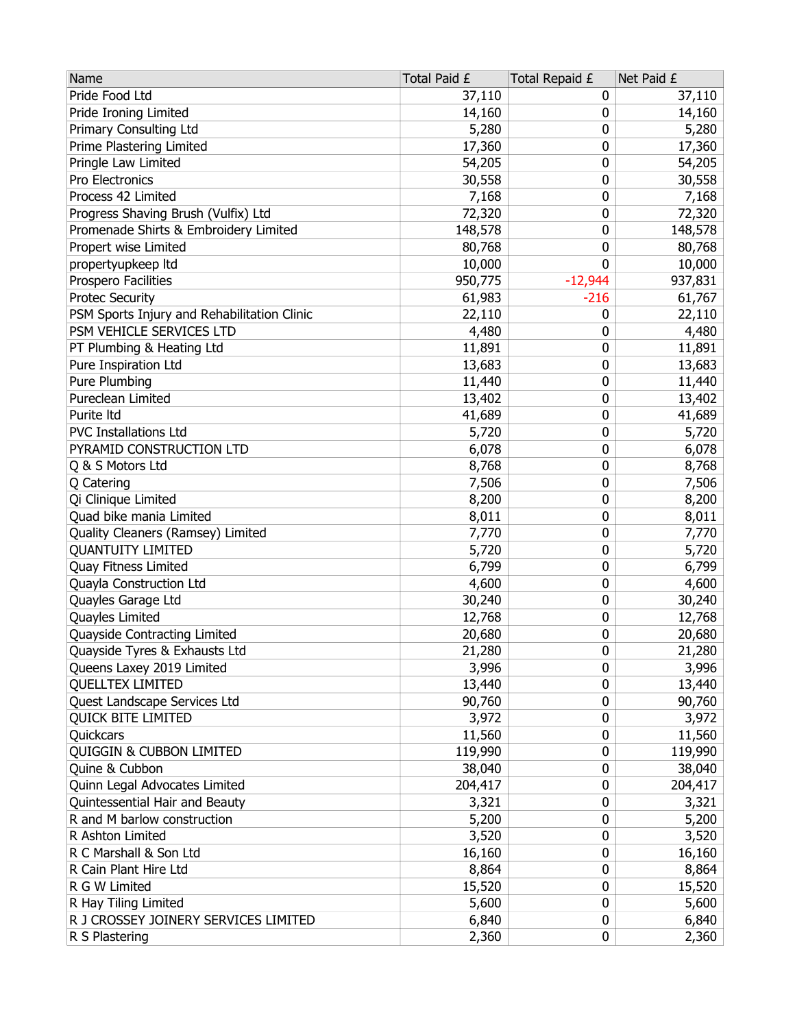| Name | Total Paid £ | Total Repaid £ | Net Paid £ |
|---|---|---|---|
| Pride Food Ltd | 37,110 | 0 | 37,110 |
| Pride Ironing Limited | 14,160 | 0 | 14,160 |
| Primary Consulting Ltd | 5,280 | 0 | 5,280 |
| Prime Plastering Limited | 17,360 | 0 | 17,360 |
| Pringle Law Limited | 54,205 | 0 | 54,205 |
| Pro Electronics | 30,558 | 0 | 30,558 |
| Process 42 Limited | 7,168 | 0 | 7,168 |
| Progress Shaving Brush (Vulfix) Ltd | 72,320 | 0 | 72,320 |
| Promenade Shirts & Embroidery Limited | 148,578 | 0 | 148,578 |
| Propert wise Limited | 80,768 | 0 | 80,768 |
| propertyupkeep ltd | 10,000 | 0 | 10,000 |
| Prospero Facilities | 950,775 | -12,944 | 937,831 |
| Protec Security | 61,983 | -216 | 61,767 |
| PSM Sports Injury and Rehabilitation Clinic | 22,110 | 0 | 22,110 |
| PSM VEHICLE SERVICES LTD | 4,480 | 0 | 4,480 |
| PT Plumbing & Heating Ltd | 11,891 | 0 | 11,891 |
| Pure Inspiration Ltd | 13,683 | 0 | 13,683 |
| Pure Plumbing | 11,440 | 0 | 11,440 |
| Pureclean Limited | 13,402 | 0 | 13,402 |
| Purite ltd | 41,689 | 0 | 41,689 |
| PVC Installations Ltd | 5,720 | 0 | 5,720 |
| PYRAMID CONSTRUCTION LTD | 6,078 | 0 | 6,078 |
| Q & S Motors Ltd | 8,768 | 0 | 8,768 |
| Q Catering | 7,506 | 0 | 7,506 |
| Qi Clinique Limited | 8,200 | 0 | 8,200 |
| Quad bike mania Limited | 8,011 | 0 | 8,011 |
| Quality Cleaners (Ramsey) Limited | 7,770 | 0 | 7,770 |
| QUANTUITY LIMITED | 5,720 | 0 | 5,720 |
| Quay Fitness Limited | 6,799 | 0 | 6,799 |
| Quayla Construction Ltd | 4,600 | 0 | 4,600 |
| Quayles Garage Ltd | 30,240 | 0 | 30,240 |
| Quayles Limited | 12,768 | 0 | 12,768 |
| Quayside Contracting Limited | 20,680 | 0 | 20,680 |
| Quayside Tyres & Exhausts Ltd | 21,280 | 0 | 21,280 |
| Queens Laxey 2019 Limited | 3,996 | 0 | 3,996 |
| QUELLTEX LIMITED | 13,440 | 0 | 13,440 |
| Quest Landscape Services Ltd | 90,760 | 0 | 90,760 |
| QUICK BITE LIMITED | 3,972 | 0 | 3,972 |
| Quickcars | 11,560 | 0 | 11,560 |
| QUIGGIN & CUBBON LIMITED | 119,990 | 0 | 119,990 |
| Quine & Cubbon | 38,040 | 0 | 38,040 |
| Quinn Legal Advocates Limited | 204,417 | 0 | 204,417 |
| Quintessential Hair and Beauty | 3,321 | 0 | 3,321 |
| R and M barlow construction | 5,200 | 0 | 5,200 |
| R Ashton Limited | 3,520 | 0 | 3,520 |
| R C Marshall & Son Ltd | 16,160 | 0 | 16,160 |
| R Cain Plant Hire Ltd | 8,864 | 0 | 8,864 |
| R G W Limited | 15,520 | 0 | 15,520 |
| R Hay Tiling Limited | 5,600 | 0 | 5,600 |
| R J CROSSEY JOINERY SERVICES LIMITED | 6,840 | 0 | 6,840 |
| R S Plastering | 2,360 | 0 | 2,360 |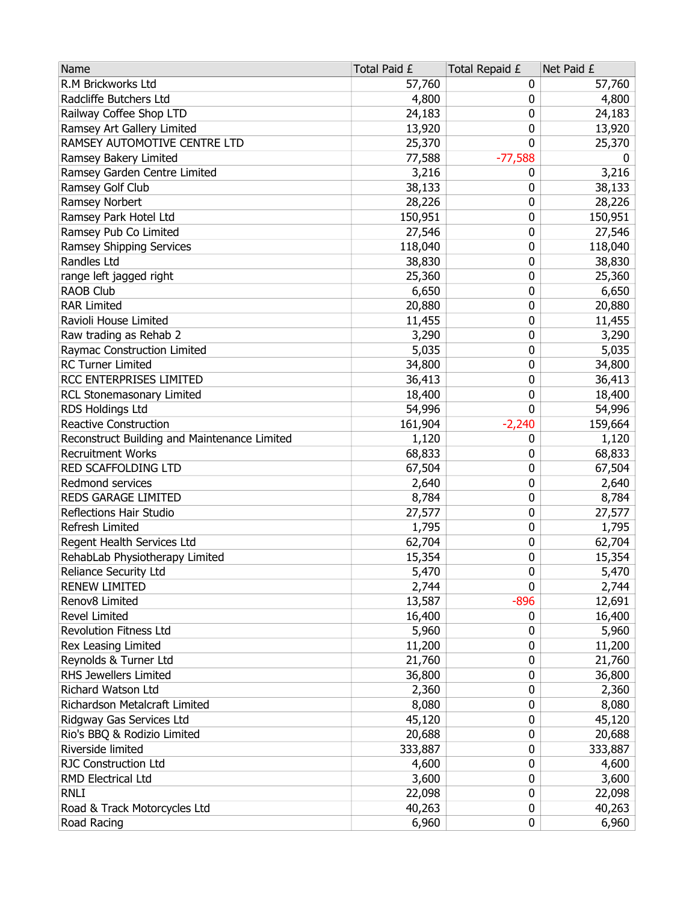| Name | Total Paid £ | Total Repaid £ | Net Paid £ |
|---|---|---|---|
| R.M Brickworks Ltd | 57,760 | 0 | 57,760 |
| Radcliffe Butchers Ltd | 4,800 | 0 | 4,800 |
| Railway Coffee Shop LTD | 24,183 | 0 | 24,183 |
| Ramsey Art Gallery Limited | 13,920 | 0 | 13,920 |
| RAMSEY AUTOMOTIVE CENTRE LTD | 25,370 | 0 | 25,370 |
| Ramsey Bakery Limited | 77,588 | -77,588 | 0 |
| Ramsey Garden Centre Limited | 3,216 | 0 | 3,216 |
| Ramsey Golf Club | 38,133 | 0 | 38,133 |
| Ramsey Norbert | 28,226 | 0 | 28,226 |
| Ramsey Park Hotel Ltd | 150,951 | 0 | 150,951 |
| Ramsey Pub Co Limited | 27,546 | 0 | 27,546 |
| Ramsey Shipping Services | 118,040 | 0 | 118,040 |
| Randles Ltd | 38,830 | 0 | 38,830 |
| range left jagged right | 25,360 | 0 | 25,360 |
| RAOB Club | 6,650 | 0 | 6,650 |
| RAR Limited | 20,880 | 0 | 20,880 |
| Ravioli House Limited | 11,455 | 0 | 11,455 |
| Raw trading as Rehab 2 | 3,290 | 0 | 3,290 |
| Raymac Construction Limited | 5,035 | 0 | 5,035 |
| RC Turner Limited | 34,800 | 0 | 34,800 |
| RCC ENTERPRISES LIMITED | 36,413 | 0 | 36,413 |
| RCL Stonemasonary Limited | 18,400 | 0 | 18,400 |
| RDS Holdings Ltd | 54,996 | 0 | 54,996 |
| Reactive Construction | 161,904 | -2,240 | 159,664 |
| Reconstruct Building and Maintenance Limited | 1,120 | 0 | 1,120 |
| Recruitment Works | 68,833 | 0 | 68,833 |
| RED SCAFFOLDING LTD | 67,504 | 0 | 67,504 |
| Redmond services | 2,640 | 0 | 2,640 |
| REDS GARAGE LIMITED | 8,784 | 0 | 8,784 |
| Reflections Hair Studio | 27,577 | 0 | 27,577 |
| Refresh Limited | 1,795 | 0 | 1,795 |
| Regent Health Services Ltd | 62,704 | 0 | 62,704 |
| RehabLab Physiotherapy Limited | 15,354 | 0 | 15,354 |
| Reliance Security Ltd | 5,470 | 0 | 5,470 |
| RENEW LIMITED | 2,744 | 0 | 2,744 |
| Renov8 Limited | 13,587 | -896 | 12,691 |
| Revel Limited | 16,400 | 0 | 16,400 |
| Revolution Fitness Ltd | 5,960 | 0 | 5,960 |
| Rex Leasing Limited | 11,200 | 0 | 11,200 |
| Reynolds & Turner Ltd | 21,760 | 0 | 21,760 |
| RHS Jewellers Limited | 36,800 | 0 | 36,800 |
| Richard Watson Ltd | 2,360 | 0 | 2,360 |
| Richardson Metalcraft Limited | 8,080 | 0 | 8,080 |
| Ridgway Gas Services Ltd | 45,120 | 0 | 45,120 |
| Rio's BBQ & Rodizio Limited | 20,688 | 0 | 20,688 |
| Riverside limited | 333,887 | 0 | 333,887 |
| RJC Construction Ltd | 4,600 | 0 | 4,600 |
| RMD Electrical Ltd | 3,600 | 0 | 3,600 |
| RNLI | 22,098 | 0 | 22,098 |
| Road & Track Motorcycles Ltd | 40,263 | 0 | 40,263 |
| Road Racing | 6,960 | 0 | 6,960 |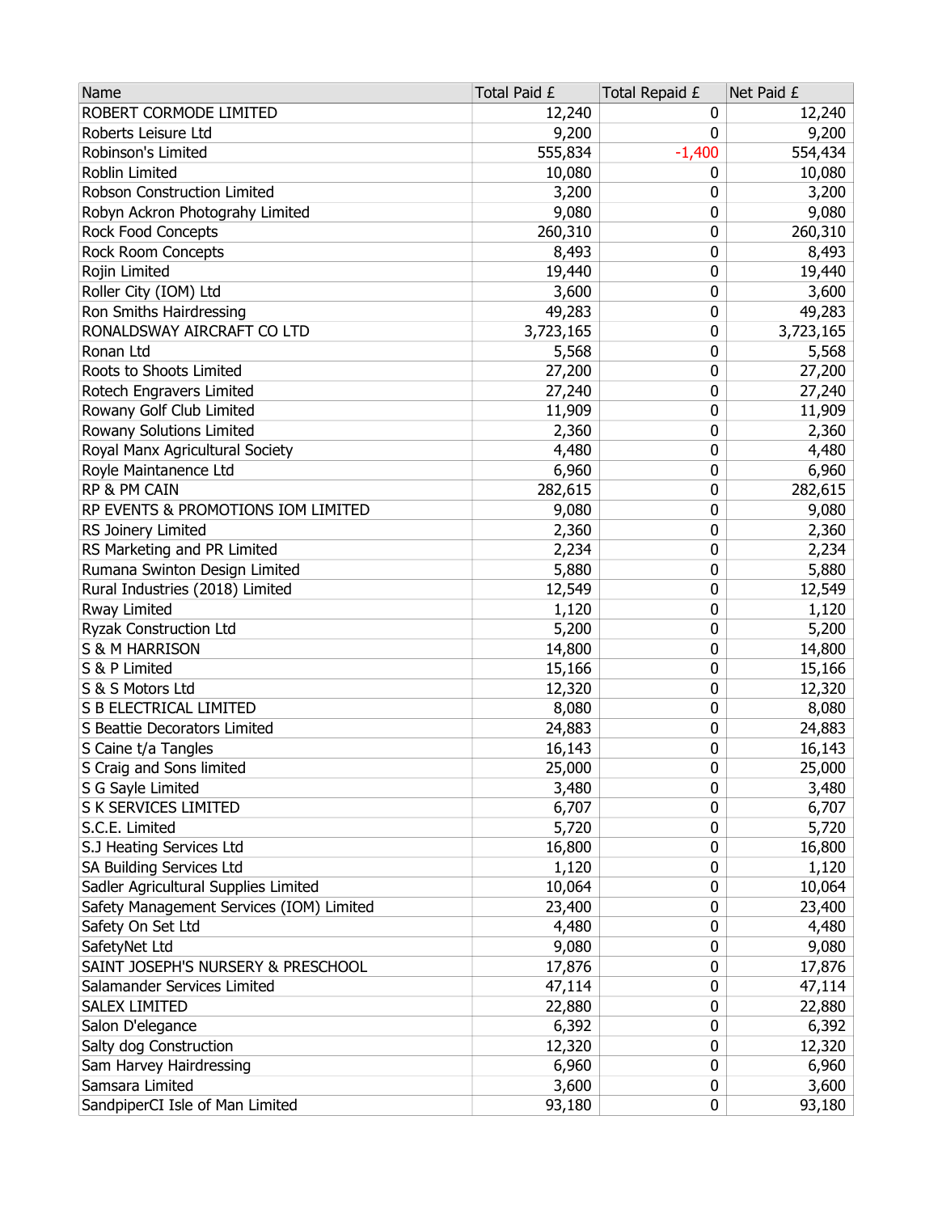| Name | Total Paid £ | Total Repaid £ | Net Paid £ |
|---|---|---|---|
| ROBERT CORMODE LIMITED | 12,240 | 0 | 12,240 |
| Roberts Leisure Ltd | 9,200 | 0 | 9,200 |
| Robinson's Limited | 555,834 | -1,400 | 554,434 |
| Roblin Limited | 10,080 | 0 | 10,080 |
| Robson Construction Limited | 3,200 | 0 | 3,200 |
| Robyn Ackron Photograhy Limited | 9,080 | 0 | 9,080 |
| Rock Food Concepts | 260,310 | 0 | 260,310 |
| Rock Room Concepts | 8,493 | 0 | 8,493 |
| Rojin Limited | 19,440 | 0 | 19,440 |
| Roller City (IOM) Ltd | 3,600 | 0 | 3,600 |
| Ron Smiths Hairdressing | 49,283 | 0 | 49,283 |
| RONALDSWAY AIRCRAFT CO LTD | 3,723,165 | 0 | 3,723,165 |
| Ronan Ltd | 5,568 | 0 | 5,568 |
| Roots to Shoots Limited | 27,200 | 0 | 27,200 |
| Rotech Engravers Limited | 27,240 | 0 | 27,240 |
| Rowany Golf Club Limited | 11,909 | 0 | 11,909 |
| Rowany Solutions Limited | 2,360 | 0 | 2,360 |
| Royal Manx Agricultural Society | 4,480 | 0 | 4,480 |
| Royle Maintanence Ltd | 6,960 | 0 | 6,960 |
| RP & PM CAIN | 282,615 | 0 | 282,615 |
| RP EVENTS & PROMOTIONS IOM LIMITED | 9,080 | 0 | 9,080 |
| RS Joinery Limited | 2,360 | 0 | 2,360 |
| RS Marketing and PR Limited | 2,234 | 0 | 2,234 |
| Rumana Swinton Design Limited | 5,880 | 0 | 5,880 |
| Rural Industries (2018) Limited | 12,549 | 0 | 12,549 |
| Rway Limited | 1,120 | 0 | 1,120 |
| Ryzak Construction Ltd | 5,200 | 0 | 5,200 |
| S & M HARRISON | 14,800 | 0 | 14,800 |
| S & P Limited | 15,166 | 0 | 15,166 |
| S & S Motors Ltd | 12,320 | 0 | 12,320 |
| S B ELECTRICAL LIMITED | 8,080 | 0 | 8,080 |
| S Beattie Decorators Limited | 24,883 | 0 | 24,883 |
| S Caine t/a Tangles | 16,143 | 0 | 16,143 |
| S Craig and Sons limited | 25,000 | 0 | 25,000 |
| S G Sayle Limited | 3,480 | 0 | 3,480 |
| S K SERVICES LIMITED | 6,707 | 0 | 6,707 |
| S.C.E. Limited | 5,720 | 0 | 5,720 |
| S.J Heating Services Ltd | 16,800 | 0 | 16,800 |
| SA Building Services Ltd | 1,120 | 0 | 1,120 |
| Sadler Agricultural Supplies Limited | 10,064 | 0 | 10,064 |
| Safety Management Services (IOM) Limited | 23,400 | 0 | 23,400 |
| Safety On Set Ltd | 4,480 | 0 | 4,480 |
| SafetyNet Ltd | 9,080 | 0 | 9,080 |
| SAINT JOSEPH'S NURSERY & PRESCHOOL | 17,876 | 0 | 17,876 |
| Salamander Services Limited | 47,114 | 0 | 47,114 |
| SALEX LIMITED | 22,880 | 0 | 22,880 |
| Salon D'elegance | 6,392 | 0 | 6,392 |
| Salty dog Construction | 12,320 | 0 | 12,320 |
| Sam Harvey Hairdressing | 6,960 | 0 | 6,960 |
| Samsara Limited | 3,600 | 0 | 3,600 |
| SandpiperCI Isle of Man Limited | 93,180 | 0 | 93,180 |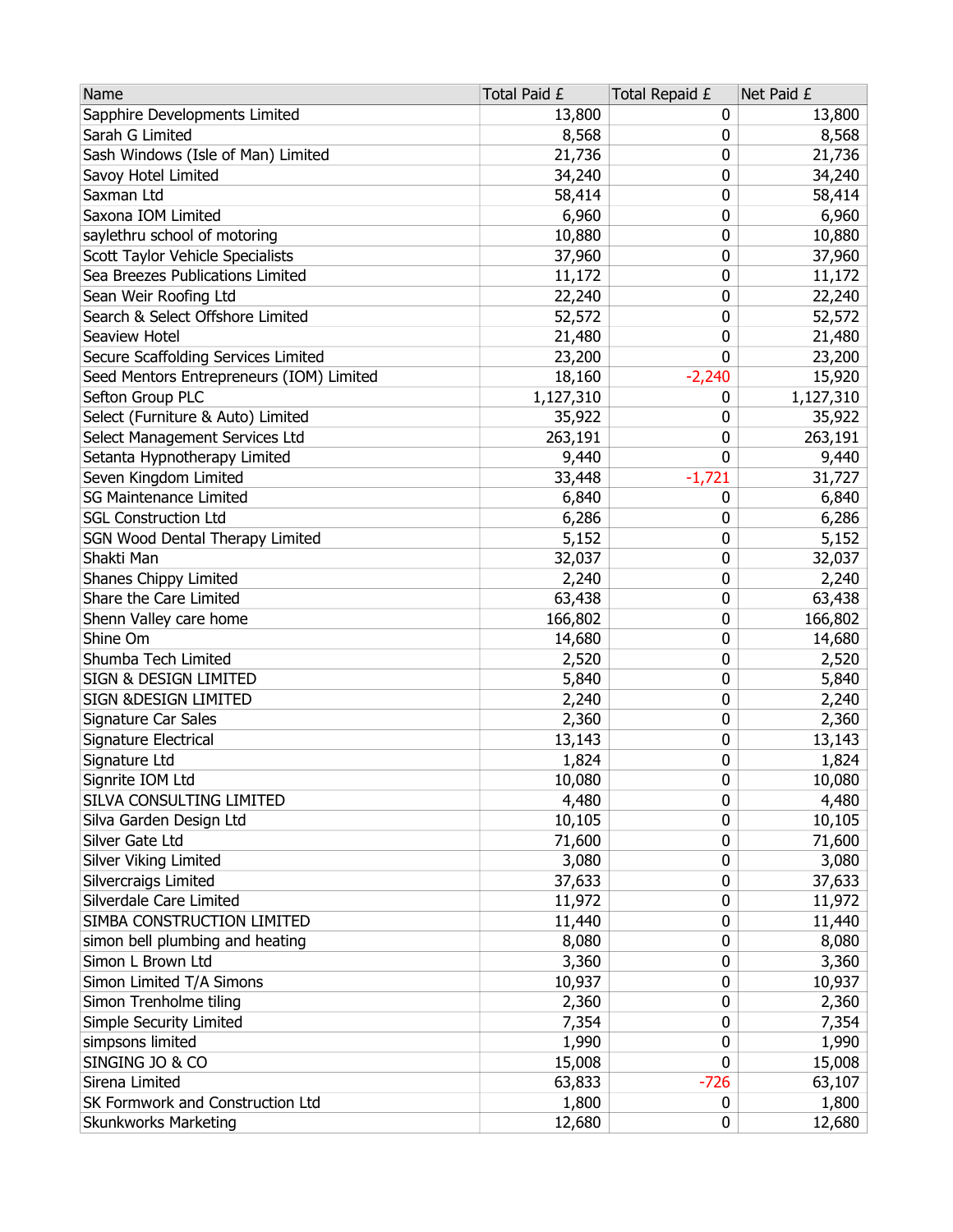| Name | Total Paid £ | Total Repaid £ | Net Paid £ |
|---|---|---|---|
| Sapphire Developments Limited | 13,800 | 0 | 13,800 |
| Sarah G Limited | 8,568 | 0 | 8,568 |
| Sash Windows (Isle of Man) Limited | 21,736 | 0 | 21,736 |
| Savoy Hotel Limited | 34,240 | 0 | 34,240 |
| Saxman Ltd | 58,414 | 0 | 58,414 |
| Saxona IOM Limited | 6,960 | 0 | 6,960 |
| saylethru school of motoring | 10,880 | 0 | 10,880 |
| Scott Taylor Vehicle Specialists | 37,960 | 0 | 37,960 |
| Sea Breezes Publications Limited | 11,172 | 0 | 11,172 |
| Sean Weir Roofing Ltd | 22,240 | 0 | 22,240 |
| Search & Select Offshore Limited | 52,572 | 0 | 52,572 |
| Seaview Hotel | 21,480 | 0 | 21,480 |
| Secure Scaffolding Services Limited | 23,200 | 0 | 23,200 |
| Seed Mentors Entrepreneurs (IOM) Limited | 18,160 | -2,240 | 15,920 |
| Sefton Group PLC | 1,127,310 | 0 | 1,127,310 |
| Select (Furniture & Auto) Limited | 35,922 | 0 | 35,922 |
| Select Management Services Ltd | 263,191 | 0 | 263,191 |
| Setanta Hypnotherapy Limited | 9,440 | 0 | 9,440 |
| Seven Kingdom Limited | 33,448 | -1,721 | 31,727 |
| SG Maintenance Limited | 6,840 | 0 | 6,840 |
| SGL Construction Ltd | 6,286 | 0 | 6,286 |
| SGN Wood Dental Therapy Limited | 5,152 | 0 | 5,152 |
| Shakti Man | 32,037 | 0 | 32,037 |
| Shanes Chippy Limited | 2,240 | 0 | 2,240 |
| Share the Care Limited | 63,438 | 0 | 63,438 |
| Shenn Valley care home | 166,802 | 0 | 166,802 |
| Shine Om | 14,680 | 0 | 14,680 |
| Shumba Tech Limited | 2,520 | 0 | 2,520 |
| SIGN & DESIGN LIMITED | 5,840 | 0 | 5,840 |
| SIGN &DESIGN LIMITED | 2,240 | 0 | 2,240 |
| Signature Car Sales | 2,360 | 0 | 2,360 |
| Signature Electrical | 13,143 | 0 | 13,143 |
| Signature Ltd | 1,824 | 0 | 1,824 |
| Signrite IOM Ltd | 10,080 | 0 | 10,080 |
| SILVA CONSULTING LIMITED | 4,480 | 0 | 4,480 |
| Silva Garden Design Ltd | 10,105 | 0 | 10,105 |
| Silver Gate Ltd | 71,600 | 0 | 71,600 |
| Silver Viking Limited | 3,080 | 0 | 3,080 |
| Silvercraigs Limited | 37,633 | 0 | 37,633 |
| Silverdale Care Limited | 11,972 | 0 | 11,972 |
| SIMBA CONSTRUCTION LIMITED | 11,440 | 0 | 11,440 |
| simon bell plumbing and heating | 8,080 | 0 | 8,080 |
| Simon L Brown Ltd | 3,360 | 0 | 3,360 |
| Simon Limited T/A Simons | 10,937 | 0 | 10,937 |
| Simon Trenholme tiling | 2,360 | 0 | 2,360 |
| Simple Security Limited | 7,354 | 0 | 7,354 |
| simpsons limited | 1,990 | 0 | 1,990 |
| SINGING JO & CO | 15,008 | 0 | 15,008 |
| Sirena Limited | 63,833 | -726 | 63,107 |
| SK Formwork and Construction Ltd | 1,800 | 0 | 1,800 |
| Skunkworks Marketing | 12,680 | 0 | 12,680 |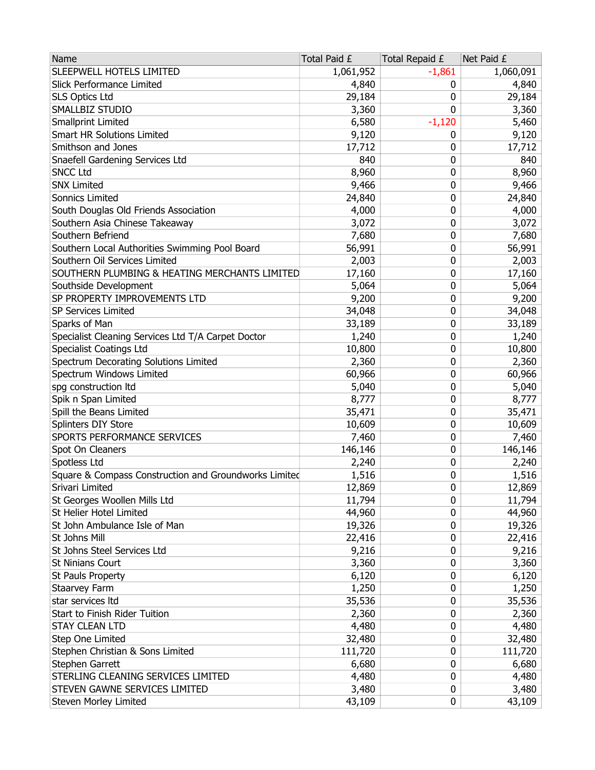| Name | Total Paid £ | Total Repaid £ | Net Paid £ |
|---|---|---|---|
| SLEEPWELL HOTELS LIMITED | 1,061,952 | -1,861 | 1,060,091 |
| Slick Performance Limited | 4,840 | 0 | 4,840 |
| SLS Optics Ltd | 29,184 | 0 | 29,184 |
| SMALLBIZ STUDIO | 3,360 | 0 | 3,360 |
| Smallprint Limited | 6,580 | -1,120 | 5,460 |
| Smart HR Solutions Limited | 9,120 | 0 | 9,120 |
| Smithson and Jones | 17,712 | 0 | 17,712 |
| Snaefell Gardening Services Ltd | 840 | 0 | 840 |
| SNCC Ltd | 8,960 | 0 | 8,960 |
| SNX Limited | 9,466 | 0 | 9,466 |
| Sonnics Limited | 24,840 | 0 | 24,840 |
| South Douglas Old Friends Association | 4,000 | 0 | 4,000 |
| Southern Asia Chinese Takeaway | 3,072 | 0 | 3,072 |
| Southern Befriend | 7,680 | 0 | 7,680 |
| Southern Local Authorities Swimming Pool Board | 56,991 | 0 | 56,991 |
| Southern Oil Services Limited | 2,003 | 0 | 2,003 |
| SOUTHERN PLUMBING & HEATING MERCHANTS LIMITED | 17,160 | 0 | 17,160 |
| Southside Development | 5,064 | 0 | 5,064 |
| SP PROPERTY IMPROVEMENTS LTD | 9,200 | 0 | 9,200 |
| SP Services Limited | 34,048 | 0 | 34,048 |
| Sparks of Man | 33,189 | 0 | 33,189 |
| Specialist Cleaning Services Ltd T/A Carpet Doctor | 1,240 | 0 | 1,240 |
| Specialist Coatings Ltd | 10,800 | 0 | 10,800 |
| Spectrum Decorating Solutions Limited | 2,360 | 0 | 2,360 |
| Spectrum Windows Limited | 60,966 | 0 | 60,966 |
| spg construction ltd | 5,040 | 0 | 5,040 |
| Spik n Span Limited | 8,777 | 0 | 8,777 |
| Spill the Beans Limited | 35,471 | 0 | 35,471 |
| Splinters DIY Store | 10,609 | 0 | 10,609 |
| SPORTS PERFORMANCE SERVICES | 7,460 | 0 | 7,460 |
| Spot On Cleaners | 146,146 | 0 | 146,146 |
| Spotless Ltd | 2,240 | 0 | 2,240 |
| Square & Compass Construction and Groundworks Limited | 1,516 | 0 | 1,516 |
| Srivari Limited | 12,869 | 0 | 12,869 |
| St Georges Woollen Mills Ltd | 11,794 | 0 | 11,794 |
| St Helier Hotel Limited | 44,960 | 0 | 44,960 |
| St John Ambulance Isle of Man | 19,326 | 0 | 19,326 |
| St Johns Mill | 22,416 | 0 | 22,416 |
| St Johns Steel Services Ltd | 9,216 | 0 | 9,216 |
| St Ninians Court | 3,360 | 0 | 3,360 |
| St Pauls Property | 6,120 | 0 | 6,120 |
| Staarvey Farm | 1,250 | 0 | 1,250 |
| star services ltd | 35,536 | 0 | 35,536 |
| Start to Finish Rider Tuition | 2,360 | 0 | 2,360 |
| STAY CLEAN LTD | 4,480 | 0 | 4,480 |
| Step One Limited | 32,480 | 0 | 32,480 |
| Stephen Christian & Sons Limited | 111,720 | 0 | 111,720 |
| Stephen Garrett | 6,680 | 0 | 6,680 |
| STERLING CLEANING SERVICES LIMITED | 4,480 | 0 | 4,480 |
| STEVEN GAWNE SERVICES LIMITED | 3,480 | 0 | 3,480 |
| Steven Morley Limited | 43,109 | 0 | 43,109 |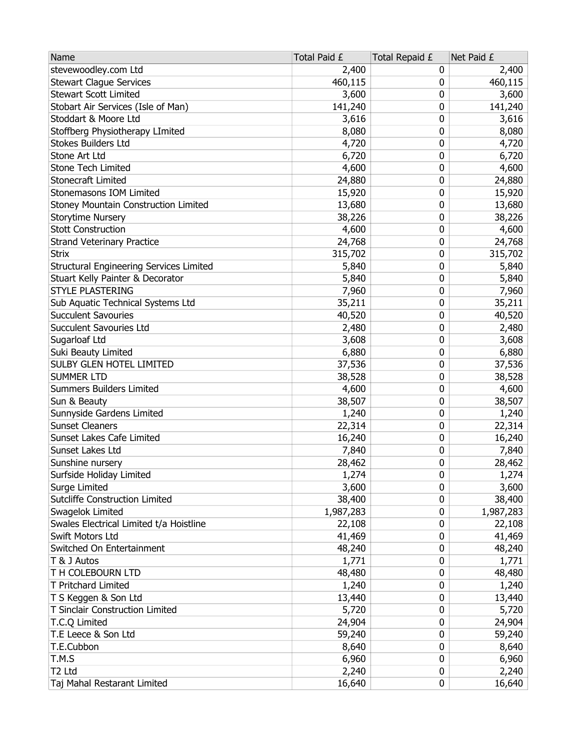| Name | Total Paid £ | Total Repaid £ | Net Paid £ |
| --- | --- | --- | --- |
| stevewoodley.com Ltd | 2,400 | 0 | 2,400 |
| Stewart Clague Services | 460,115 | 0 | 460,115 |
| Stewart Scott Limited | 3,600 | 0 | 3,600 |
| Stobart Air Services (Isle of Man) | 141,240 | 0 | 141,240 |
| Stoddart & Moore Ltd | 3,616 | 0 | 3,616 |
| Stoffberg Physiotherapy LImited | 8,080 | 0 | 8,080 |
| Stokes Builders Ltd | 4,720 | 0 | 4,720 |
| Stone Art Ltd | 6,720 | 0 | 6,720 |
| Stone Tech Limited | 4,600 | 0 | 4,600 |
| Stonecraft Limited | 24,880 | 0 | 24,880 |
| Stonemasons IOM Limited | 15,920 | 0 | 15,920 |
| Stoney Mountain Construction Limited | 13,680 | 0 | 13,680 |
| Storytime Nursery | 38,226 | 0 | 38,226 |
| Stott Construction | 4,600 | 0 | 4,600 |
| Strand Veterinary Practice | 24,768 | 0 | 24,768 |
| Strix | 315,702 | 0 | 315,702 |
| Structural Engineering Services Limited | 5,840 | 0 | 5,840 |
| Stuart Kelly Painter & Decorator | 5,840 | 0 | 5,840 |
| STYLE PLASTERING | 7,960 | 0 | 7,960 |
| Sub Aquatic Technical Systems Ltd | 35,211 | 0 | 35,211 |
| Succulent Savouries | 40,520 | 0 | 40,520 |
| Succulent Savouries Ltd | 2,480 | 0 | 2,480 |
| Sugarloaf Ltd | 3,608 | 0 | 3,608 |
| Suki Beauty Limited | 6,880 | 0 | 6,880 |
| SULBY GLEN HOTEL LIMITED | 37,536 | 0 | 37,536 |
| SUMMER LTD | 38,528 | 0 | 38,528 |
| Summers Builders Limited | 4,600 | 0 | 4,600 |
| Sun & Beauty | 38,507 | 0 | 38,507 |
| Sunnyside Gardens Limited | 1,240 | 0 | 1,240 |
| Sunset Cleaners | 22,314 | 0 | 22,314 |
| Sunset Lakes Cafe Limited | 16,240 | 0 | 16,240 |
| Sunset Lakes Ltd | 7,840 | 0 | 7,840 |
| Sunshine nursery | 28,462 | 0 | 28,462 |
| Surfside Holiday Limited | 1,274 | 0 | 1,274 |
| Surge Limited | 3,600 | 0 | 3,600 |
| Sutcliffe Construction Limited | 38,400 | 0 | 38,400 |
| Swagelok Limited | 1,987,283 | 0 | 1,987,283 |
| Swales Electrical Limited t/a Hoistline | 22,108 | 0 | 22,108 |
| Swift Motors Ltd | 41,469 | 0 | 41,469 |
| Switched On Entertainment | 48,240 | 0 | 48,240 |
| T & J Autos | 1,771 | 0 | 1,771 |
| T H COLEBOURN LTD | 48,480 | 0 | 48,480 |
| T Pritchard Limited | 1,240 | 0 | 1,240 |
| T S Keggen & Son Ltd | 13,440 | 0 | 13,440 |
| T Sinclair Construction Limited | 5,720 | 0 | 5,720 |
| T.C.Q Limited | 24,904 | 0 | 24,904 |
| T.E Leece & Son Ltd | 59,240 | 0 | 59,240 |
| T.E.Cubbon | 8,640 | 0 | 8,640 |
| T.M.S | 6,960 | 0 | 6,960 |
| T2 Ltd | 2,240 | 0 | 2,240 |
| Taj Mahal Restarant Limited | 16,640 | 0 | 16,640 |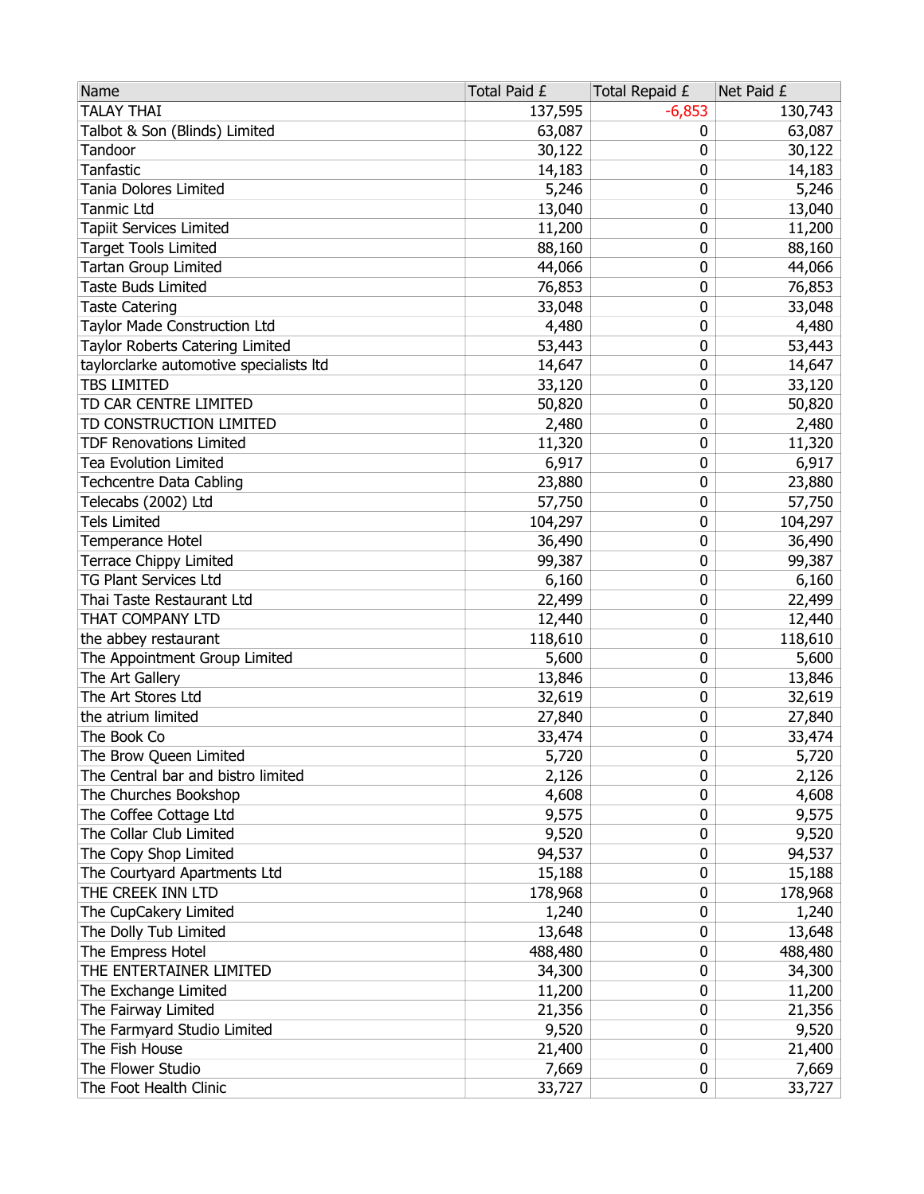| Name | Total Paid £ | Total Repaid £ | Net Paid £ |
|---|---|---|---|
| TALAY THAI | 137,595 | -6,853 | 130,743 |
| Talbot & Son (Blinds) Limited | 63,087 | 0 | 63,087 |
| Tandoor | 30,122 | 0 | 30,122 |
| Tanfastic | 14,183 | 0 | 14,183 |
| Tania Dolores Limited | 5,246 | 0 | 5,246 |
| Tanmic Ltd | 13,040 | 0 | 13,040 |
| Tapiit Services Limited | 11,200 | 0 | 11,200 |
| Target Tools Limited | 88,160 | 0 | 88,160 |
| Tartan Group Limited | 44,066 | 0 | 44,066 |
| Taste Buds Limited | 76,853 | 0 | 76,853 |
| Taste Catering | 33,048 | 0 | 33,048 |
| Taylor Made Construction Ltd | 4,480 | 0 | 4,480 |
| Taylor Roberts Catering Limited | 53,443 | 0 | 53,443 |
| taylorclarke automotive specialists ltd | 14,647 | 0 | 14,647 |
| TBS LIMITED | 33,120 | 0 | 33,120 |
| TD CAR CENTRE LIMITED | 50,820 | 0 | 50,820 |
| TD CONSTRUCTION LIMITED | 2,480 | 0 | 2,480 |
| TDF Renovations Limited | 11,320 | 0 | 11,320 |
| Tea Evolution Limited | 6,917 | 0 | 6,917 |
| Techcentre Data Cabling | 23,880 | 0 | 23,880 |
| Telecabs (2002) Ltd | 57,750 | 0 | 57,750 |
| Tels Limited | 104,297 | 0 | 104,297 |
| Temperance Hotel | 36,490 | 0 | 36,490 |
| Terrace Chippy Limited | 99,387 | 0 | 99,387 |
| TG Plant Services Ltd | 6,160 | 0 | 6,160 |
| Thai Taste Restaurant Ltd | 22,499 | 0 | 22,499 |
| THAT COMPANY LTD | 12,440 | 0 | 12,440 |
| the abbey restaurant | 118,610 | 0 | 118,610 |
| The Appointment Group Limited | 5,600 | 0 | 5,600 |
| The Art Gallery | 13,846 | 0 | 13,846 |
| The Art Stores Ltd | 32,619 | 0 | 32,619 |
| the atrium limited | 27,840 | 0 | 27,840 |
| The Book Co | 33,474 | 0 | 33,474 |
| The Brow Queen Limited | 5,720 | 0 | 5,720 |
| The Central bar and bistro limited | 2,126 | 0 | 2,126 |
| The Churches Bookshop | 4,608 | 0 | 4,608 |
| The Coffee Cottage Ltd | 9,575 | 0 | 9,575 |
| The Collar Club Limited | 9,520 | 0 | 9,520 |
| The Copy Shop Limited | 94,537 | 0 | 94,537 |
| The Courtyard Apartments Ltd | 15,188 | 0 | 15,188 |
| THE CREEK INN LTD | 178,968 | 0 | 178,968 |
| The CupCakery Limited | 1,240 | 0 | 1,240 |
| The Dolly Tub Limited | 13,648 | 0 | 13,648 |
| The Empress Hotel | 488,480 | 0 | 488,480 |
| THE ENTERTAINER LIMITED | 34,300 | 0 | 34,300 |
| The Exchange Limited | 11,200 | 0 | 11,200 |
| The Fairway Limited | 21,356 | 0 | 21,356 |
| The Farmyard Studio Limited | 9,520 | 0 | 9,520 |
| The Fish House | 21,400 | 0 | 21,400 |
| The Flower Studio | 7,669 | 0 | 7,669 |
| The Foot Health Clinic | 33,727 | 0 | 33,727 |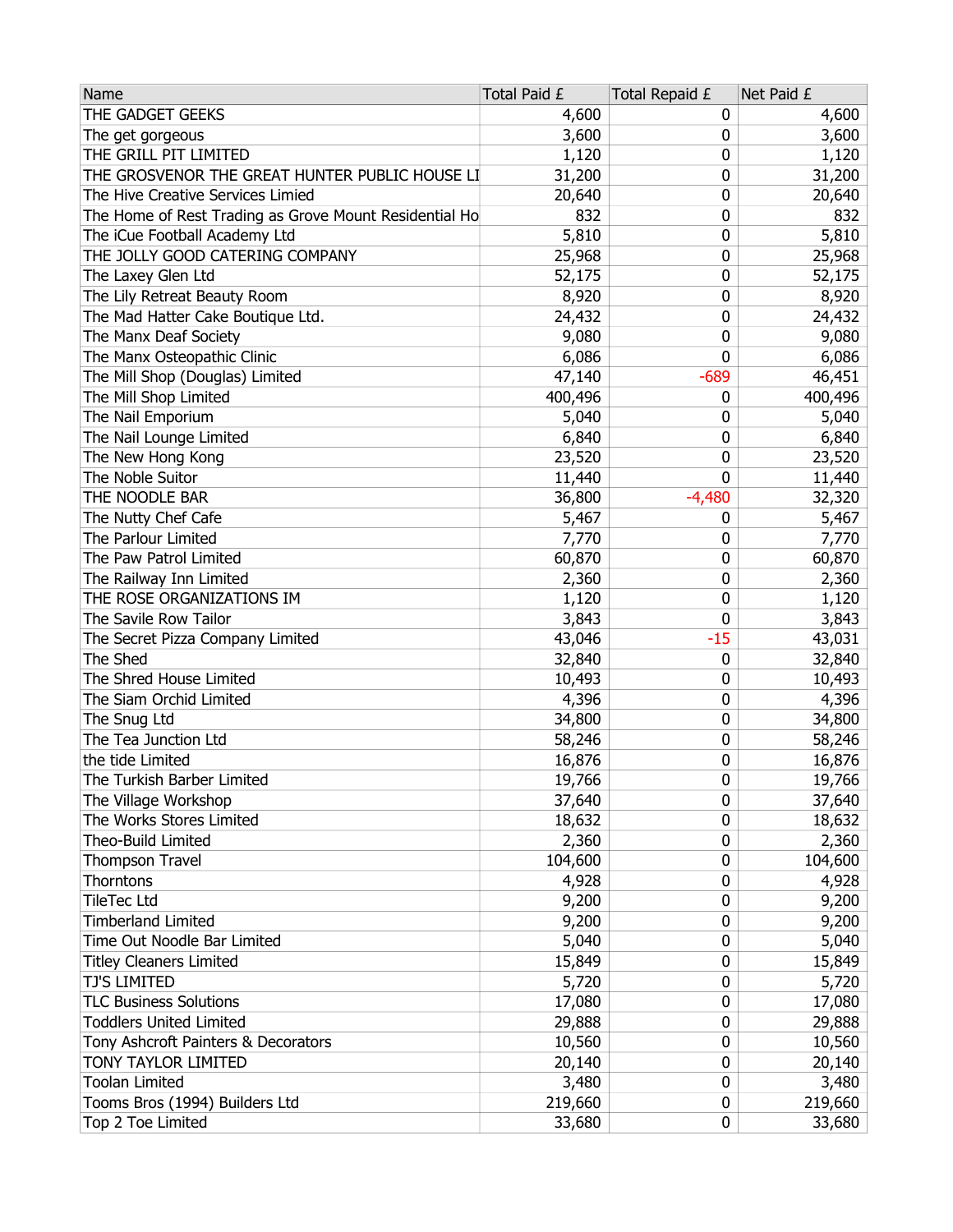| Name | Total Paid £ | Total Repaid £ | Net Paid £ |
|---|---|---|---|
| THE GADGET GEEKS | 4,600 | 0 | 4,600 |
| The get gorgeous | 3,600 | 0 | 3,600 |
| THE GRILL PIT LIMITED | 1,120 | 0 | 1,120 |
| THE GROSVENOR THE GREAT HUNTER PUBLIC HOUSE LI | 31,200 | 0 | 31,200 |
| The Hive Creative Services Limied | 20,640 | 0 | 20,640 |
| The Home of Rest Trading as Grove Mount Residential Ho | 832 | 0 | 832 |
| The iCue Football Academy Ltd | 5,810 | 0 | 5,810 |
| THE JOLLY GOOD CATERING COMPANY | 25,968 | 0 | 25,968 |
| The Laxey Glen Ltd | 52,175 | 0 | 52,175 |
| The Lily Retreat Beauty Room | 8,920 | 0 | 8,920 |
| The Mad Hatter Cake Boutique Ltd. | 24,432 | 0 | 24,432 |
| The Manx Deaf Society | 9,080 | 0 | 9,080 |
| The Manx Osteopathic Clinic | 6,086 | 0 | 6,086 |
| The Mill Shop (Douglas) Limited | 47,140 | -689 | 46,451 |
| The Mill Shop Limited | 400,496 | 0 | 400,496 |
| The Nail Emporium | 5,040 | 0 | 5,040 |
| The Nail Lounge Limited | 6,840 | 0 | 6,840 |
| The New Hong Kong | 23,520 | 0 | 23,520 |
| The Noble Suitor | 11,440 | 0 | 11,440 |
| THE NOODLE BAR | 36,800 | -4,480 | 32,320 |
| The Nutty Chef Cafe | 5,467 | 0 | 5,467 |
| The Parlour Limited | 7,770 | 0 | 7,770 |
| The Paw Patrol Limited | 60,870 | 0 | 60,870 |
| The Railway Inn Limited | 2,360 | 0 | 2,360 |
| THE ROSE ORGANIZATIONS IM | 1,120 | 0 | 1,120 |
| The Savile Row Tailor | 3,843 | 0 | 3,843 |
| The Secret Pizza Company Limited | 43,046 | -15 | 43,031 |
| The Shed | 32,840 | 0 | 32,840 |
| The Shred House Limited | 10,493 | 0 | 10,493 |
| The Siam Orchid Limited | 4,396 | 0 | 4,396 |
| The Snug Ltd | 34,800 | 0 | 34,800 |
| The Tea Junction Ltd | 58,246 | 0 | 58,246 |
| the tide Limited | 16,876 | 0 | 16,876 |
| The Turkish Barber Limited | 19,766 | 0 | 19,766 |
| The Village Workshop | 37,640 | 0 | 37,640 |
| The Works Stores Limited | 18,632 | 0 | 18,632 |
| Theo-Build Limited | 2,360 | 0 | 2,360 |
| Thompson Travel | 104,600 | 0 | 104,600 |
| Thorntons | 4,928 | 0 | 4,928 |
| TileTec Ltd | 9,200 | 0 | 9,200 |
| Timberland Limited | 9,200 | 0 | 9,200 |
| Time Out Noodle Bar Limited | 5,040 | 0 | 5,040 |
| Titley Cleaners Limited | 15,849 | 0 | 15,849 |
| TJ'S LIMITED | 5,720 | 0 | 5,720 |
| TLC Business Solutions | 17,080 | 0 | 17,080 |
| Toddlers United Limited | 29,888 | 0 | 29,888 |
| Tony Ashcroft Painters & Decorators | 10,560 | 0 | 10,560 |
| TONY TAYLOR LIMITED | 20,140 | 0 | 20,140 |
| Toolan Limited | 3,480 | 0 | 3,480 |
| Tooms Bros (1994) Builders Ltd | 219,660 | 0 | 219,660 |
| Top 2 Toe Limited | 33,680 | 0 | 33,680 |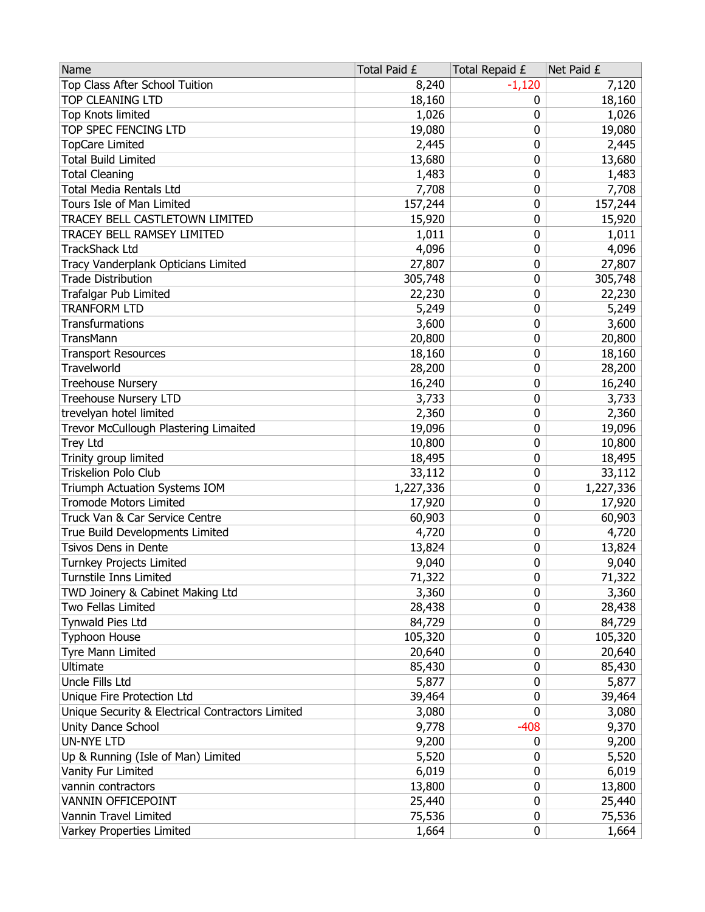| Name | Total Paid £ | Total Repaid £ | Net Paid £ |
| --- | --- | --- | --- |
| Top Class After School Tuition | 8,240 | -1,120 | 7,120 |
| TOP CLEANING LTD | 18,160 | 0 | 18,160 |
| Top Knots limited | 1,026 | 0 | 1,026 |
| TOP SPEC FENCING LTD | 19,080 | 0 | 19,080 |
| TopCare Limited | 2,445 | 0 | 2,445 |
| Total Build Limited | 13,680 | 0 | 13,680 |
| Total Cleaning | 1,483 | 0 | 1,483 |
| Total Media Rentals Ltd | 7,708 | 0 | 7,708 |
| Tours Isle of Man Limited | 157,244 | 0 | 157,244 |
| TRACEY BELL CASTLETOWN LIMITED | 15,920 | 0 | 15,920 |
| TRACEY BELL RAMSEY LIMITED | 1,011 | 0 | 1,011 |
| TrackShack Ltd | 4,096 | 0 | 4,096 |
| Tracy Vanderplank Opticians Limited | 27,807 | 0 | 27,807 |
| Trade Distribution | 305,748 | 0 | 305,748 |
| Trafalgar Pub Limited | 22,230 | 0 | 22,230 |
| TRANFORM LTD | 5,249 | 0 | 5,249 |
| Transfurmations | 3,600 | 0 | 3,600 |
| TransMann | 20,800 | 0 | 20,800 |
| Transport Resources | 18,160 | 0 | 18,160 |
| Travelworld | 28,200 | 0 | 28,200 |
| Treehouse Nursery | 16,240 | 0 | 16,240 |
| Treehouse Nursery LTD | 3,733 | 0 | 3,733 |
| trevelyan hotel limited | 2,360 | 0 | 2,360 |
| Trevor McCullough Plastering Limaited | 19,096 | 0 | 19,096 |
| Trey Ltd | 10,800 | 0 | 10,800 |
| Trinity group limited | 18,495 | 0 | 18,495 |
| Triskelion Polo Club | 33,112 | 0 | 33,112 |
| Triumph Actuation Systems IOM | 1,227,336 | 0 | 1,227,336 |
| Tromode Motors Limited | 17,920 | 0 | 17,920 |
| Truck Van & Car Service Centre | 60,903 | 0 | 60,903 |
| True Build Developments Limited | 4,720 | 0 | 4,720 |
| Tsivos Dens in Dente | 13,824 | 0 | 13,824 |
| Turnkey Projects Limited | 9,040 | 0 | 9,040 |
| Turnstile Inns Limited | 71,322 | 0 | 71,322 |
| TWD Joinery & Cabinet Making Ltd | 3,360 | 0 | 3,360 |
| Two Fellas Limited | 28,438 | 0 | 28,438 |
| Tynwald Pies Ltd | 84,729 | 0 | 84,729 |
| Typhoon House | 105,320 | 0 | 105,320 |
| Tyre Mann Limited | 20,640 | 0 | 20,640 |
| Ultimate | 85,430 | 0 | 85,430 |
| Uncle Fills Ltd | 5,877 | 0 | 5,877 |
| Unique Fire Protection Ltd | 39,464 | 0 | 39,464 |
| Unique Security & Electrical Contractors Limited | 3,080 | 0 | 3,080 |
| Unity Dance School | 9,778 | -408 | 9,370 |
| UN-NYE LTD | 9,200 | 0 | 9,200 |
| Up & Running (Isle of Man) Limited | 5,520 | 0 | 5,520 |
| Vanity Fur Limited | 6,019 | 0 | 6,019 |
| vannin contractors | 13,800 | 0 | 13,800 |
| VANNIN OFFICEPOINT | 25,440 | 0 | 25,440 |
| Vannin Travel Limited | 75,536 | 0 | 75,536 |
| Varkey Properties Limited | 1,664 | 0 | 1,664 |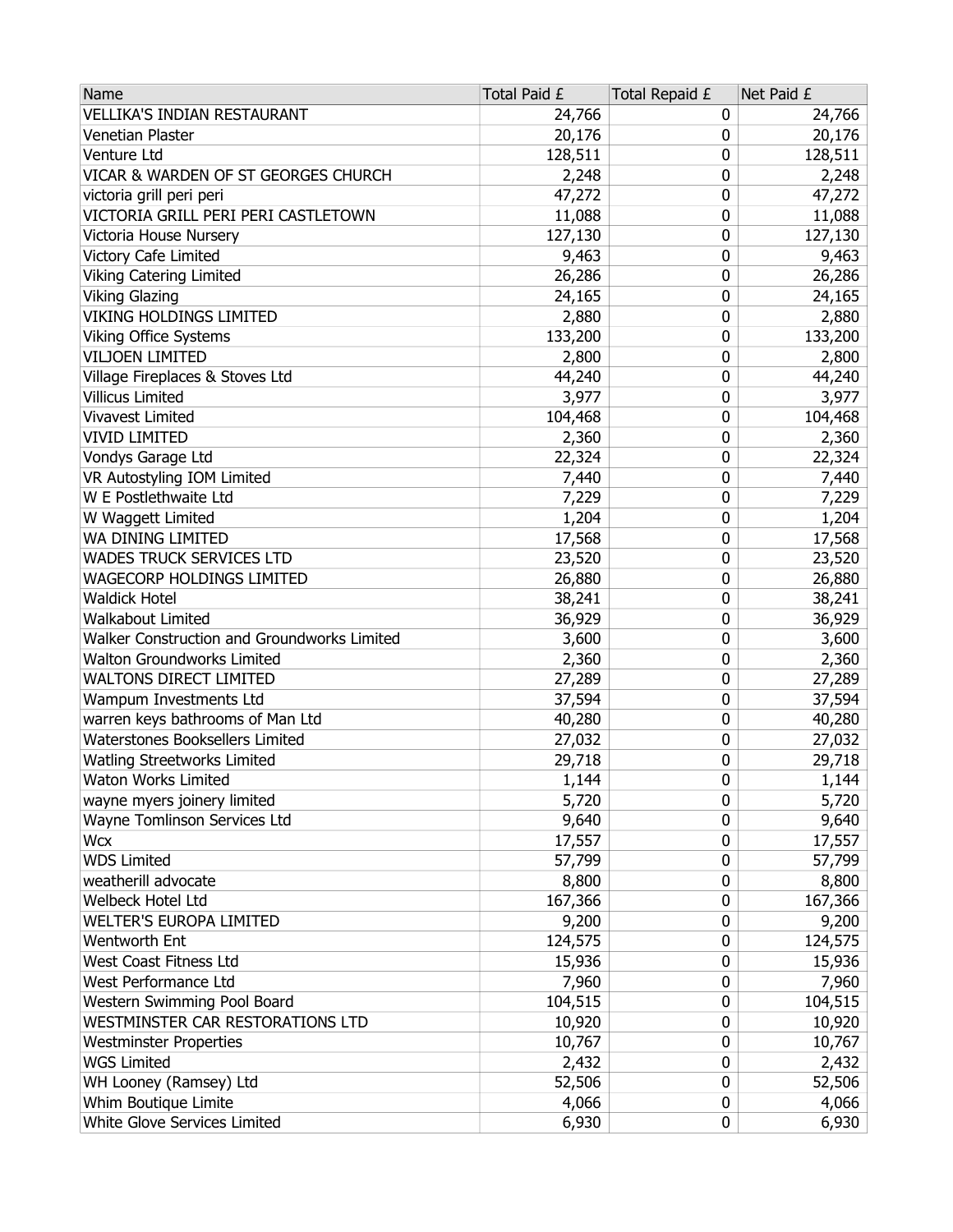| Name | Total Paid £ | Total Repaid £ | Net Paid £ |
|---|---|---|---|
| VELLIKA'S INDIAN RESTAURANT | 24,766 | 0 | 24,766 |
| Venetian Plaster | 20,176 | 0 | 20,176 |
| Venture Ltd | 128,511 | 0 | 128,511 |
| VICAR & WARDEN OF ST GEORGES CHURCH | 2,248 | 0 | 2,248 |
| victoria grill peri peri | 47,272 | 0 | 47,272 |
| VICTORIA GRILL PERI PERI CASTLETOWN | 11,088 | 0 | 11,088 |
| Victoria House Nursery | 127,130 | 0 | 127,130 |
| Victory Cafe Limited | 9,463 | 0 | 9,463 |
| Viking Catering Limited | 26,286 | 0 | 26,286 |
| Viking Glazing | 24,165 | 0 | 24,165 |
| VIKING HOLDINGS LIMITED | 2,880 | 0 | 2,880 |
| Viking Office Systems | 133,200 | 0 | 133,200 |
| VILJOEN LIMITED | 2,800 | 0 | 2,800 |
| Village Fireplaces & Stoves Ltd | 44,240 | 0 | 44,240 |
| Villicus Limited | 3,977 | 0 | 3,977 |
| Vivavest Limited | 104,468 | 0 | 104,468 |
| VIVID LIMITED | 2,360 | 0 | 2,360 |
| Vondys Garage Ltd | 22,324 | 0 | 22,324 |
| VR Autostyling IOM Limited | 7,440 | 0 | 7,440 |
| W E Postlethwaite Ltd | 7,229 | 0 | 7,229 |
| W Waggett Limited | 1,204 | 0 | 1,204 |
| WA DINING LIMITED | 17,568 | 0 | 17,568 |
| WADES TRUCK SERVICES LTD | 23,520 | 0 | 23,520 |
| WAGECORP HOLDINGS LIMITED | 26,880 | 0 | 26,880 |
| Waldick Hotel | 38,241 | 0 | 38,241 |
| Walkabout Limited | 36,929 | 0 | 36,929 |
| Walker Construction and Groundworks Limited | 3,600 | 0 | 3,600 |
| Walton Groundworks Limited | 2,360 | 0 | 2,360 |
| WALTONS DIRECT LIMITED | 27,289 | 0 | 27,289 |
| Wampum Investments Ltd | 37,594 | 0 | 37,594 |
| warren keys bathrooms of Man Ltd | 40,280 | 0 | 40,280 |
| Waterstones Booksellers Limited | 27,032 | 0 | 27,032 |
| Watling Streetworks Limited | 29,718 | 0 | 29,718 |
| Waton Works Limited | 1,144 | 0 | 1,144 |
| wayne myers joinery limited | 5,720 | 0 | 5,720 |
| Wayne Tomlinson Services Ltd | 9,640 | 0 | 9,640 |
| Wcx | 17,557 | 0 | 17,557 |
| WDS Limited | 57,799 | 0 | 57,799 |
| weatherill advocate | 8,800 | 0 | 8,800 |
| Welbeck Hotel Ltd | 167,366 | 0 | 167,366 |
| WELTER'S EUROPA LIMITED | 9,200 | 0 | 9,200 |
| Wentworth Ent | 124,575 | 0 | 124,575 |
| West Coast Fitness Ltd | 15,936 | 0 | 15,936 |
| West Performance Ltd | 7,960 | 0 | 7,960 |
| Western Swimming Pool Board | 104,515 | 0 | 104,515 |
| WESTMINSTER CAR RESTORATIONS LTD | 10,920 | 0 | 10,920 |
| Westminster Properties | 10,767 | 0 | 10,767 |
| WGS Limited | 2,432 | 0 | 2,432 |
| WH Looney (Ramsey) Ltd | 52,506 | 0 | 52,506 |
| Whim Boutique Limite | 4,066 | 0 | 4,066 |
| White Glove Services Limited | 6,930 | 0 | 6,930 |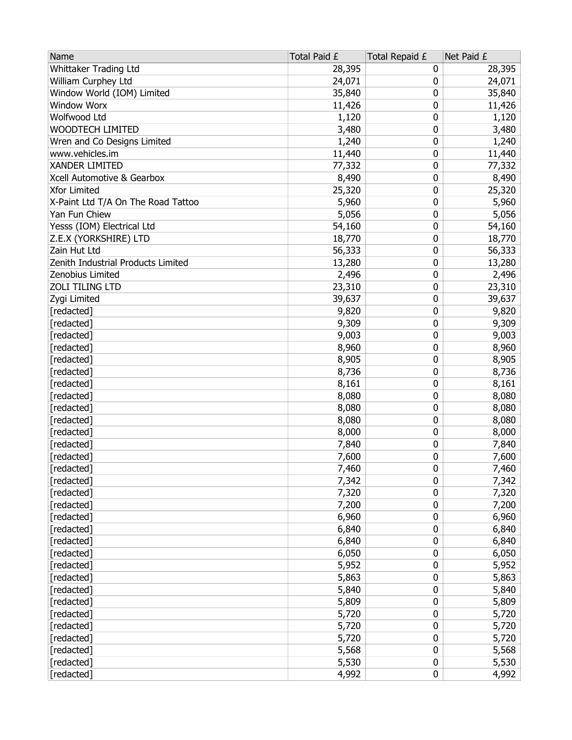| Name | Total Paid £ | Total Repaid £ | Net Paid £ |
| --- | --- | --- | --- |
| Whittaker Trading Ltd | 28,395 | 0 | 28,395 |
| William Curphey Ltd | 24,071 | 0 | 24,071 |
| Window World (IOM) Limited | 35,840 | 0 | 35,840 |
| Window Worx | 11,426 | 0 | 11,426 |
| Wolfwood Ltd | 1,120 | 0 | 1,120 |
| WOODTECH LIMITED | 3,480 | 0 | 3,480 |
| Wren and Co Designs Limited | 1,240 | 0 | 1,240 |
| www.vehicles.im | 11,440 | 0 | 11,440 |
| XANDER LIMITED | 77,332 | 0 | 77,332 |
| Xcell Automotive & Gearbox | 8,490 | 0 | 8,490 |
| Xfor Limited | 25,320 | 0 | 25,320 |
| X-Paint Ltd T/A On The Road Tattoo | 5,960 | 0 | 5,960 |
| Yan Fun Chiew | 5,056 | 0 | 5,056 |
| Yesss (IOM) Electrical Ltd | 54,160 | 0 | 54,160 |
| Z.E.X (YORKSHIRE) LTD | 18,770 | 0 | 18,770 |
| Zain Hut Ltd | 56,333 | 0 | 56,333 |
| Zenith Industrial Products Limited | 13,280 | 0 | 13,280 |
| Zenobius Limited | 2,496 | 0 | 2,496 |
| ZOLI TILING LTD | 23,310 | 0 | 23,310 |
| Zygi Limited | 39,637 | 0 | 39,637 |
| [redacted] | 9,820 | 0 | 9,820 |
| [redacted] | 9,309 | 0 | 9,309 |
| [redacted] | 9,003 | 0 | 9,003 |
| [redacted] | 8,960 | 0 | 8,960 |
| [redacted] | 8,905 | 0 | 8,905 |
| [redacted] | 8,736 | 0 | 8,736 |
| [redacted] | 8,161 | 0 | 8,161 |
| [redacted] | 8,080 | 0 | 8,080 |
| [redacted] | 8,080 | 0 | 8,080 |
| [redacted] | 8,080 | 0 | 8,080 |
| [redacted] | 8,000 | 0 | 8,000 |
| [redacted] | 7,840 | 0 | 7,840 |
| [redacted] | 7,600 | 0 | 7,600 |
| [redacted] | 7,460 | 0 | 7,460 |
| [redacted] | 7,342 | 0 | 7,342 |
| [redacted] | 7,320 | 0 | 7,320 |
| [redacted] | 7,200 | 0 | 7,200 |
| [redacted] | 6,960 | 0 | 6,960 |
| [redacted] | 6,840 | 0 | 6,840 |
| [redacted] | 6,840 | 0 | 6,840 |
| [redacted] | 6,050 | 0 | 6,050 |
| [redacted] | 5,952 | 0 | 5,952 |
| [redacted] | 5,863 | 0 | 5,863 |
| [redacted] | 5,840 | 0 | 5,840 |
| [redacted] | 5,809 | 0 | 5,809 |
| [redacted] | 5,720 | 0 | 5,720 |
| [redacted] | 5,720 | 0 | 5,720 |
| [redacted] | 5,720 | 0 | 5,720 |
| [redacted] | 5,568 | 0 | 5,568 |
| [redacted] | 5,530 | 0 | 5,530 |
| [redacted] | 4,992 | 0 | 4,992 |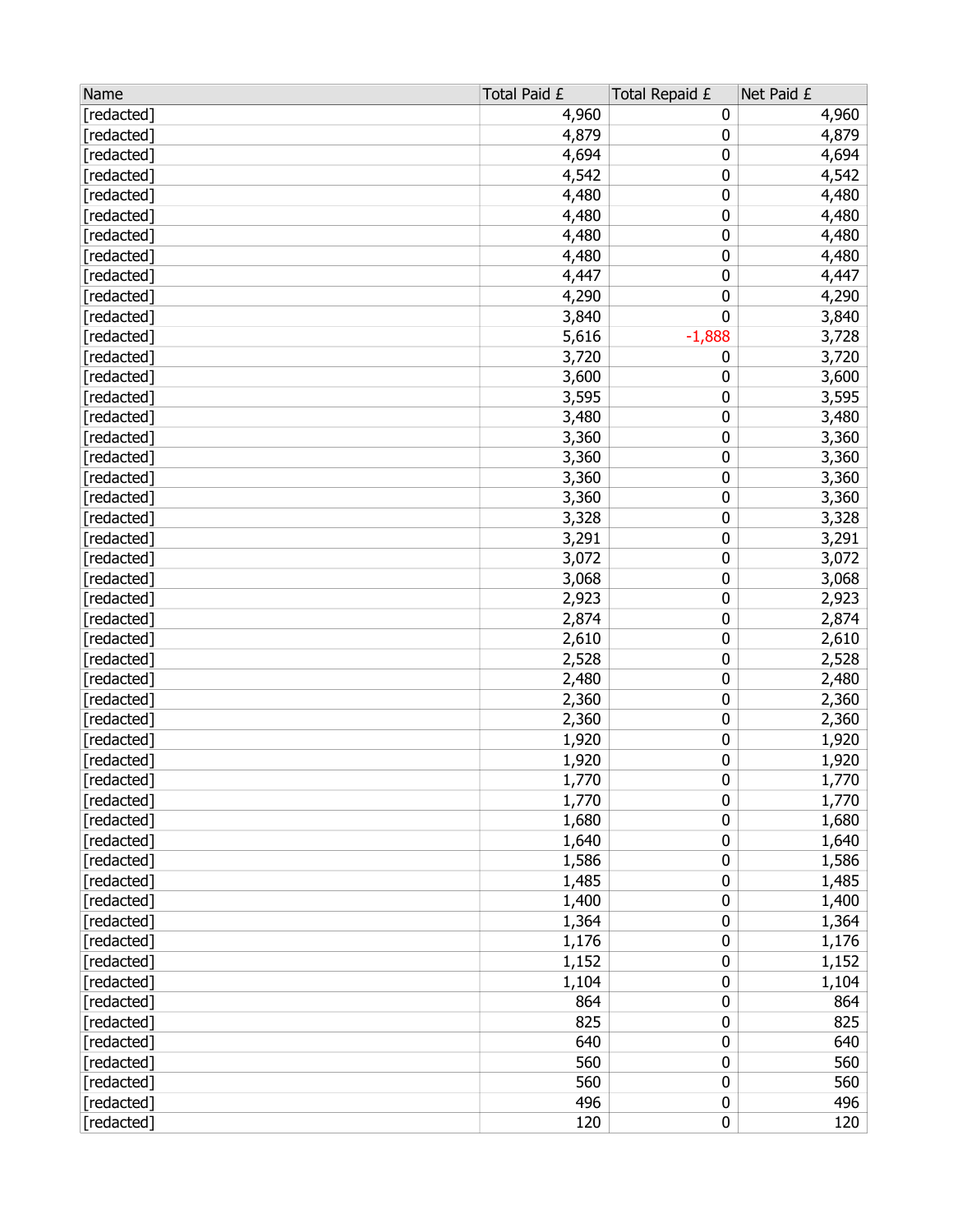| Name | Total Paid £ | Total Repaid £ | Net Paid £ |
|---|---|---|---|
| [redacted] | 4,960 | 0 | 4,960 |
| [redacted] | 4,879 | 0 | 4,879 |
| [redacted] | 4,694 | 0 | 4,694 |
| [redacted] | 4,542 | 0 | 4,542 |
| [redacted] | 4,480 | 0 | 4,480 |
| [redacted] | 4,480 | 0 | 4,480 |
| [redacted] | 4,480 | 0 | 4,480 |
| [redacted] | 4,480 | 0 | 4,480 |
| [redacted] | 4,447 | 0 | 4,447 |
| [redacted] | 4,290 | 0 | 4,290 |
| [redacted] | 3,840 | 0 | 3,840 |
| [redacted] | 5,616 | -1,888 | 3,728 |
| [redacted] | 3,720 | 0 | 3,720 |
| [redacted] | 3,600 | 0 | 3,600 |
| [redacted] | 3,595 | 0 | 3,595 |
| [redacted] | 3,480 | 0 | 3,480 |
| [redacted] | 3,360 | 0 | 3,360 |
| [redacted] | 3,360 | 0 | 3,360 |
| [redacted] | 3,360 | 0 | 3,360 |
| [redacted] | 3,360 | 0 | 3,360 |
| [redacted] | 3,328 | 0 | 3,328 |
| [redacted] | 3,291 | 0 | 3,291 |
| [redacted] | 3,072 | 0 | 3,072 |
| [redacted] | 3,068 | 0 | 3,068 |
| [redacted] | 2,923 | 0 | 2,923 |
| [redacted] | 2,874 | 0 | 2,874 |
| [redacted] | 2,610 | 0 | 2,610 |
| [redacted] | 2,528 | 0 | 2,528 |
| [redacted] | 2,480 | 0 | 2,480 |
| [redacted] | 2,360 | 0 | 2,360 |
| [redacted] | 2,360 | 0 | 2,360 |
| [redacted] | 1,920 | 0 | 1,920 |
| [redacted] | 1,920 | 0 | 1,920 |
| [redacted] | 1,770 | 0 | 1,770 |
| [redacted] | 1,770 | 0 | 1,770 |
| [redacted] | 1,680 | 0 | 1,680 |
| [redacted] | 1,640 | 0 | 1,640 |
| [redacted] | 1,586 | 0 | 1,586 |
| [redacted] | 1,485 | 0 | 1,485 |
| [redacted] | 1,400 | 0 | 1,400 |
| [redacted] | 1,364 | 0 | 1,364 |
| [redacted] | 1,176 | 0 | 1,176 |
| [redacted] | 1,152 | 0 | 1,152 |
| [redacted] | 1,104 | 0 | 1,104 |
| [redacted] | 864 | 0 | 864 |
| [redacted] | 825 | 0 | 825 |
| [redacted] | 640 | 0 | 640 |
| [redacted] | 560 | 0 | 560 |
| [redacted] | 560 | 0 | 560 |
| [redacted] | 496 | 0 | 496 |
| [redacted] | 120 | 0 | 120 |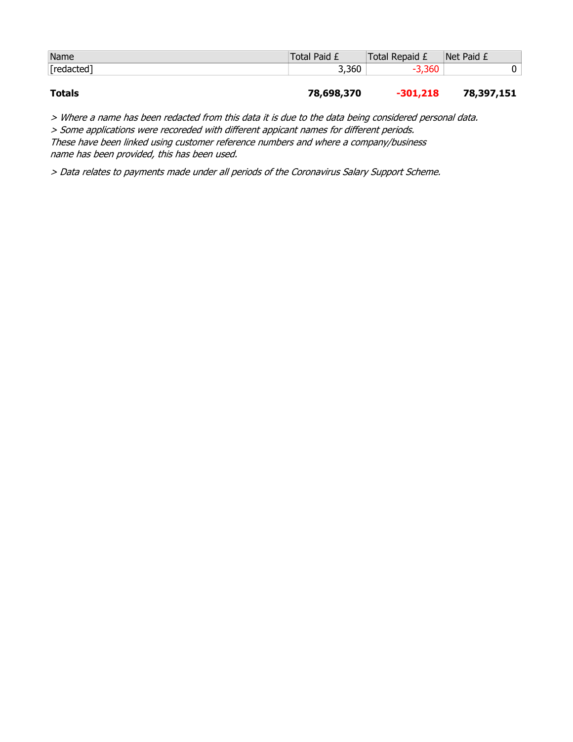| Name | Total Paid £ | Total Repaid £ | Net Paid £ |
|---|---|---|---|
| [redacted] | 3,360 | -3,360 | 0 |

| | | | |
|---|---|---|---|
| **Totals** | **78,698,370** | **-301,218** | **78,397,151** |

*> Where a name has been redacted from this data it is due to the data being considered personal data.*
*> Some applications were recoreded with different appicant names for different periods.*
*These have been linked using customer reference numbers and where a company/business name has been provided, this has been used.*

*> Data relates to payments made under all periods of the Coronavirus Salary Support Scheme.*